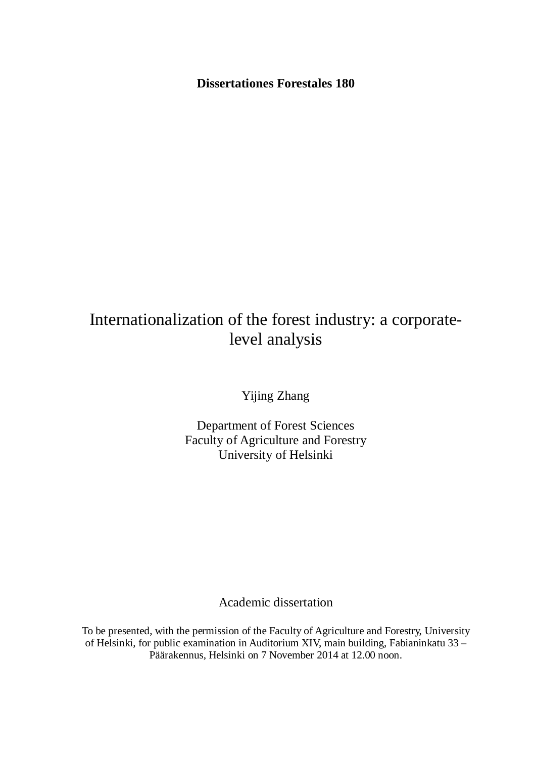**Dissertationes Forestales 180**

# Internationalization of the forest industry: a corporate-level analysis

Yijing Zhang

Department of Forest Sciences
Faculty of Agriculture and Forestry
University of Helsinki

Academic dissertation

To be presented, with the permission of the Faculty of Agriculture and Forestry, University of Helsinki, for public examination in Auditorium XIV, main building, Fabianinkatu 33 – Päärakennus, Helsinki on 7 November 2014 at 12.00 noon.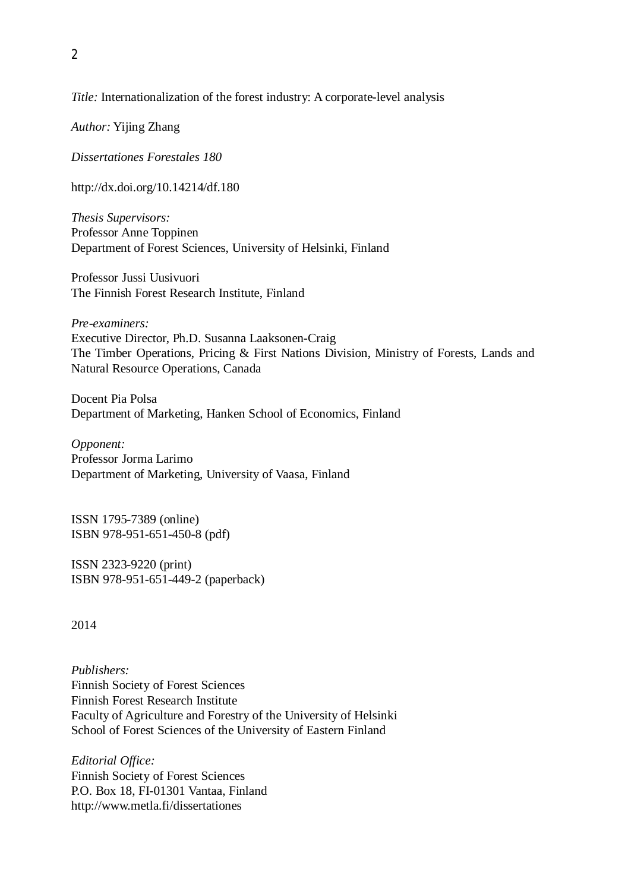*Title:* Internationalization of the forest industry: A corporate-level analysis

*Author:* Yijing Zhang

*Dissertationes Forestales 180*

http://dx.doi.org/10.14214/df.180

*Thesis Supervisors:*
Professor Anne Toppinen
Department of Forest Sciences, University of Helsinki, Finland

Professor Jussi Uusivuori
The Finnish Forest Research Institute, Finland

*Pre-examiners:*
Executive Director, Ph.D. Susanna Laaksonen-Craig
The Timber Operations, Pricing & First Nations Division, Ministry of Forests, Lands and Natural Resource Operations, Canada

Docent Pia Polsa
Department of Marketing, Hanken School of Economics, Finland

*Opponent:*
Professor Jorma Larimo
Department of Marketing, University of Vaasa, Finland

ISSN 1795-7389 (online)
ISBN 978-951-651-450-8 (pdf)

ISSN 2323-9220 (print)
ISBN 978-951-651-449-2 (paperback)

2014

*Publishers:*
Finnish Society of Forest Sciences
Finnish Forest Research Institute
Faculty of Agriculture and Forestry of the University of Helsinki
School of Forest Sciences of the University of Eastern Finland

*Editorial Office:*
Finnish Society of Forest Sciences
P.O. Box 18, FI-01301 Vantaa, Finland
http://www.metla.fi/dissertationes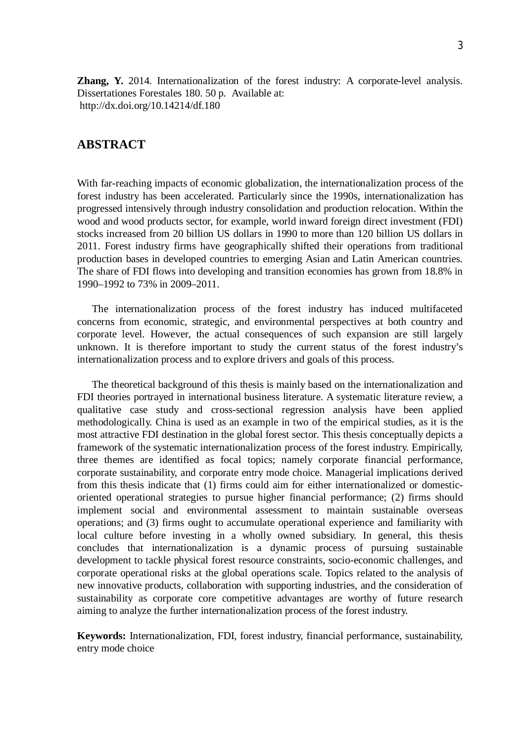**Zhang, Y.** 2014. Internationalization of the forest industry: A corporate-level analysis. Dissertationes Forestales 180. 50 p. Available at:
http://dx.doi.org/10.14214/df.180

## ABSTRACT

With far-reaching impacts of economic globalization, the internationalization process of the forest industry has been accelerated. Particularly since the 1990s, internationalization has progressed intensively through industry consolidation and production relocation. Within the wood and wood products sector, for example, world inward foreign direct investment (FDI) stocks increased from 20 billion US dollars in 1990 to more than 120 billion US dollars in 2011. Forest industry firms have geographically shifted their operations from traditional production bases in developed countries to emerging Asian and Latin American countries. The share of FDI flows into developing and transition economies has grown from 18.8% in 1990–1992 to 73% in 2009–2011.

The internationalization process of the forest industry has induced multifaceted concerns from economic, strategic, and environmental perspectives at both country and corporate level. However, the actual consequences of such expansion are still largely unknown. It is therefore important to study the current status of the forest industry's internationalization process and to explore drivers and goals of this process.

The theoretical background of this thesis is mainly based on the internationalization and FDI theories portrayed in international business literature. A systematic literature review, a qualitative case study and cross-sectional regression analysis have been applied methodologically. China is used as an example in two of the empirical studies, as it is the most attractive FDI destination in the global forest sector. This thesis conceptually depicts a framework of the systematic internationalization process of the forest industry. Empirically, three themes are identified as focal topics; namely corporate financial performance, corporate sustainability, and corporate entry mode choice. Managerial implications derived from this thesis indicate that (1) firms could aim for either internationalized or domestic-oriented operational strategies to pursue higher financial performance; (2) firms should implement social and environmental assessment to maintain sustainable overseas operations; and (3) firms ought to accumulate operational experience and familiarity with local culture before investing in a wholly owned subsidiary. In general, this thesis concludes that internationalization is a dynamic process of pursuing sustainable development to tackle physical forest resource constraints, socio-economic challenges, and corporate operational risks at the global operations scale. Topics related to the analysis of new innovative products, collaboration with supporting industries, and the consideration of sustainability as corporate core competitive advantages are worthy of future research aiming to analyze the further internationalization process of the forest industry.

**Keywords:** Internationalization, FDI, forest industry, financial performance, sustainability, entry mode choice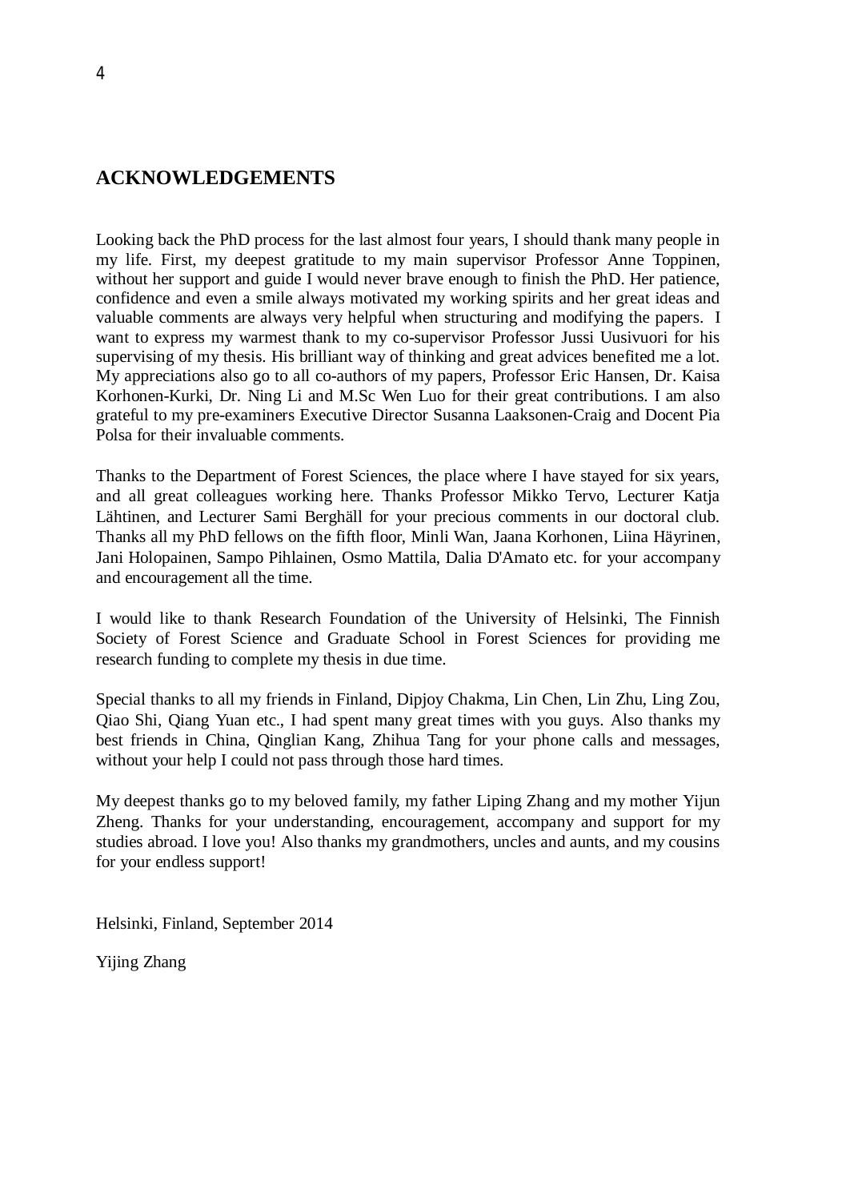## ACKNOWLEDGEMENTS

Looking back the PhD process for the last almost four years, I should thank many people in my life. First, my deepest gratitude to my main supervisor Professor Anne Toppinen, without her support and guide I would never brave enough to finish the PhD. Her patience, confidence and even a smile always motivated my working spirits and her great ideas and valuable comments are always very helpful when structuring and modifying the papers. I want to express my warmest thank to my co-supervisor Professor Jussi Uusivuori for his supervising of my thesis. His brilliant way of thinking and great advices benefited me a lot. My appreciations also go to all co-authors of my papers, Professor Eric Hansen, Dr. Kaisa Korhonen-Kurki, Dr. Ning Li and M.Sc Wen Luo for their great contributions. I am also grateful to my pre-examiners Executive Director Susanna Laaksonen-Craig and Docent Pia Polsa for their invaluable comments.

Thanks to the Department of Forest Sciences, the place where I have stayed for six years, and all great colleagues working here. Thanks Professor Mikko Tervo, Lecturer Katja Lähtinen, and Lecturer Sami Berghäll for your precious comments in our doctoral club. Thanks all my PhD fellows on the fifth floor, Minli Wan, Jaana Korhonen, Liina Häyrinen, Jani Holopainen, Sampo Pihlainen, Osmo Mattila, Dalia D'Amato etc. for your accompany and encouragement all the time.

I would like to thank Research Foundation of the University of Helsinki, The Finnish Society of Forest Science and Graduate School in Forest Sciences for providing me research funding to complete my thesis in due time.

Special thanks to all my friends in Finland, Dipjoy Chakma, Lin Chen, Lin Zhu, Ling Zou, Qiao Shi, Qiang Yuan etc., I had spent many great times with you guys. Also thanks my best friends in China, Qinglian Kang, Zhihua Tang for your phone calls and messages, without your help I could not pass through those hard times.

My deepest thanks go to my beloved family, my father Liping Zhang and my mother Yijun Zheng. Thanks for your understanding, encouragement, accompany and support for my studies abroad. I love you! Also thanks my grandmothers, uncles and aunts, and my cousins for your endless support!

Helsinki, Finland, September 2014

Yijing Zhang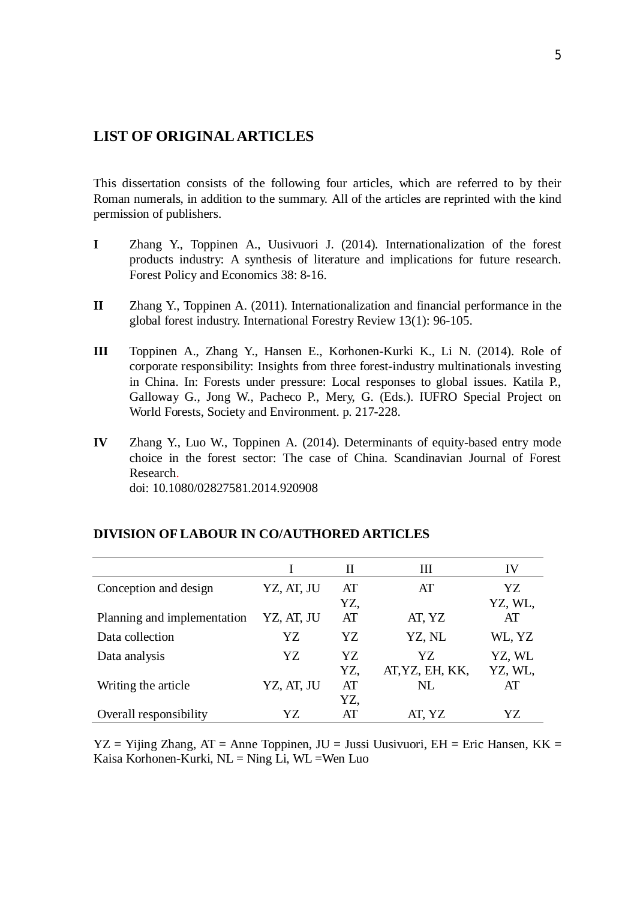## LIST OF ORIGINAL ARTICLES

This dissertation consists of the following four articles, which are referred to by their Roman numerals, in addition to the summary. All of the articles are reprinted with the kind permission of publishers.

**I** Zhang Y., Toppinen A., Uusivuori J. (2014). Internationalization of the forest products industry: A synthesis of literature and implications for future research. Forest Policy and Economics 38: 8-16.

**II** Zhang Y., Toppinen A. (2011). Internationalization and financial performance in the global forest industry. International Forestry Review 13(1): 96-105.

**III** Toppinen A., Zhang Y., Hansen E., Korhonen-Kurki K., Li N. (2014). Role of corporate responsibility: Insights from three forest-industry multinationals investing in China. In: Forests under pressure: Local responses to global issues. Katila P., Galloway G., Jong W., Pacheco P., Mery, G. (Eds.). IUFRO Special Project on World Forests, Society and Environment. p. 217-228.

**IV** Zhang Y., Luo W., Toppinen A. (2014). Determinants of equity-based entry mode choice in the forest sector: The case of China. Scandinavian Journal of Forest Research.
doi: 10.1080/02827581.2014.920908

### DIVISION OF LABOUR IN CO/AUTHORED ARTICLES

| | I | II | III | IV |
|---|---|---|---|---|
| Conception and design | YZ, AT, JU | AT | AT | YZ |
| Planning and implementation | YZ, AT, JU | YZ, AT | AT, YZ | YZ, WL, AT |
| Data collection | YZ | YZ | YZ, NL | WL, YZ |
| Data analysis | YZ | YZ | YZ | YZ, WL |
| Writing the article | YZ, AT, JU | YZ, AT | AT,YZ, EH, KK, NL | YZ, WL, AT |
| Overall responsibility | YZ | YZ, AT | AT, YZ | YZ |

YZ = Yijing Zhang, AT = Anne Toppinen, JU = Jussi Uusivuori, EH = Eric Hansen, KK = Kaisa Korhonen-Kurki, NL = Ning Li, WL =Wen Luo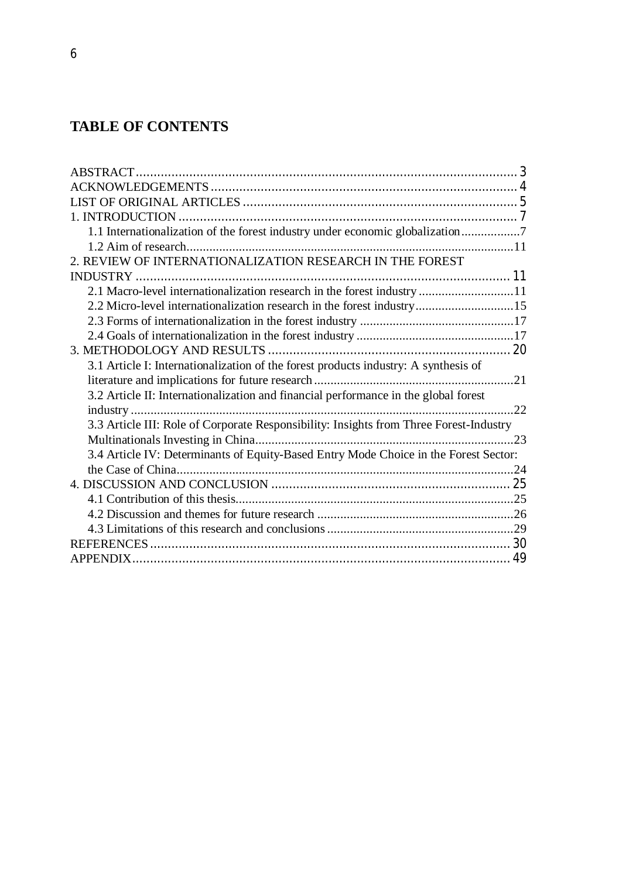# TABLE OF CONTENTS

ABSTRACT .......... 3
ACKNOWLEDGEMENTS .......... 4
LIST OF ORIGINAL ARTICLES .......... 5
1. INTRODUCTION .......... 7
  1.1 Internationalization of the forest industry under economic globalization .......... 7
  1.2 Aim of research .......... 11
2. REVIEW OF INTERNATIONALIZATION RESEARCH IN THE FOREST INDUSTRY .......... 11
  2.1 Macro-level internationalization research in the forest industry .......... 11
  2.2 Micro-level internationalization research in the forest industry .......... 15
  2.3 Forms of internationalization in the forest industry .......... 17
  2.4 Goals of internationalization in the forest industry .......... 17
3. METHODOLOGY AND RESULTS .......... 20
  3.1 Article I: Internationalization of the forest products industry: A synthesis of literature and implications for future research .......... 21
  3.2 Article II: Internationalization and financial performance in the global forest industry .......... 22
  3.3 Article III: Role of Corporate Responsibility: Insights from Three Forest-Industry Multinationals Investing in China .......... 23
  3.4 Article IV: Determinants of Equity-Based Entry Mode Choice in the Forest Sector: the Case of China .......... 24
4. DISCUSSION AND CONCLUSION .......... 25
  4.1 Contribution of this thesis .......... 25
  4.2 Discussion and themes for future research .......... 26
  4.3 Limitations of this research and conclusions .......... 29
REFERENCES .......... 30
APPENDIX .......... 49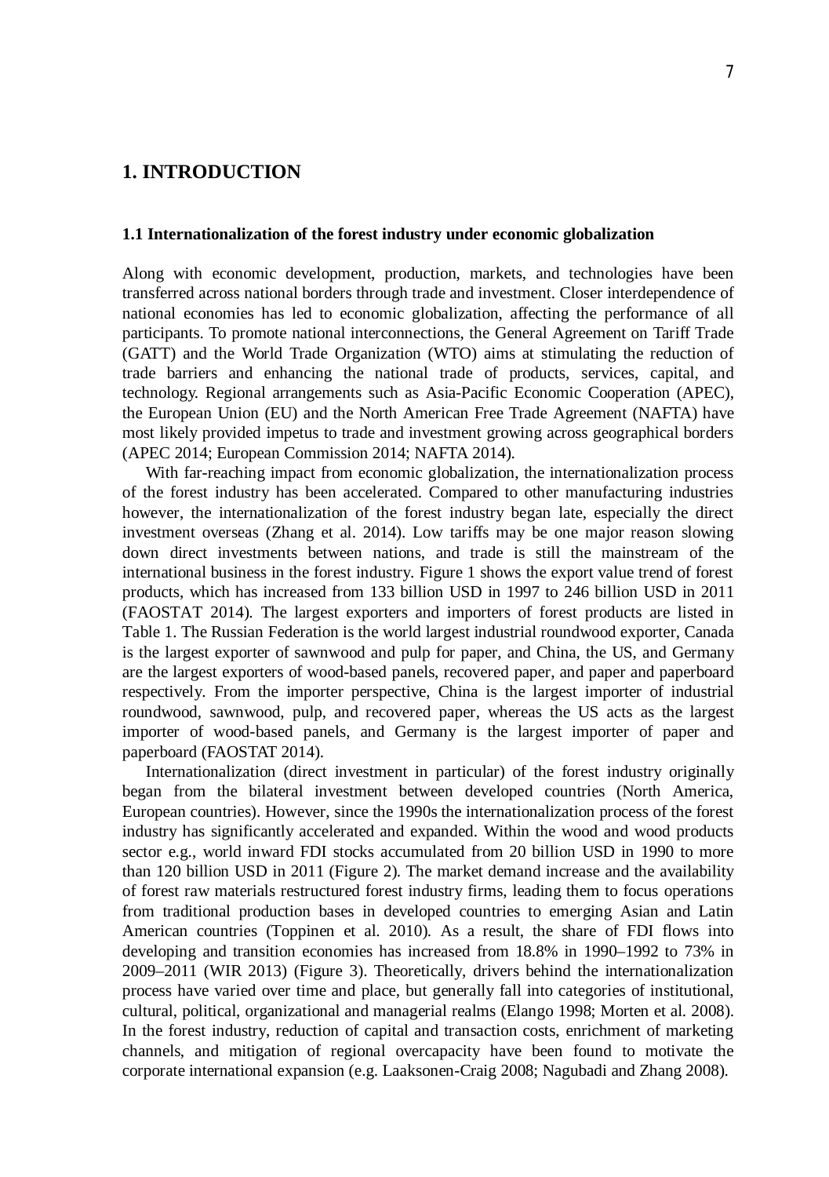# 1. INTRODUCTION

## 1.1 Internationalization of the forest industry under economic globalization

Along with economic development, production, markets, and technologies have been transferred across national borders through trade and investment. Closer interdependence of national economies has led to economic globalization, affecting the performance of all participants. To promote national interconnections, the General Agreement on Tariff Trade (GATT) and the World Trade Organization (WTO) aims at stimulating the reduction of trade barriers and enhancing the national trade of products, services, capital, and technology. Regional arrangements such as Asia-Pacific Economic Cooperation (APEC), the European Union (EU) and the North American Free Trade Agreement (NAFTA) have most likely provided impetus to trade and investment growing across geographical borders (APEC 2014; European Commission 2014; NAFTA 2014).

With far-reaching impact from economic globalization, the internationalization process of the forest industry has been accelerated. Compared to other manufacturing industries however, the internationalization of the forest industry began late, especially the direct investment overseas (Zhang et al. 2014). Low tariffs may be one major reason slowing down direct investments between nations, and trade is still the mainstream of the international business in the forest industry. Figure 1 shows the export value trend of forest products, which has increased from 133 billion USD in 1997 to 246 billion USD in 2011 (FAOSTAT 2014). The largest exporters and importers of forest products are listed in Table 1. The Russian Federation is the world largest industrial roundwood exporter, Canada is the largest exporter of sawnwood and pulp for paper, and China, the US, and Germany are the largest exporters of wood-based panels, recovered paper, and paper and paperboard respectively. From the importer perspective, China is the largest importer of industrial roundwood, sawnwood, pulp, and recovered paper, whereas the US acts as the largest importer of wood-based panels, and Germany is the largest importer of paper and paperboard (FAOSTAT 2014).

Internationalization (direct investment in particular) of the forest industry originally began from the bilateral investment between developed countries (North America, European countries). However, since the 1990s the internationalization process of the forest industry has significantly accelerated and expanded. Within the wood and wood products sector e.g., world inward FDI stocks accumulated from 20 billion USD in 1990 to more than 120 billion USD in 2011 (Figure 2). The market demand increase and the availability of forest raw materials restructured forest industry firms, leading them to focus operations from traditional production bases in developed countries to emerging Asian and Latin American countries (Toppinen et al. 2010). As a result, the share of FDI flows into developing and transition economies has increased from 18.8% in 1990–1992 to 73% in 2009–2011 (WIR 2013) (Figure 3). Theoretically, drivers behind the internationalization process have varied over time and place, but generally fall into categories of institutional, cultural, political, organizational and managerial realms (Elango 1998; Morten et al. 2008). In the forest industry, reduction of capital and transaction costs, enrichment of marketing channels, and mitigation of regional overcapacity have been found to motivate the corporate international expansion (e.g. Laaksonen-Craig 2008; Nagubadi and Zhang 2008).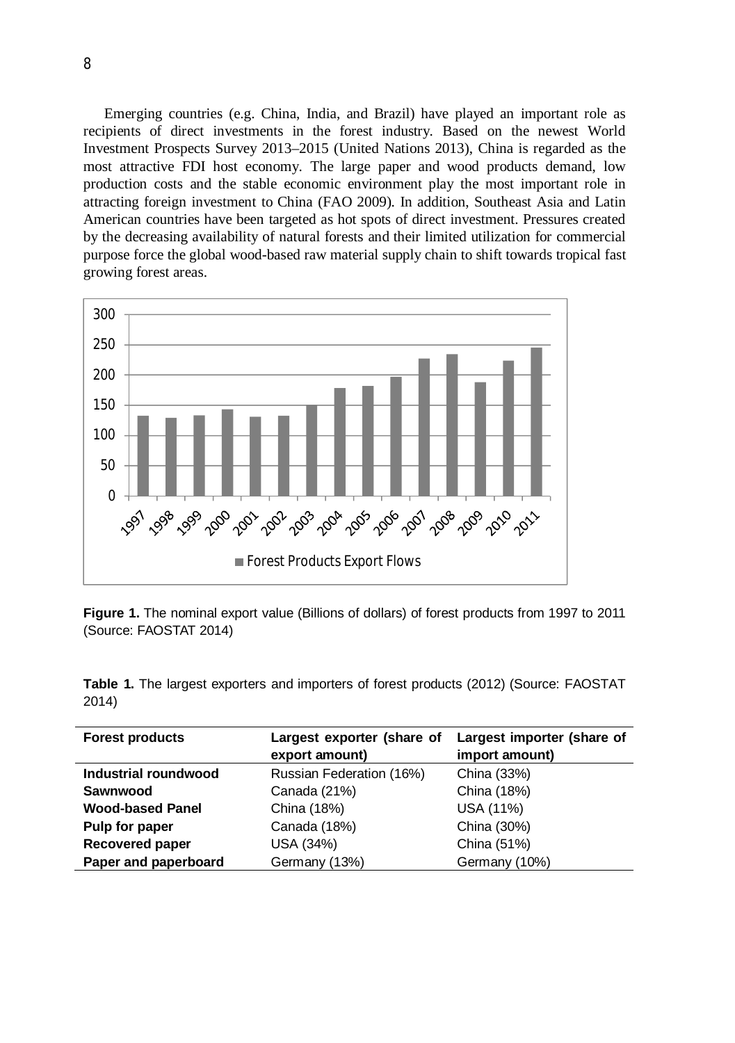Emerging countries (e.g. China, India, and Brazil) have played an important role as recipients of direct investments in the forest industry. Based on the newest World Investment Prospects Survey 2013–2015 (United Nations 2013), China is regarded as the most attractive FDI host economy. The large paper and wood products demand, low production costs and the stable economic environment play the most important role in attracting foreign investment to China (FAO 2009). In addition, Southeast Asia and Latin American countries have been targeted as hot spots of direct investment. Pressures created by the decreasing availability of natural forests and their limited utilization for commercial purpose force the global wood-based raw material supply chain to shift towards tropical fast growing forest areas.

**Figure 1.** The nominal export value (Billions of dollars) of forest products from 1997 to 2011 (Source: FAOSTAT 2014)

**Table 1.** The largest exporters and importers of forest products (2012) (Source: FAOSTAT 2014)

| Forest products | Largest exporter (share of export amount) | Largest importer (share of import amount) |
|---|---|---|
| **Industrial roundwood** | Russian Federation (16%) | China (33%) |
| **Sawnwood** | Canada (21%) | China (18%) |
| **Wood-based Panel** | China (18%) | USA (11%) |
| **Pulp for paper** | Canada (18%) | China (30%) |
| **Recovered paper** | USA (34%) | China (51%) |
| **Paper and paperboard** | Germany (13%) | Germany (10%) |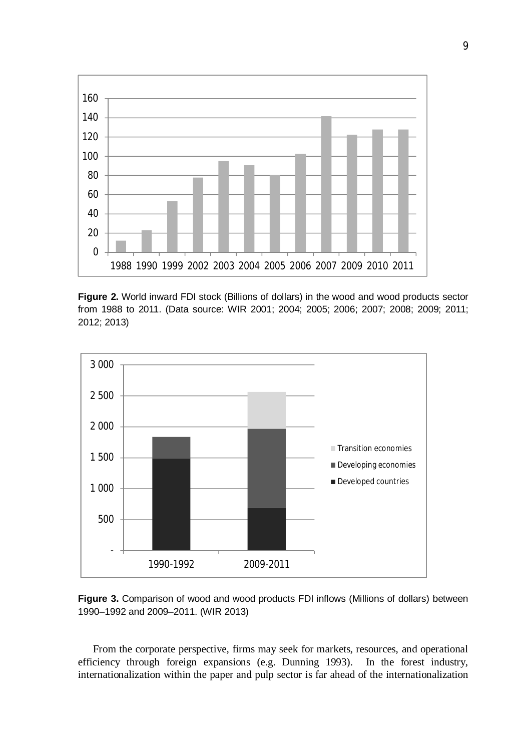**Figure 2.** World inward FDI stock (Billions of dollars) in the wood and wood products sector from 1988 to 2011. (Data source: WIR 2001; 2004; 2005; 2006; 2007; 2008; 2009; 2011; 2012; 2013)

**Figure 3.** Comparison of wood and wood products FDI inflows (Millions of dollars) between 1990–1992 and 2009–2011. (WIR 2013)

From the corporate perspective, firms may seek for markets, resources, and operational efficiency through foreign expansions (e.g. Dunning 1993). In the forest industry, internationalization within the paper and pulp sector is far ahead of the internationalization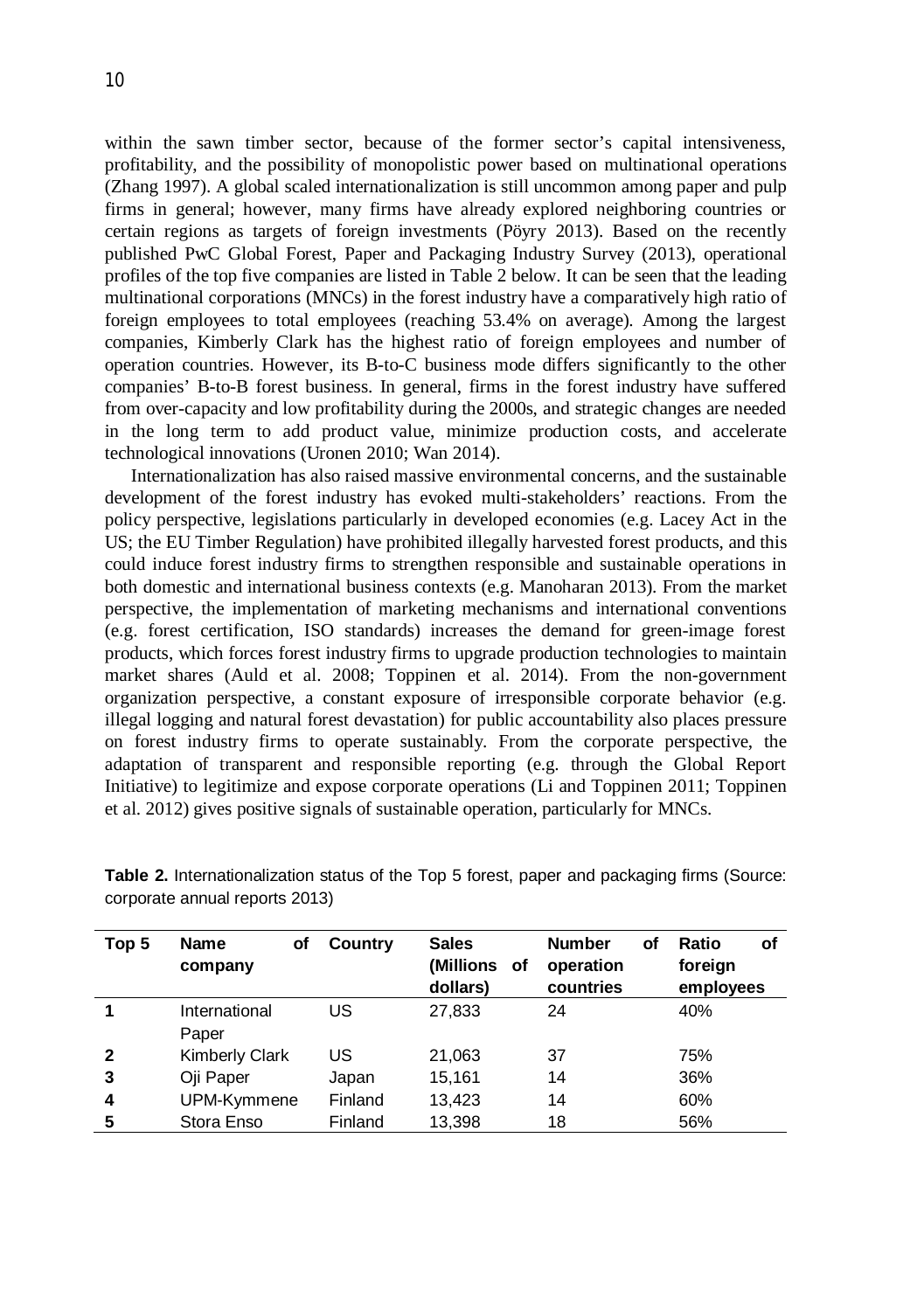within the sawn timber sector, because of the former sector's capital intensiveness, profitability, and the possibility of monopolistic power based on multinational operations (Zhang 1997). A global scaled internationalization is still uncommon among paper and pulp firms in general; however, many firms have already explored neighboring countries or certain regions as targets of foreign investments (Pöyry 2013). Based on the recently published PwC Global Forest, Paper and Packaging Industry Survey (2013), operational profiles of the top five companies are listed in Table 2 below. It can be seen that the leading multinational corporations (MNCs) in the forest industry have a comparatively high ratio of foreign employees to total employees (reaching 53.4% on average). Among the largest companies, Kimberly Clark has the highest ratio of foreign employees and number of operation countries. However, its B-to-C business mode differs significantly to the other companies' B-to-B forest business. In general, firms in the forest industry have suffered from over-capacity and low profitability during the 2000s, and strategic changes are needed in the long term to add product value, minimize production costs, and accelerate technological innovations (Uronen 2010; Wan 2014).

Internationalization has also raised massive environmental concerns, and the sustainable development of the forest industry has evoked multi-stakeholders' reactions. From the policy perspective, legislations particularly in developed economies (e.g. Lacey Act in the US; the EU Timber Regulation) have prohibited illegally harvested forest products, and this could induce forest industry firms to strengthen responsible and sustainable operations in both domestic and international business contexts (e.g. Manoharan 2013). From the market perspective, the implementation of marketing mechanisms and international conventions (e.g. forest certification, ISO standards) increases the demand for green-image forest products, which forces forest industry firms to upgrade production technologies to maintain market shares (Auld et al. 2008; Toppinen et al. 2014). From the non-government organization perspective, a constant exposure of irresponsible corporate behavior (e.g. illegal logging and natural forest devastation) for public accountability also places pressure on forest industry firms to operate sustainably. From the corporate perspective, the adaptation of transparent and responsible reporting (e.g. through the Global Report Initiative) to legitimize and expose corporate operations (Li and Toppinen 2011; Toppinen et al. 2012) gives positive signals of sustainable operation, particularly for MNCs.

**Table 2.** Internationalization status of the Top 5 forest, paper and packaging firms (Source: corporate annual reports 2013)

| Top 5 | Name of company | Country | Sales (Millions of dollars) | Number of operation countries | Ratio of foreign employees |
|---|---|---|---|---|---|
| **1** | International Paper | US | 27,833 | 24 | 40% |
| **2** | Kimberly Clark | US | 21,063 | 37 | 75% |
| **3** | Oji Paper | Japan | 15,161 | 14 | 36% |
| **4** | UPM-Kymmene | Finland | 13,423 | 14 | 60% |
| **5** | Stora Enso | Finland | 13,398 | 18 | 56% |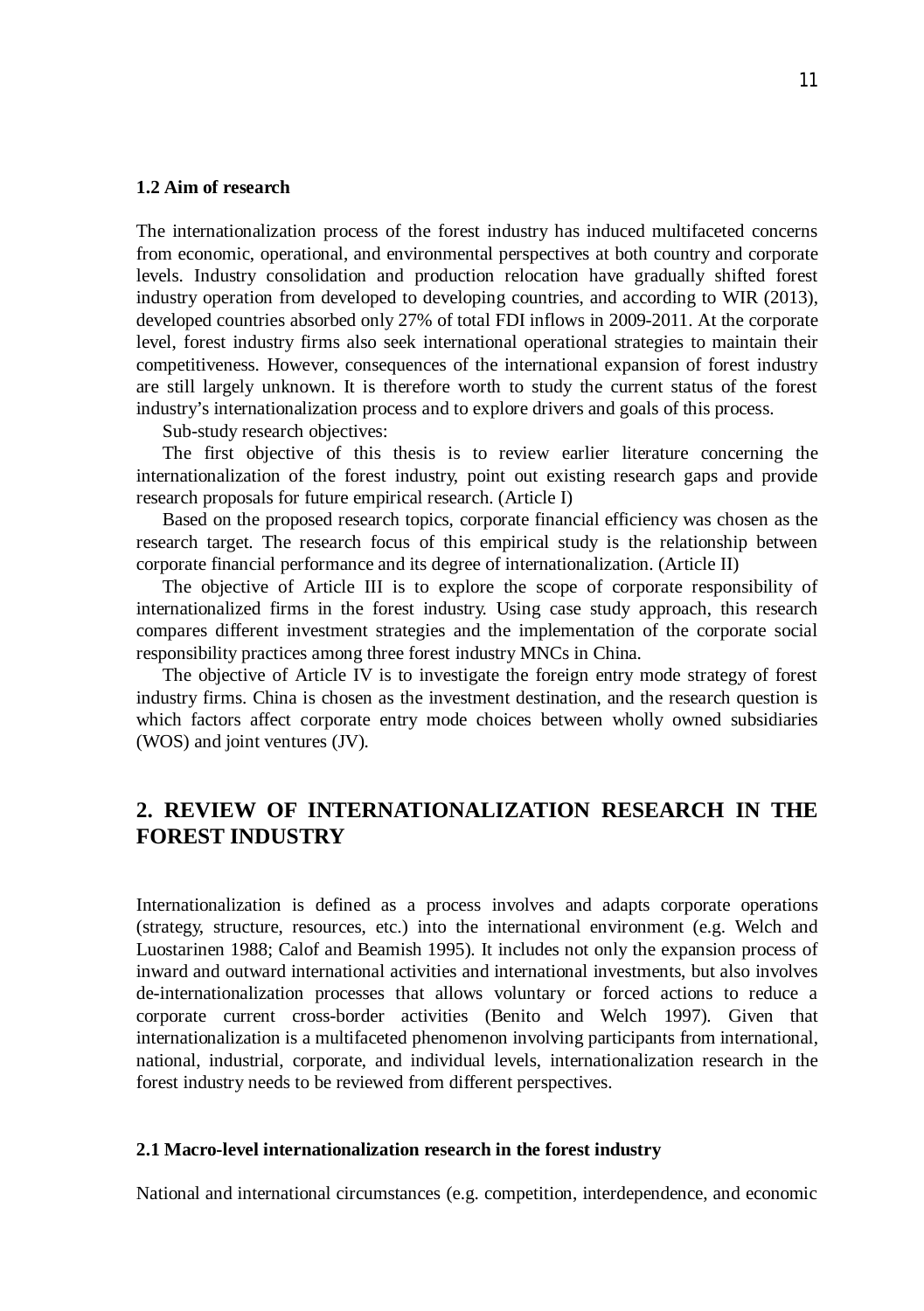### 1.2 Aim of research

The internationalization process of the forest industry has induced multifaceted concerns from economic, operational, and environmental perspectives at both country and corporate levels. Industry consolidation and production relocation have gradually shifted forest industry operation from developed to developing countries, and according to WIR (2013), developed countries absorbed only 27% of total FDI inflows in 2009-2011. At the corporate level, forest industry firms also seek international operational strategies to maintain their competitiveness. However, consequences of the international expansion of forest industry are still largely unknown. It is therefore worth to study the current status of the forest industry's internationalization process and to explore drivers and goals of this process.

Sub-study research objectives:

The first objective of this thesis is to review earlier literature concerning the internationalization of the forest industry, point out existing research gaps and provide research proposals for future empirical research. (Article I)

Based on the proposed research topics, corporate financial efficiency was chosen as the research target. The research focus of this empirical study is the relationship between corporate financial performance and its degree of internationalization. (Article II)

The objective of Article III is to explore the scope of corporate responsibility of internationalized firms in the forest industry. Using case study approach, this research compares different investment strategies and the implementation of the corporate social responsibility practices among three forest industry MNCs in China.

The objective of Article IV is to investigate the foreign entry mode strategy of forest industry firms. China is chosen as the investment destination, and the research question is which factors affect corporate entry mode choices between wholly owned subsidiaries (WOS) and joint ventures (JV).

## 2. REVIEW OF INTERNATIONALIZATION RESEARCH IN THE FOREST INDUSTRY

Internationalization is defined as a process involves and adapts corporate operations (strategy, structure, resources, etc.) into the international environment (e.g. Welch and Luostarinen 1988; Calof and Beamish 1995). It includes not only the expansion process of inward and outward international activities and international investments, but also involves de-internationalization processes that allows voluntary or forced actions to reduce a corporate current cross-border activities (Benito and Welch 1997). Given that internationalization is a multifaceted phenomenon involving participants from international, national, industrial, corporate, and individual levels, internationalization research in the forest industry needs to be reviewed from different perspectives.

### 2.1 Macro-level internationalization research in the forest industry

National and international circumstances (e.g. competition, interdependence, and economic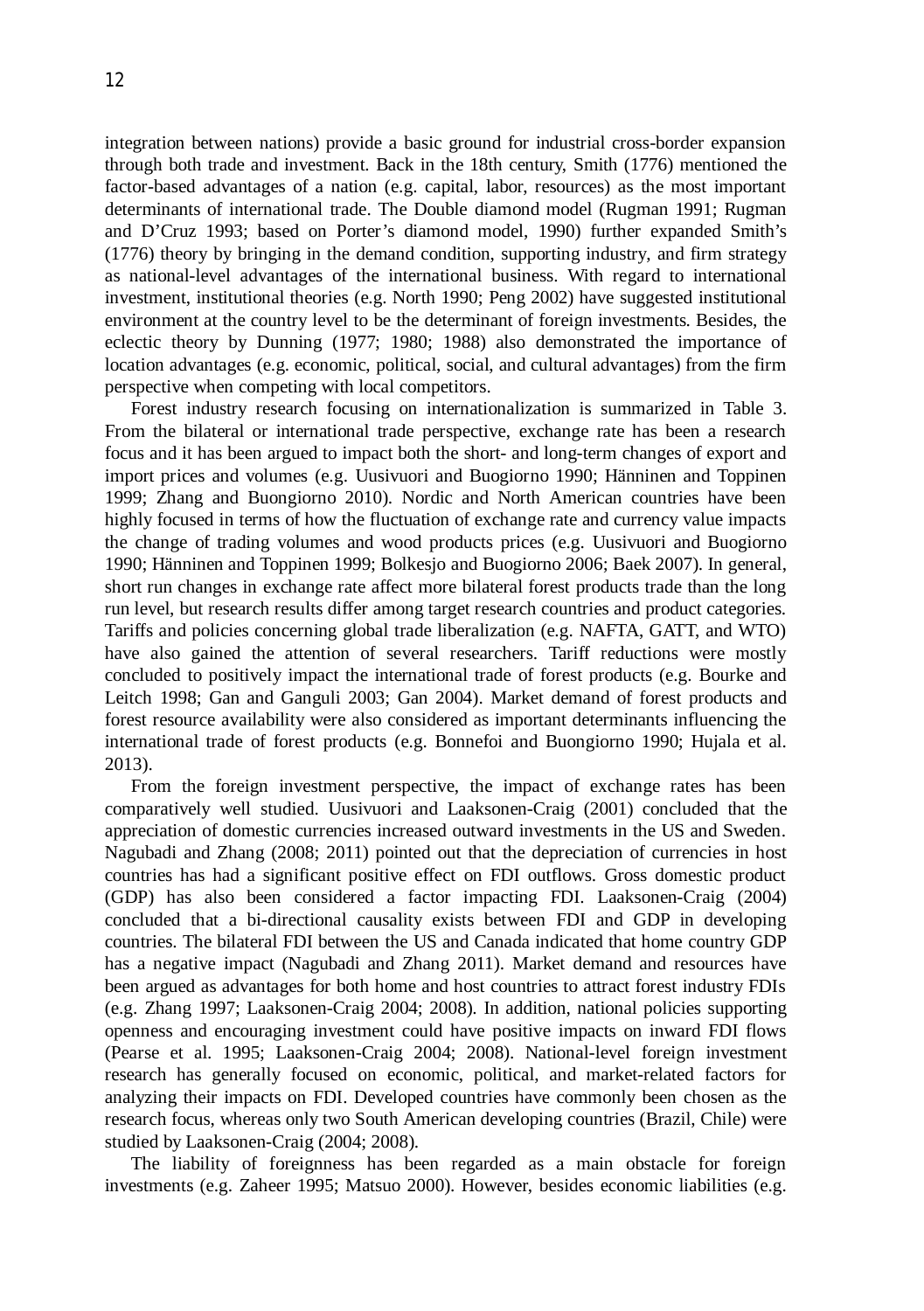integration between nations) provide a basic ground for industrial cross-border expansion through both trade and investment. Back in the 18th century, Smith (1776) mentioned the factor-based advantages of a nation (e.g. capital, labor, resources) as the most important determinants of international trade. The Double diamond model (Rugman 1991; Rugman and D'Cruz 1993; based on Porter's diamond model, 1990) further expanded Smith's (1776) theory by bringing in the demand condition, supporting industry, and firm strategy as national-level advantages of the international business. With regard to international investment, institutional theories (e.g. North 1990; Peng 2002) have suggested institutional environment at the country level to be the determinant of foreign investments. Besides, the eclectic theory by Dunning (1977; 1980; 1988) also demonstrated the importance of location advantages (e.g. economic, political, social, and cultural advantages) from the firm perspective when competing with local competitors.

Forest industry research focusing on internationalization is summarized in Table 3. From the bilateral or international trade perspective, exchange rate has been a research focus and it has been argued to impact both the short- and long-term changes of export and import prices and volumes (e.g. Uusivuori and Buogiorno 1990; Hänninen and Toppinen 1999; Zhang and Buongiorno 2010). Nordic and North American countries have been highly focused in terms of how the fluctuation of exchange rate and currency value impacts the change of trading volumes and wood products prices (e.g. Uusivuori and Buogiorno 1990; Hänninen and Toppinen 1999; Bolkesjo and Buogiorno 2006; Baek 2007). In general, short run changes in exchange rate affect more bilateral forest products trade than the long run level, but research results differ among target research countries and product categories. Tariffs and policies concerning global trade liberalization (e.g. NAFTA, GATT, and WTO) have also gained the attention of several researchers. Tariff reductions were mostly concluded to positively impact the international trade of forest products (e.g. Bourke and Leitch 1998; Gan and Ganguli 2003; Gan 2004). Market demand of forest products and forest resource availability were also considered as important determinants influencing the international trade of forest products (e.g. Bonnefoi and Buongiorno 1990; Hujala et al. 2013).

From the foreign investment perspective, the impact of exchange rates has been comparatively well studied. Uusivuori and Laaksonen-Craig (2001) concluded that the appreciation of domestic currencies increased outward investments in the US and Sweden. Nagubadi and Zhang (2008; 2011) pointed out that the depreciation of currencies in host countries has had a significant positive effect on FDI outflows. Gross domestic product (GDP) has also been considered a factor impacting FDI. Laaksonen-Craig (2004) concluded that a bi-directional causality exists between FDI and GDP in developing countries. The bilateral FDI between the US and Canada indicated that home country GDP has a negative impact (Nagubadi and Zhang 2011). Market demand and resources have been argued as advantages for both home and host countries to attract forest industry FDIs (e.g. Zhang 1997; Laaksonen-Craig 2004; 2008). In addition, national policies supporting openness and encouraging investment could have positive impacts on inward FDI flows (Pearse et al. 1995; Laaksonen-Craig 2004; 2008). National-level foreign investment research has generally focused on economic, political, and market-related factors for analyzing their impacts on FDI. Developed countries have commonly been chosen as the research focus, whereas only two South American developing countries (Brazil, Chile) were studied by Laaksonen-Craig (2004; 2008).

The liability of foreignness has been regarded as a main obstacle for foreign investments (e.g. Zaheer 1995; Matsuo 2000). However, besides economic liabilities (e.g.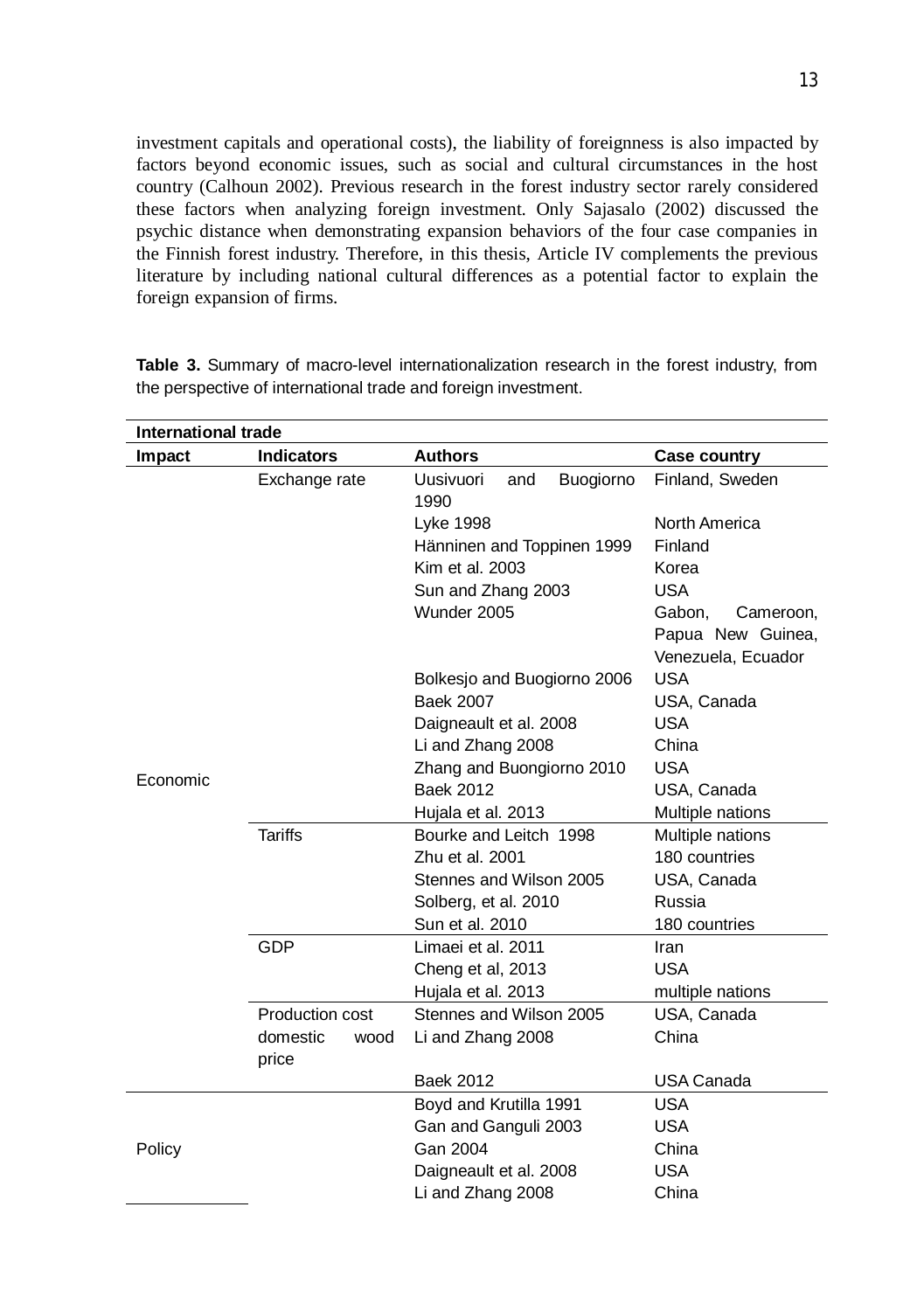investment capitals and operational costs), the liability of foreignness is also impacted by factors beyond economic issues, such as social and cultural circumstances in the host country (Calhoun 2002). Previous research in the forest industry sector rarely considered these factors when analyzing foreign investment. Only Sajasalo (2002) discussed the psychic distance when demonstrating expansion behaviors of the four case companies in the Finnish forest industry. Therefore, in this thesis, Article IV complements the previous literature by including national cultural differences as a potential factor to explain the foreign expansion of firms.

**Table 3.** Summary of macro-level internationalization research in the forest industry, from the perspective of international trade and foreign investment.

| **International trade** | | | |
|---|---|---|---|
| **Impact** | **Indicators** | **Authors** | **Case country** |
| Economic | Exchange rate | Uusivuori and Buogiorno 1990 | Finland, Sweden |
| | | Lyke 1998 | North America |
| | | Hänninen and Toppinen 1999 | Finland |
| | | Kim et al. 2003 | Korea |
| | | Sun and Zhang 2003 | USA |
| | | Wunder 2005 | Gabon, Cameroon, Papua New Guinea, Venezuela, Ecuador |
| | | Bolkesjo and Buogiorno 2006 | USA |
| | | Baek 2007 | USA, Canada |
| | | Daigneault et al. 2008 | USA |
| | | Li and Zhang 2008 | China |
| | | Zhang and Buongiorno 2010 | USA |
| | | Baek 2012 | USA, Canada |
| | | Hujala et al. 2013 | Multiple nations |
| | Tariffs | Bourke and Leitch 1998 | Multiple nations |
| | | Zhu et al. 2001 | 180 countries |
| | | Stennes and Wilson 2005 | USA, Canada |
| | | Solberg, et al. 2010 | Russia |
| | | Sun et al. 2010 | 180 countries |
| | GDP | Limaei et al. 2011 | Iran |
| | | Cheng et al, 2013 | USA |
| | | Hujala et al. 2013 | multiple nations |
| | Production cost | Stennes and Wilson 2005 | USA, Canada |
| | domestic wood price | Li and Zhang 2008 | China |
| | | Baek 2012 | USA Canada |
| Policy | | Boyd and Krutilla 1991 | USA |
| | | Gan and Ganguli 2003 | USA |
| | | Gan 2004 | China |
| | | Daigneault et al. 2008 | USA |
| | | Li and Zhang 2008 | China |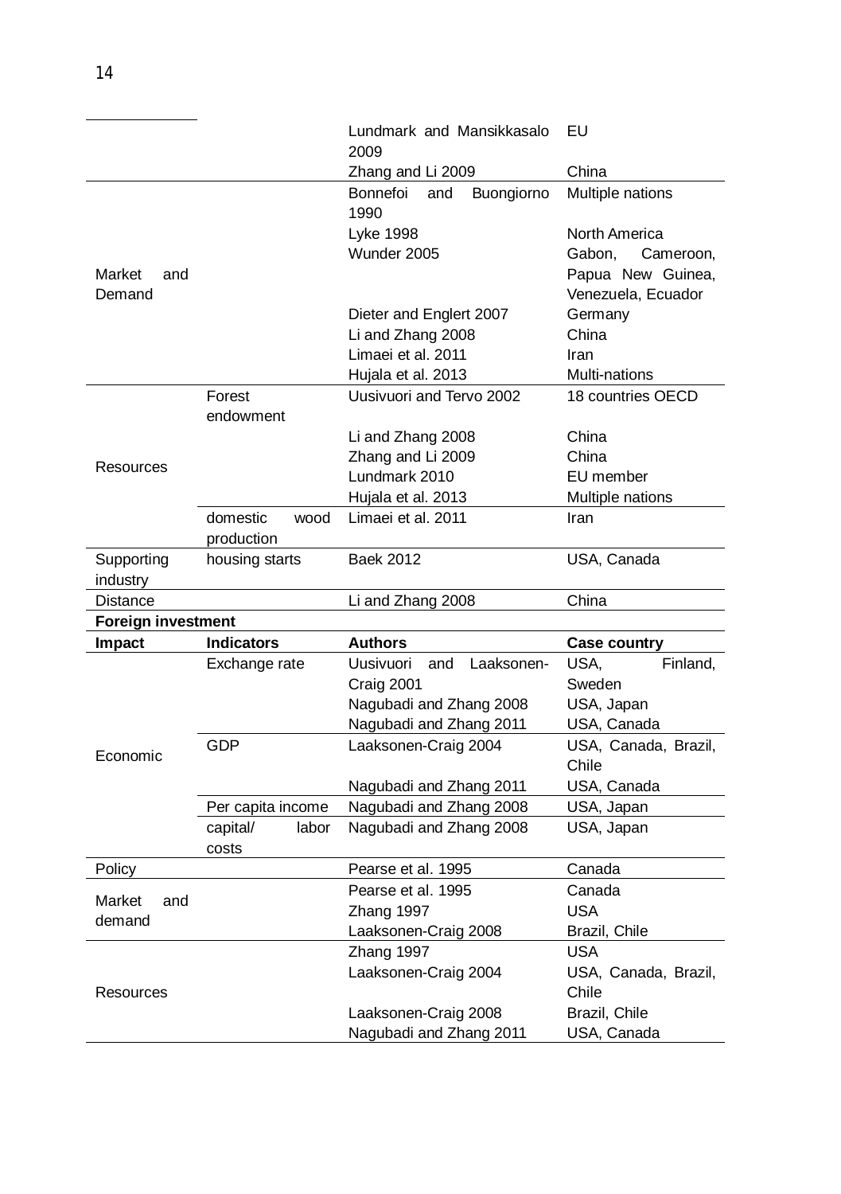| | | | |
|---|---|---|---|
| | | Lundmark and Mansikkasalo 2009 | EU |
| | | Zhang and Li 2009 | China |
| Market and Demand | | Bonnefoi and Buongiorno 1990 | Multiple nations |
| | | Lyke 1998 | North America |
| | | Wunder 2005 | Gabon, Cameroon, Papua New Guinea, Venezuela, Ecuador |
| | | Dieter and Englert 2007 | Germany |
| | | Li and Zhang 2008 | China |
| | | Limaei et al. 2011 | Iran |
| | | Hujala et al. 2013 | Multi-nations |
| Resources | Forest endowment | Uusivuori and Tervo 2002 | 18 countries OECD |
| | | Li and Zhang 2008 | China |
| | | Zhang and Li 2009 | China |
| | | Lundmark 2010 | EU member |
| | | Hujala et al. 2013 | Multiple nations |
| | domestic wood production | Limaei et al. 2011 | Iran |
| Supporting industry | housing starts | Baek 2012 | USA, Canada |
| Distance | | Li and Zhang 2008 | China |
| **Foreign investment** | | | |
| **Impact** | **Indicators** | **Authors** | **Case country** |
| Economic | Exchange rate | Uusivuori and Laaksonen-Craig 2001 | USA, Finland, Sweden |
| | | Nagubadi and Zhang 2008 | USA, Japan |
| | | Nagubadi and Zhang 2011 | USA, Canada |
| | GDP | Laaksonen-Craig 2004 | USA, Canada, Brazil, Chile |
| | | Nagubadi and Zhang 2011 | USA, Canada |
| | Per capita income | Nagubadi and Zhang 2008 | USA, Japan |
| | capital/ labor costs | Nagubadi and Zhang 2008 | USA, Japan |
| Policy | | Pearse et al. 1995 | Canada |
| Market and demand | | Pearse et al. 1995 | Canada |
| | | Zhang 1997 | USA |
| | | Laaksonen-Craig 2008 | Brazil, Chile |
| Resources | | Zhang 1997 | USA |
| | | Laaksonen-Craig 2004 | USA, Canada, Brazil, Chile |
| | | Laaksonen-Craig 2008 | Brazil, Chile |
| | | Nagubadi and Zhang 2011 | USA, Canada |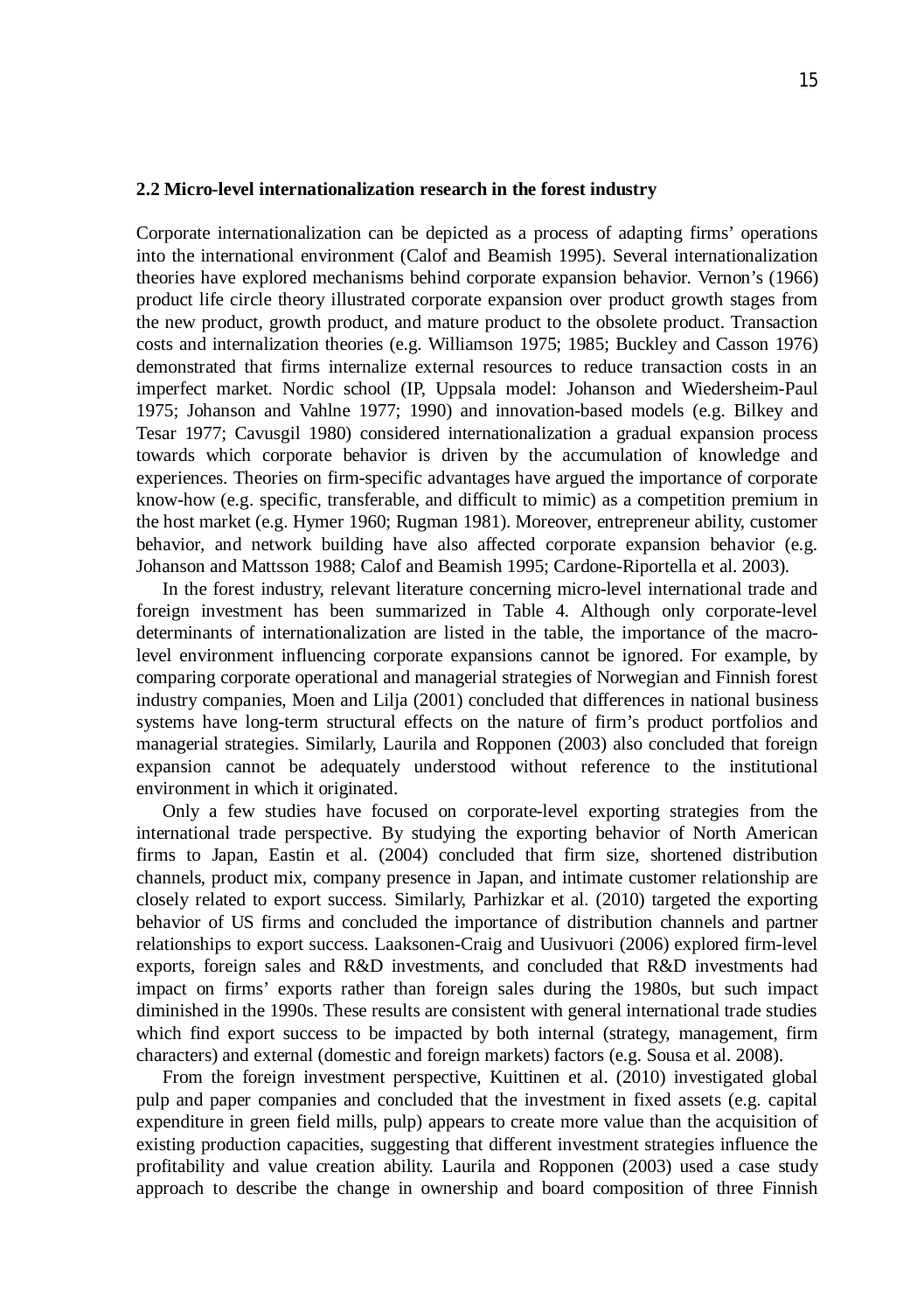## 2.2 Micro-level internationalization research in the forest industry

Corporate internationalization can be depicted as a process of adapting firms' operations into the international environment (Calof and Beamish 1995). Several internationalization theories have explored mechanisms behind corporate expansion behavior. Vernon's (1966) product life circle theory illustrated corporate expansion over product growth stages from the new product, growth product, and mature product to the obsolete product. Transaction costs and internalization theories (e.g. Williamson 1975; 1985; Buckley and Casson 1976) demonstrated that firms internalize external resources to reduce transaction costs in an imperfect market. Nordic school (IP, Uppsala model: Johanson and Wiedersheim-Paul 1975; Johanson and Vahlne 1977; 1990) and innovation-based models (e.g. Bilkey and Tesar 1977; Cavusgil 1980) considered internationalization a gradual expansion process towards which corporate behavior is driven by the accumulation of knowledge and experiences. Theories on firm-specific advantages have argued the importance of corporate know-how (e.g. specific, transferable, and difficult to mimic) as a competition premium in the host market (e.g. Hymer 1960; Rugman 1981). Moreover, entrepreneur ability, customer behavior, and network building have also affected corporate expansion behavior (e.g. Johanson and Mattsson 1988; Calof and Beamish 1995; Cardone-Riportella et al. 2003).

In the forest industry, relevant literature concerning micro-level international trade and foreign investment has been summarized in Table 4. Although only corporate-level determinants of internationalization are listed in the table, the importance of the macro-level environment influencing corporate expansions cannot be ignored. For example, by comparing corporate operational and managerial strategies of Norwegian and Finnish forest industry companies, Moen and Lilja (2001) concluded that differences in national business systems have long-term structural effects on the nature of firm's product portfolios and managerial strategies. Similarly, Laurila and Ropponen (2003) also concluded that foreign expansion cannot be adequately understood without reference to the institutional environment in which it originated.

Only a few studies have focused on corporate-level exporting strategies from the international trade perspective. By studying the exporting behavior of North American firms to Japan, Eastin et al. (2004) concluded that firm size, shortened distribution channels, product mix, company presence in Japan, and intimate customer relationship are closely related to export success. Similarly, Parhizkar et al. (2010) targeted the exporting behavior of US firms and concluded the importance of distribution channels and partner relationships to export success. Laaksonen-Craig and Uusivuori (2006) explored firm-level exports, foreign sales and R&D investments, and concluded that R&D investments had impact on firms' exports rather than foreign sales during the 1980s, but such impact diminished in the 1990s. These results are consistent with general international trade studies which find export success to be impacted by both internal (strategy, management, firm characters) and external (domestic and foreign markets) factors (e.g. Sousa et al. 2008).

From the foreign investment perspective, Kuittinen et al. (2010) investigated global pulp and paper companies and concluded that the investment in fixed assets (e.g. capital expenditure in green field mills, pulp) appears to create more value than the acquisition of existing production capacities, suggesting that different investment strategies influence the profitability and value creation ability. Laurila and Ropponen (2003) used a case study approach to describe the change in ownership and board composition of three Finnish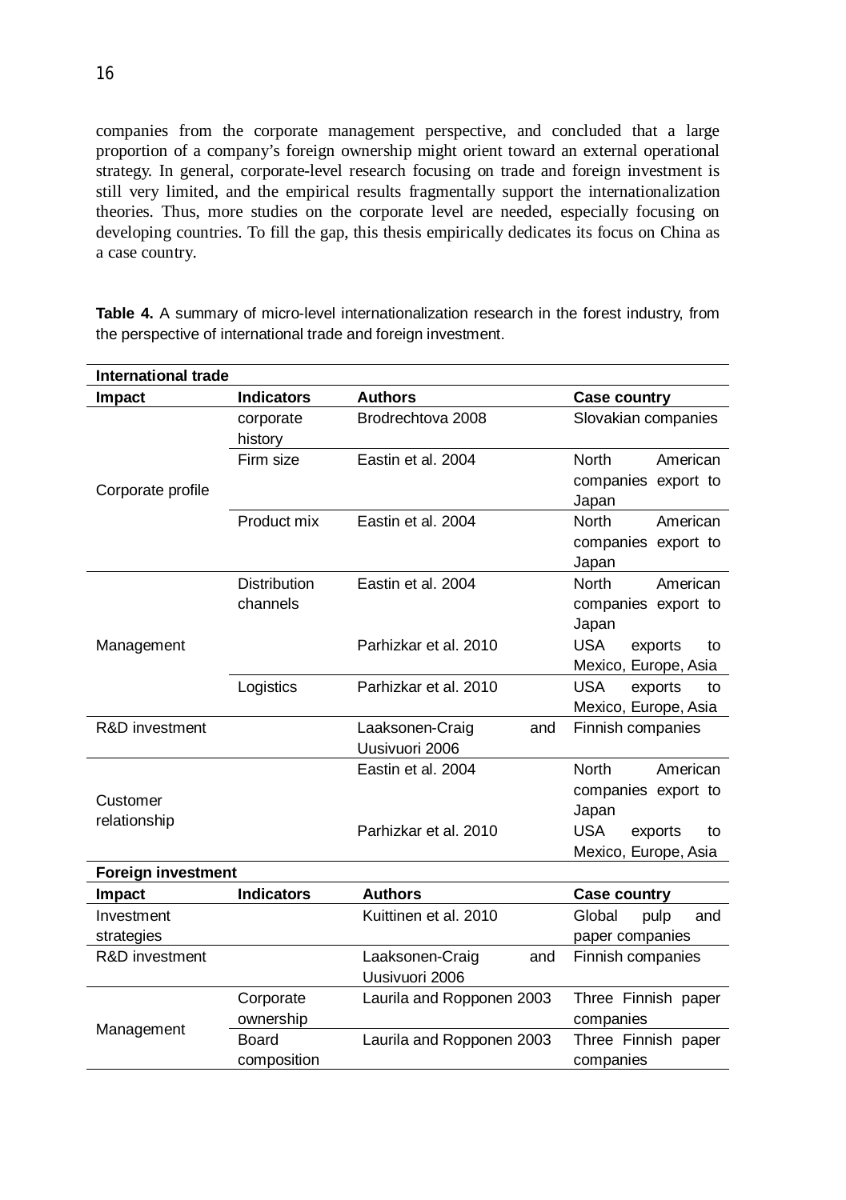companies from the corporate management perspective, and concluded that a large proportion of a company's foreign ownership might orient toward an external operational strategy. In general, corporate-level research focusing on trade and foreign investment is still very limited, and the empirical results fragmentally support the internationalization theories. Thus, more studies on the corporate level are needed, especially focusing on developing countries. To fill the gap, this thesis empirically dedicates its focus on China as a case country.

**Table 4.** A summary of micro-level internationalization research in the forest industry, from the perspective of international trade and foreign investment.

| **International trade** | | | |
|---|---|---|---|
| **Impact** | **Indicators** | **Authors** | **Case country** |
| Corporate profile | corporate history | Brodrechtova 2008 | Slovakian companies |
| | Firm size | Eastin et al. 2004 | North American companies export to Japan |
| | Product mix | Eastin et al. 2004 | North American companies export to Japan |
| Management | Distribution channels | Eastin et al. 2004 | North American companies export to Japan |
| | | Parhizkar et al. 2010 | USA exports to Mexico, Europe, Asia |
| | Logistics | Parhizkar et al. 2010 | USA exports to Mexico, Europe, Asia |
| R&D investment | | Laaksonen-Craig and Uusivuori 2006 | Finnish companies |
| Customer relationship | | Eastin et al. 2004 | North American companies export to Japan |
| | | Parhizkar et al. 2010 | USA exports to Mexico, Europe, Asia |
| **Foreign investment** | | | |
| **Impact** | **Indicators** | **Authors** | **Case country** |
| Investment strategies | | Kuittinen et al. 2010 | Global pulp and paper companies |
| R&D investment | | Laaksonen-Craig and Uusivuori 2006 | Finnish companies |
| Management | Corporate ownership | Laurila and Ropponen 2003 | Three Finnish paper companies |
| | Board composition | Laurila and Ropponen 2003 | Three Finnish paper companies |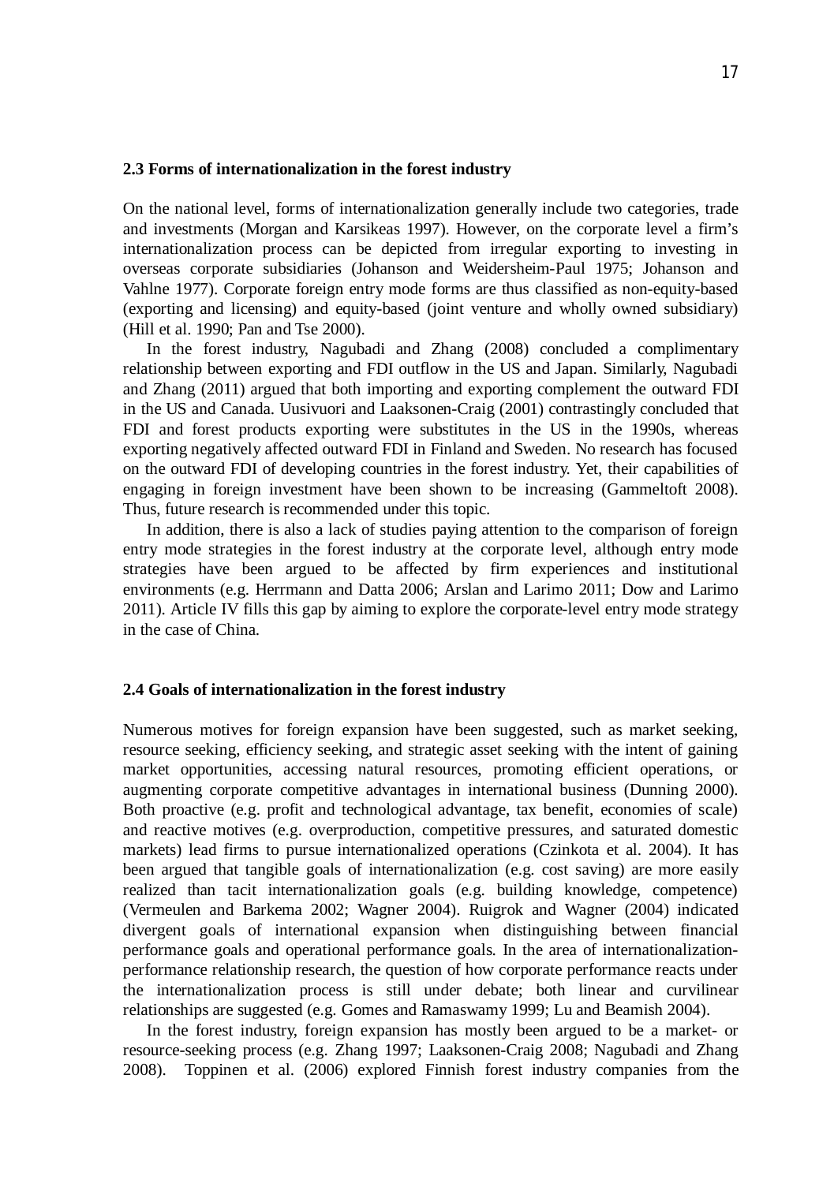## 2.3 Forms of internationalization in the forest industry

On the national level, forms of internationalization generally include two categories, trade and investments (Morgan and Karsikeas 1997). However, on the corporate level a firm's internationalization process can be depicted from irregular exporting to investing in overseas corporate subsidiaries (Johanson and Weidersheim-Paul 1975; Johanson and Vahlne 1977). Corporate foreign entry mode forms are thus classified as non-equity-based (exporting and licensing) and equity-based (joint venture and wholly owned subsidiary) (Hill et al. 1990; Pan and Tse 2000).

In the forest industry, Nagubadi and Zhang (2008) concluded a complimentary relationship between exporting and FDI outflow in the US and Japan. Similarly, Nagubadi and Zhang (2011) argued that both importing and exporting complement the outward FDI in the US and Canada. Uusivuori and Laaksonen-Craig (2001) contrastingly concluded that FDI and forest products exporting were substitutes in the US in the 1990s, whereas exporting negatively affected outward FDI in Finland and Sweden. No research has focused on the outward FDI of developing countries in the forest industry. Yet, their capabilities of engaging in foreign investment have been shown to be increasing (Gammeltoft 2008). Thus, future research is recommended under this topic.

In addition, there is also a lack of studies paying attention to the comparison of foreign entry mode strategies in the forest industry at the corporate level, although entry mode strategies have been argued to be affected by firm experiences and institutional environments (e.g. Herrmann and Datta 2006; Arslan and Larimo 2011; Dow and Larimo 2011). Article IV fills this gap by aiming to explore the corporate-level entry mode strategy in the case of China.

## 2.4 Goals of internationalization in the forest industry

Numerous motives for foreign expansion have been suggested, such as market seeking, resource seeking, efficiency seeking, and strategic asset seeking with the intent of gaining market opportunities, accessing natural resources, promoting efficient operations, or augmenting corporate competitive advantages in international business (Dunning 2000). Both proactive (e.g. profit and technological advantage, tax benefit, economies of scale) and reactive motives (e.g. overproduction, competitive pressures, and saturated domestic markets) lead firms to pursue internationalized operations (Czinkota et al. 2004). It has been argued that tangible goals of internationalization (e.g. cost saving) are more easily realized than tacit internationalization goals (e.g. building knowledge, competence) (Vermeulen and Barkema 2002; Wagner 2004). Ruigrok and Wagner (2004) indicated divergent goals of international expansion when distinguishing between financial performance goals and operational performance goals. In the area of internationalization-performance relationship research, the question of how corporate performance reacts under the internationalization process is still under debate; both linear and curvilinear relationships are suggested (e.g. Gomes and Ramaswamy 1999; Lu and Beamish 2004).

In the forest industry, foreign expansion has mostly been argued to be a market- or resource-seeking process (e.g. Zhang 1997; Laaksonen-Craig 2008; Nagubadi and Zhang 2008). Toppinen et al. (2006) explored Finnish forest industry companies from the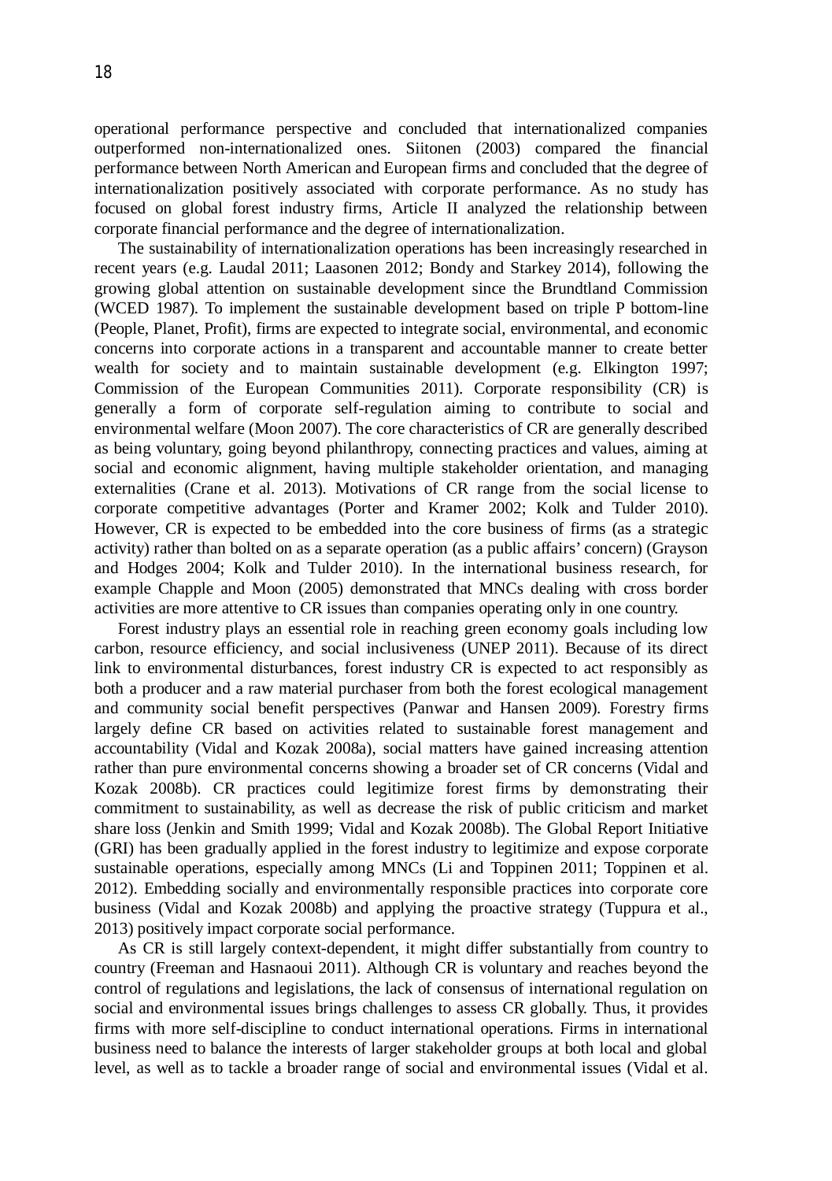operational performance perspective and concluded that internationalized companies outperformed non-internationalized ones. Siitonen (2003) compared the financial performance between North American and European firms and concluded that the degree of internationalization positively associated with corporate performance. As no study has focused on global forest industry firms, Article II analyzed the relationship between corporate financial performance and the degree of internationalization.

The sustainability of internationalization operations has been increasingly researched in recent years (e.g. Laudal 2011; Laasonen 2012; Bondy and Starkey 2014), following the growing global attention on sustainable development since the Brundtland Commission (WCED 1987). To implement the sustainable development based on triple P bottom-line (People, Planet, Profit), firms are expected to integrate social, environmental, and economic concerns into corporate actions in a transparent and accountable manner to create better wealth for society and to maintain sustainable development (e.g. Elkington 1997; Commission of the European Communities 2011). Corporate responsibility (CR) is generally a form of corporate self-regulation aiming to contribute to social and environmental welfare (Moon 2007). The core characteristics of CR are generally described as being voluntary, going beyond philanthropy, connecting practices and values, aiming at social and economic alignment, having multiple stakeholder orientation, and managing externalities (Crane et al. 2013). Motivations of CR range from the social license to corporate competitive advantages (Porter and Kramer 2002; Kolk and Tulder 2010). However, CR is expected to be embedded into the core business of firms (as a strategic activity) rather than bolted on as a separate operation (as a public affairs' concern) (Grayson and Hodges 2004; Kolk and Tulder 2010). In the international business research, for example Chapple and Moon (2005) demonstrated that MNCs dealing with cross border activities are more attentive to CR issues than companies operating only in one country.

Forest industry plays an essential role in reaching green economy goals including low carbon, resource efficiency, and social inclusiveness (UNEP 2011). Because of its direct link to environmental disturbances, forest industry CR is expected to act responsibly as both a producer and a raw material purchaser from both the forest ecological management and community social benefit perspectives (Panwar and Hansen 2009). Forestry firms largely define CR based on activities related to sustainable forest management and accountability (Vidal and Kozak 2008a), social matters have gained increasing attention rather than pure environmental concerns showing a broader set of CR concerns (Vidal and Kozak 2008b). CR practices could legitimize forest firms by demonstrating their commitment to sustainability, as well as decrease the risk of public criticism and market share loss (Jenkin and Smith 1999; Vidal and Kozak 2008b). The Global Report Initiative (GRI) has been gradually applied in the forest industry to legitimize and expose corporate sustainable operations, especially among MNCs (Li and Toppinen 2011; Toppinen et al. 2012). Embedding socially and environmentally responsible practices into corporate core business (Vidal and Kozak 2008b) and applying the proactive strategy (Tuppura et al., 2013) positively impact corporate social performance.

As CR is still largely context-dependent, it might differ substantially from country to country (Freeman and Hasnaoui 2011). Although CR is voluntary and reaches beyond the control of regulations and legislations, the lack of consensus of international regulation on social and environmental issues brings challenges to assess CR globally. Thus, it provides firms with more self-discipline to conduct international operations. Firms in international business need to balance the interests of larger stakeholder groups at both local and global level, as well as to tackle a broader range of social and environmental issues (Vidal et al.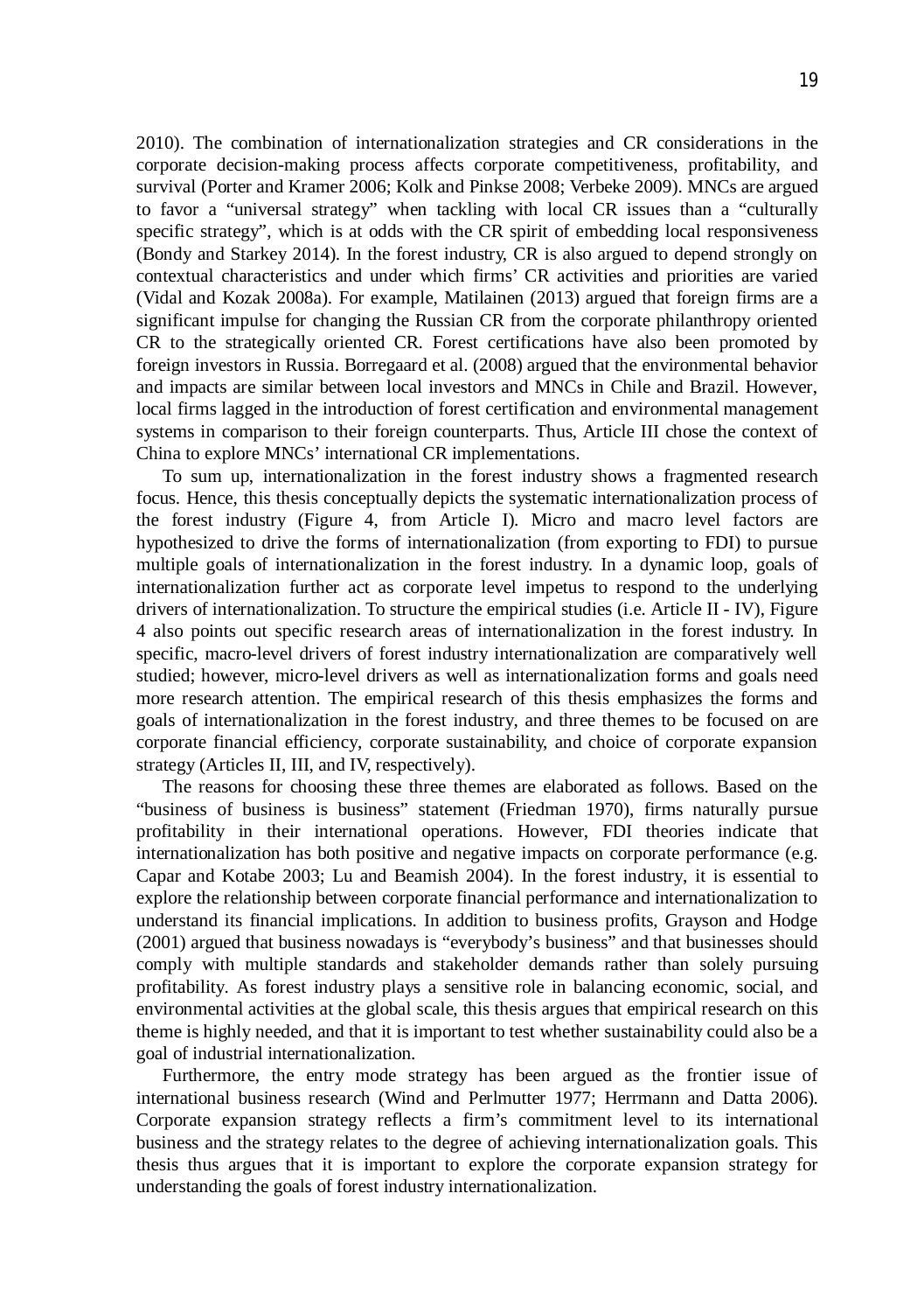2010). The combination of internationalization strategies and CR considerations in the corporate decision-making process affects corporate competitiveness, profitability, and survival (Porter and Kramer 2006; Kolk and Pinkse 2008; Verbeke 2009). MNCs are argued to favor a "universal strategy" when tackling with local CR issues than a "culturally specific strategy", which is at odds with the CR spirit of embedding local responsiveness (Bondy and Starkey 2014). In the forest industry, CR is also argued to depend strongly on contextual characteristics and under which firms' CR activities and priorities are varied (Vidal and Kozak 2008a). For example, Matilainen (2013) argued that foreign firms are a significant impulse for changing the Russian CR from the corporate philanthropy oriented CR to the strategically oriented CR. Forest certifications have also been promoted by foreign investors in Russia. Borregaard et al. (2008) argued that the environmental behavior and impacts are similar between local investors and MNCs in Chile and Brazil. However, local firms lagged in the introduction of forest certification and environmental management systems in comparison to their foreign counterparts. Thus, Article III chose the context of China to explore MNCs' international CR implementations.

To sum up, internationalization in the forest industry shows a fragmented research focus. Hence, this thesis conceptually depicts the systematic internationalization process of the forest industry (Figure 4, from Article I). Micro and macro level factors are hypothesized to drive the forms of internationalization (from exporting to FDI) to pursue multiple goals of internationalization in the forest industry. In a dynamic loop, goals of internationalization further act as corporate level impetus to respond to the underlying drivers of internationalization. To structure the empirical studies (i.e. Article II - IV), Figure 4 also points out specific research areas of internationalization in the forest industry. In specific, macro-level drivers of forest industry internationalization are comparatively well studied; however, micro-level drivers as well as internationalization forms and goals need more research attention. The empirical research of this thesis emphasizes the forms and goals of internationalization in the forest industry, and three themes to be focused on are corporate financial efficiency, corporate sustainability, and choice of corporate expansion strategy (Articles II, III, and IV, respectively).

The reasons for choosing these three themes are elaborated as follows. Based on the "business of business is business" statement (Friedman 1970), firms naturally pursue profitability in their international operations. However, FDI theories indicate that internationalization has both positive and negative impacts on corporate performance (e.g. Capar and Kotabe 2003; Lu and Beamish 2004). In the forest industry, it is essential to explore the relationship between corporate financial performance and internationalization to understand its financial implications. In addition to business profits, Grayson and Hodge (2001) argued that business nowadays is "everybody's business" and that businesses should comply with multiple standards and stakeholder demands rather than solely pursuing profitability. As forest industry plays a sensitive role in balancing economic, social, and environmental activities at the global scale, this thesis argues that empirical research on this theme is highly needed, and that it is important to test whether sustainability could also be a goal of industrial internationalization.

Furthermore, the entry mode strategy has been argued as the frontier issue of international business research (Wind and Perlmutter 1977; Herrmann and Datta 2006). Corporate expansion strategy reflects a firm's commitment level to its international business and the strategy relates to the degree of achieving internationalization goals. This thesis thus argues that it is important to explore the corporate expansion strategy for understanding the goals of forest industry internationalization.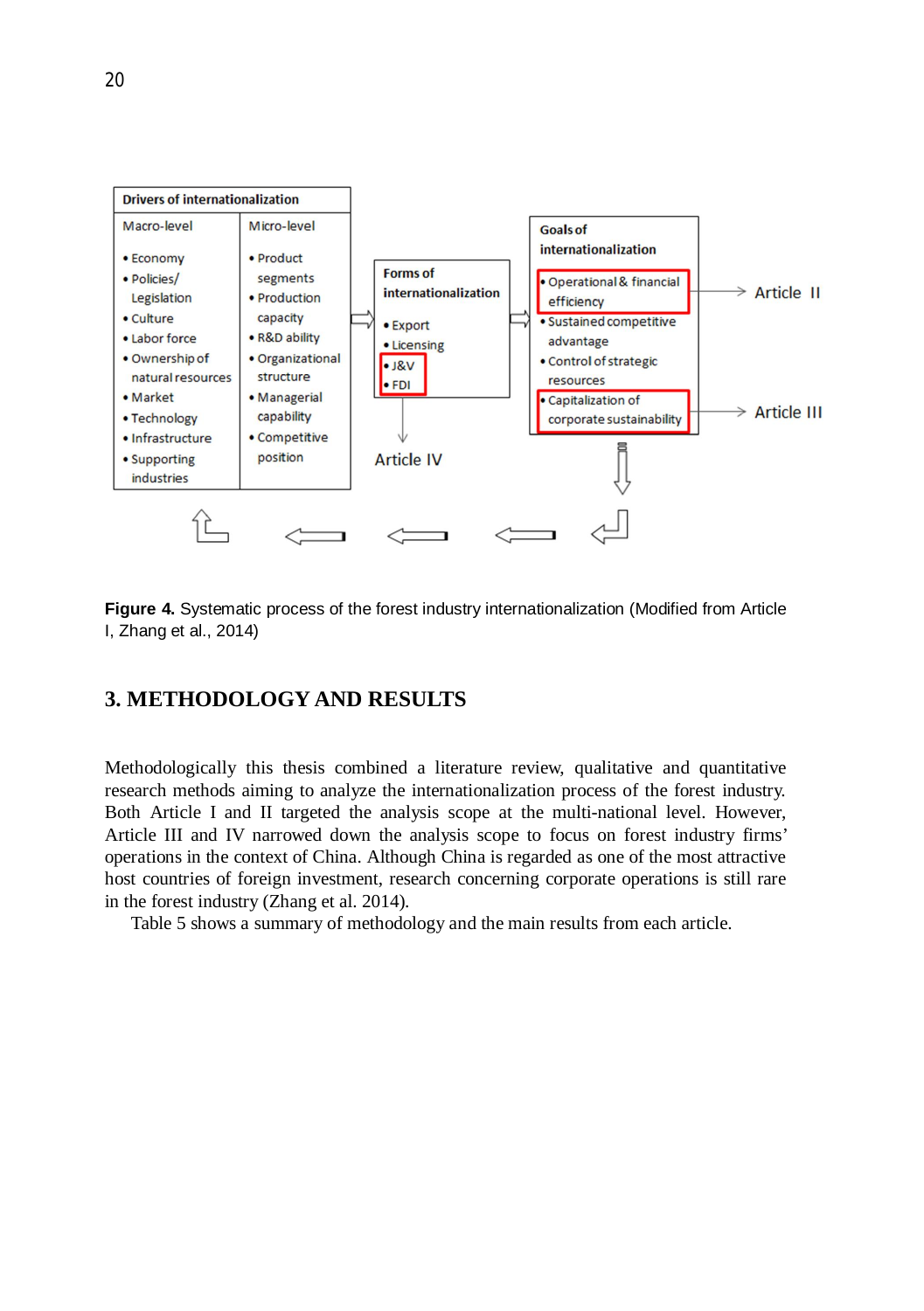| Drivers of internationalization | | |
|---|---|---|
| Macro-level | Micro-level | |
| • Economy<br>• Policies/ Legislation<br>• Culture<br>• Labor force<br>• Ownership of natural resources<br>• Market<br>• Technology<br>• Infrastructure<br>• Supporting industries | • Product segments<br>• Production capacity<br>• R&D ability<br>• Organizational structure<br>• Managerial capability<br>• Competitive position | |

| Forms of internationalization |
|---|
| • Export<br>• Licensing<br>• J&V<br>• FDI |

Article IV

| Goals of internationalization |
|---|
| • Operational & financial efficiency → Article II<br>• Sustained competitive advantage<br>• Control of strategic resources<br>• Capitalization of corporate sustainability → Article III |

**Figure 4.** Systematic process of the forest industry internationalization (Modified from Article I, Zhang et al., 2014)

## 3. METHODOLOGY AND RESULTS

Methodologically this thesis combined a literature review, qualitative and quantitative research methods aiming to analyze the internationalization process of the forest industry. Both Article I and II targeted the analysis scope at the multi-national level. However, Article III and IV narrowed down the analysis scope to focus on forest industry firms' operations in the context of China. Although China is regarded as one of the most attractive host countries of foreign investment, research concerning corporate operations is still rare in the forest industry (Zhang et al. 2014).

Table 5 shows a summary of methodology and the main results from each article.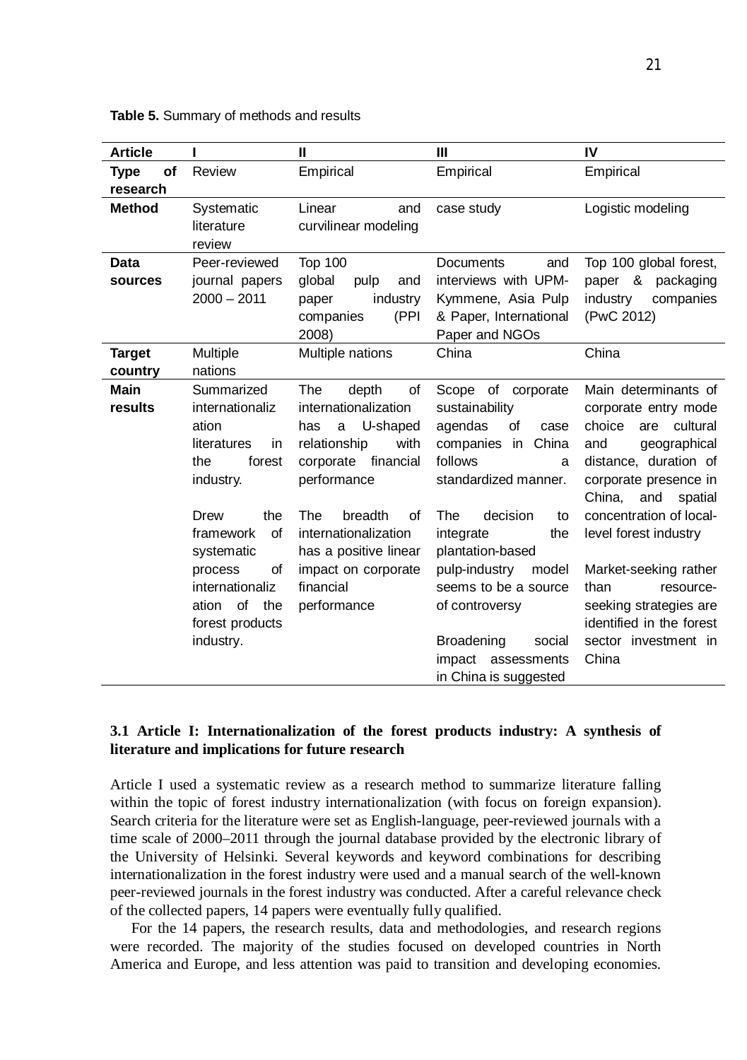**Table 5.** Summary of methods and results

| Article | I | II | III | IV |
|---|---|---|---|---|
| **Type of research** | Review | Empirical | Empirical | Empirical |
| **Method** | Systematic literature review | Linear and curvilinear modeling | case study | Logistic modeling |
| **Data sources** | Peer-reviewed journal papers 2000 – 2011 | Top 100 global pulp and paper industry companies (PPI 2008) | Documents and interviews with UPM-Kymmene, Asia Pulp & Paper, International Paper and NGOs | Top 100 global forest, paper & packaging industry companies (PwC 2012) |
| **Target country** | Multiple nations | Multiple nations | China | China |
| **Main results** | Summarized internationalization literatures in the forest industry.<br><br>Drew the framework of systematic process of internationalization of the forest products industry. | The depth of internationalization has a U-shaped relationship with corporate financial performance<br><br>The breadth of internationalization has a positive linear impact on corporate financial performance | Scope of corporate sustainability agendas of case companies in China follows a standardized manner.<br><br>The decision to integrate the plantation-based pulp-industry model seems to be a source of controversy<br><br>Broadening social impact assessments in China is suggested | Main determinants of corporate entry mode choice are cultural and geographical distance, duration of corporate presence in China, and spatial concentration of local-level forest industry<br><br>Market-seeking rather than resource-seeking strategies are identified in the forest sector investment in China |

### 3.1 Article I: Internationalization of the forest products industry: A synthesis of literature and implications for future research

Article I used a systematic review as a research method to summarize literature falling within the topic of forest industry internationalization (with focus on foreign expansion). Search criteria for the literature were set as English-language, peer-reviewed journals with a time scale of 2000–2011 through the journal database provided by the electronic library of the University of Helsinki. Several keywords and keyword combinations for describing internationalization in the forest industry were used and a manual search of the well-known peer-reviewed journals in the forest industry was conducted. After a careful relevance check of the collected papers, 14 papers were eventually fully qualified.

For the 14 papers, the research results, data and methodologies, and research regions were recorded. The majority of the studies focused on developed countries in North America and Europe, and less attention was paid to transition and developing economies.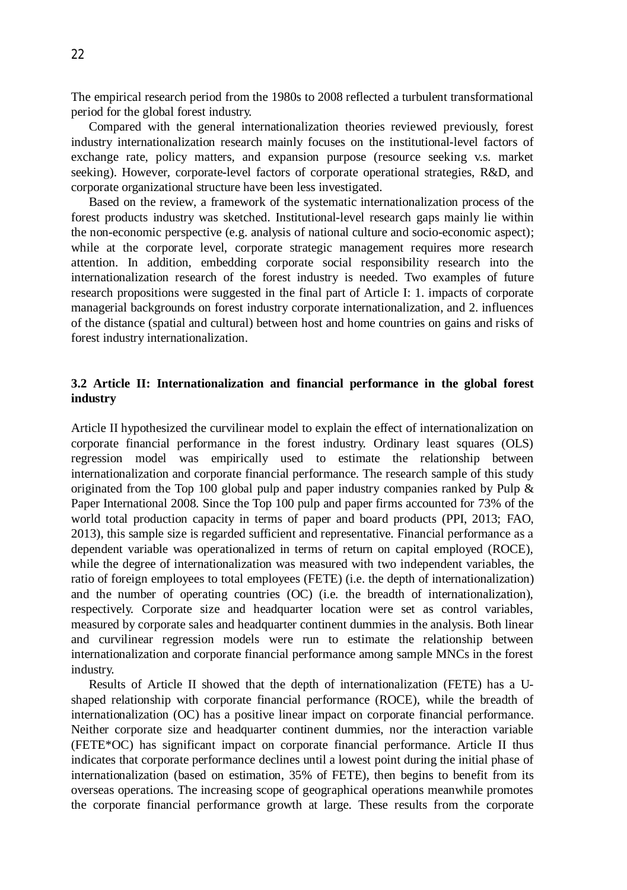The empirical research period from the 1980s to 2008 reflected a turbulent transformational period for the global forest industry.

Compared with the general internationalization theories reviewed previously, forest industry internationalization research mainly focuses on the institutional-level factors of exchange rate, policy matters, and expansion purpose (resource seeking v.s. market seeking). However, corporate-level factors of corporate operational strategies, R&D, and corporate organizational structure have been less investigated.

Based on the review, a framework of the systematic internationalization process of the forest products industry was sketched. Institutional-level research gaps mainly lie within the non-economic perspective (e.g. analysis of national culture and socio-economic aspect); while at the corporate level, corporate strategic management requires more research attention. In addition, embedding corporate social responsibility research into the internationalization research of the forest industry is needed. Two examples of future research propositions were suggested in the final part of Article I: 1. impacts of corporate managerial backgrounds on forest industry corporate internationalization, and 2. influences of the distance (spatial and cultural) between host and home countries on gains and risks of forest industry internationalization.

### 3.2 Article II: Internationalization and financial performance in the global forest industry

Article II hypothesized the curvilinear model to explain the effect of internationalization on corporate financial performance in the forest industry. Ordinary least squares (OLS) regression model was empirically used to estimate the relationship between internationalization and corporate financial performance. The research sample of this study originated from the Top 100 global pulp and paper industry companies ranked by Pulp & Paper International 2008. Since the Top 100 pulp and paper firms accounted for 73% of the world total production capacity in terms of paper and board products (PPI, 2013; FAO, 2013), this sample size is regarded sufficient and representative. Financial performance as a dependent variable was operationalized in terms of return on capital employed (ROCE), while the degree of internationalization was measured with two independent variables, the ratio of foreign employees to total employees (FETE) (i.e. the depth of internationalization) and the number of operating countries (OC) (i.e. the breadth of internationalization), respectively. Corporate size and headquarter location were set as control variables, measured by corporate sales and headquarter continent dummies in the analysis. Both linear and curvilinear regression models were run to estimate the relationship between internationalization and corporate financial performance among sample MNCs in the forest industry.

Results of Article II showed that the depth of internationalization (FETE) has a U-shaped relationship with corporate financial performance (ROCE), while the breadth of internationalization (OC) has a positive linear impact on corporate financial performance. Neither corporate size and headquarter continent dummies, nor the interaction variable (FETE*OC) has significant impact on corporate financial performance. Article II thus indicates that corporate performance declines until a lowest point during the initial phase of internationalization (based on estimation, 35% of FETE), then begins to benefit from its overseas operations. The increasing scope of geographical operations meanwhile promotes the corporate financial performance growth at large. These results from the corporate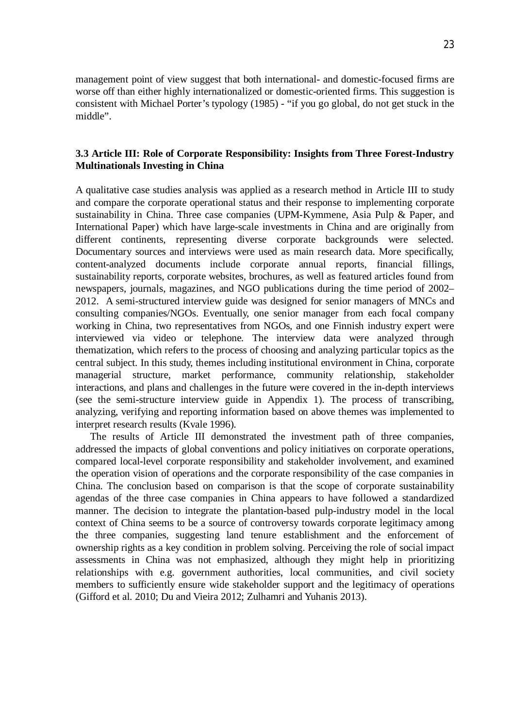management point of view suggest that both international- and domestic-focused firms are worse off than either highly internationalized or domestic-oriented firms. This suggestion is consistent with Michael Porter's typology (1985) - "if you go global, do not get stuck in the middle".

### 3.3 Article III: Role of Corporate Responsibility: Insights from Three Forest-Industry Multinationals Investing in China

A qualitative case studies analysis was applied as a research method in Article III to study and compare the corporate operational status and their response to implementing corporate sustainability in China. Three case companies (UPM-Kymmene, Asia Pulp & Paper, and International Paper) which have large-scale investments in China and are originally from different continents, representing diverse corporate backgrounds were selected. Documentary sources and interviews were used as main research data. More specifically, content-analyzed documents include corporate annual reports, financial fillings, sustainability reports, corporate websites, brochures, as well as featured articles found from newspapers, journals, magazines, and NGO publications during the time period of 2002–2012. A semi-structured interview guide was designed for senior managers of MNCs and consulting companies/NGOs. Eventually, one senior manager from each focal company working in China, two representatives from NGOs, and one Finnish industry expert were interviewed via video or telephone. The interview data were analyzed through thematization, which refers to the process of choosing and analyzing particular topics as the central subject. In this study, themes including institutional environment in China, corporate managerial structure, market performance, community relationship, stakeholder interactions, and plans and challenges in the future were covered in the in-depth interviews (see the semi-structure interview guide in Appendix 1). The process of transcribing, analyzing, verifying and reporting information based on above themes was implemented to interpret research results (Kvale 1996).

The results of Article III demonstrated the investment path of three companies, addressed the impacts of global conventions and policy initiatives on corporate operations, compared local-level corporate responsibility and stakeholder involvement, and examined the operation vision of operations and the corporate responsibility of the case companies in China. The conclusion based on comparison is that the scope of corporate sustainability agendas of the three case companies in China appears to have followed a standardized manner. The decision to integrate the plantation-based pulp-industry model in the local context of China seems to be a source of controversy towards corporate legitimacy among the three companies, suggesting land tenure establishment and the enforcement of ownership rights as a key condition in problem solving. Perceiving the role of social impact assessments in China was not emphasized, although they might help in prioritizing relationships with e.g. government authorities, local communities, and civil society members to sufficiently ensure wide stakeholder support and the legitimacy of operations (Gifford et al. 2010; Du and Vieira 2012; Zulhamri and Yuhanis 2013).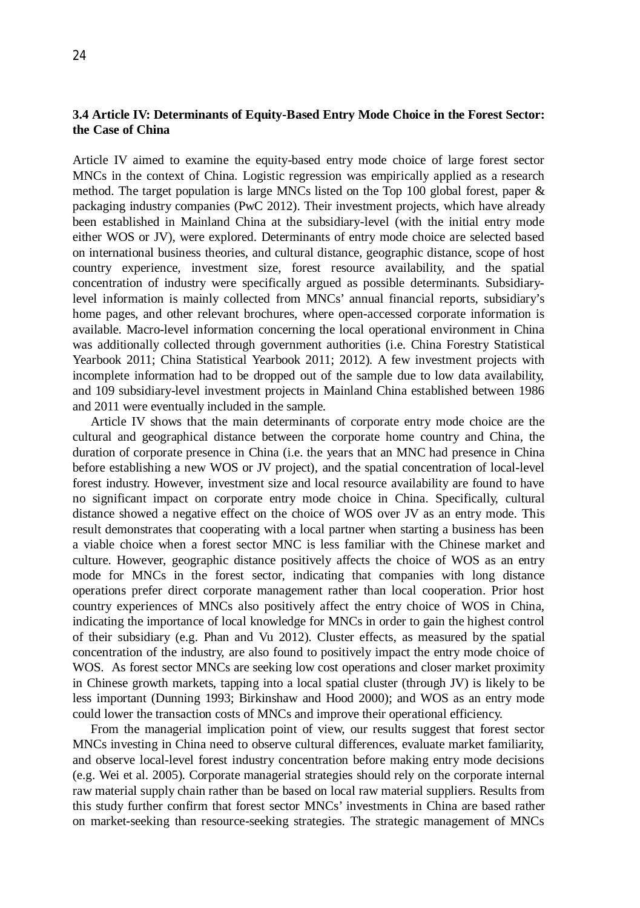### 3.4 Article IV: Determinants of Equity-Based Entry Mode Choice in the Forest Sector: the Case of China

Article IV aimed to examine the equity-based entry mode choice of large forest sector MNCs in the context of China. Logistic regression was empirically applied as a research method. The target population is large MNCs listed on the Top 100 global forest, paper & packaging industry companies (PwC 2012). Their investment projects, which have already been established in Mainland China at the subsidiary-level (with the initial entry mode either WOS or JV), were explored. Determinants of entry mode choice are selected based on international business theories, and cultural distance, geographic distance, scope of host country experience, investment size, forest resource availability, and the spatial concentration of industry were specifically argued as possible determinants. Subsidiary-level information is mainly collected from MNCs' annual financial reports, subsidiary's home pages, and other relevant brochures, where open-accessed corporate information is available. Macro-level information concerning the local operational environment in China was additionally collected through government authorities (i.e. China Forestry Statistical Yearbook 2011; China Statistical Yearbook 2011; 2012). A few investment projects with incomplete information had to be dropped out of the sample due to low data availability, and 109 subsidiary-level investment projects in Mainland China established between 1986 and 2011 were eventually included in the sample.

Article IV shows that the main determinants of corporate entry mode choice are the cultural and geographical distance between the corporate home country and China, the duration of corporate presence in China (i.e. the years that an MNC had presence in China before establishing a new WOS or JV project), and the spatial concentration of local-level forest industry. However, investment size and local resource availability are found to have no significant impact on corporate entry mode choice in China. Specifically, cultural distance showed a negative effect on the choice of WOS over JV as an entry mode. This result demonstrates that cooperating with a local partner when starting a business has been a viable choice when a forest sector MNC is less familiar with the Chinese market and culture. However, geographic distance positively affects the choice of WOS as an entry mode for MNCs in the forest sector, indicating that companies with long distance operations prefer direct corporate management rather than local cooperation. Prior host country experiences of MNCs also positively affect the entry choice of WOS in China, indicating the importance of local knowledge for MNCs in order to gain the highest control of their subsidiary (e.g. Phan and Vu 2012). Cluster effects, as measured by the spatial concentration of the industry, are also found to positively impact the entry mode choice of WOS. As forest sector MNCs are seeking low cost operations and closer market proximity in Chinese growth markets, tapping into a local spatial cluster (through JV) is likely to be less important (Dunning 1993; Birkinshaw and Hood 2000); and WOS as an entry mode could lower the transaction costs of MNCs and improve their operational efficiency.

From the managerial implication point of view, our results suggest that forest sector MNCs investing in China need to observe cultural differences, evaluate market familiarity, and observe local-level forest industry concentration before making entry mode decisions (e.g. Wei et al. 2005). Corporate managerial strategies should rely on the corporate internal raw material supply chain rather than be based on local raw material suppliers. Results from this study further confirm that forest sector MNCs' investments in China are based rather on market-seeking than resource-seeking strategies. The strategic management of MNCs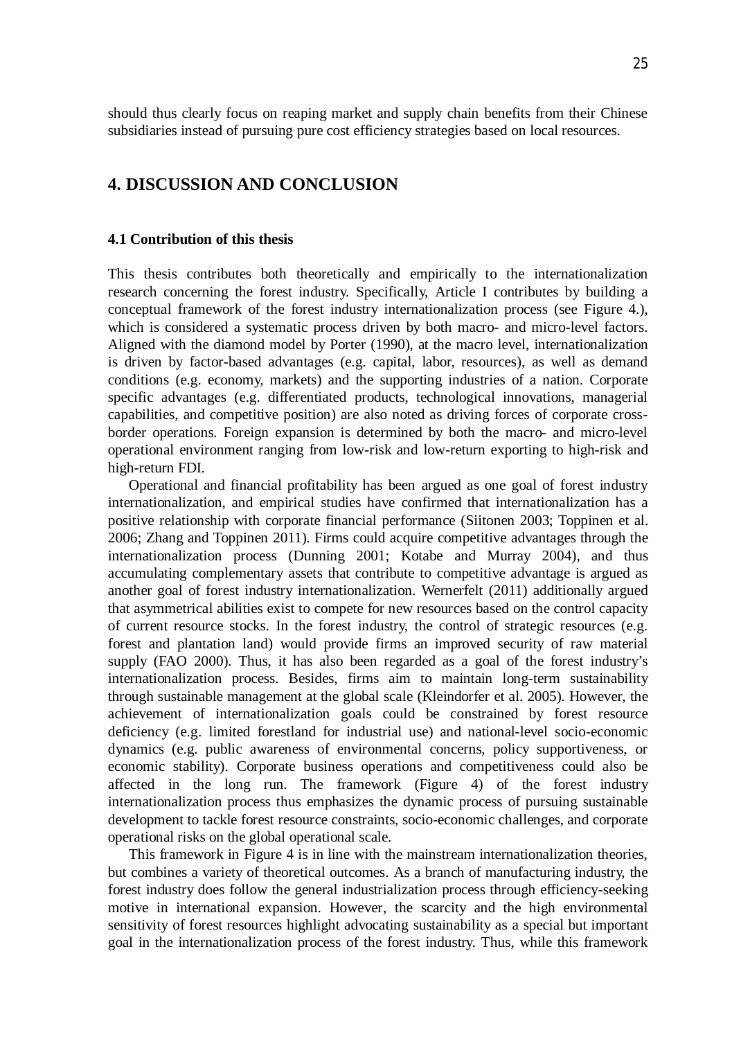should thus clearly focus on reaping market and supply chain benefits from their Chinese subsidiaries instead of pursuing pure cost efficiency strategies based on local resources.

# 4. DISCUSSION AND CONCLUSION

## 4.1 Contribution of this thesis

This thesis contributes both theoretically and empirically to the internationalization research concerning the forest industry. Specifically, Article I contributes by building a conceptual framework of the forest industry internationalization process (see Figure 4.), which is considered a systematic process driven by both macro- and micro-level factors. Aligned with the diamond model by Porter (1990), at the macro level, internationalization is driven by factor-based advantages (e.g. capital, labor, resources), as well as demand conditions (e.g. economy, markets) and the supporting industries of a nation. Corporate specific advantages (e.g. differentiated products, technological innovations, managerial capabilities, and competitive position) are also noted as driving forces of corporate cross-border operations. Foreign expansion is determined by both the macro- and micro-level operational environment ranging from low-risk and low-return exporting to high-risk and high-return FDI.

Operational and financial profitability has been argued as one goal of forest industry internationalization, and empirical studies have confirmed that internationalization has a positive relationship with corporate financial performance (Siitonen 2003; Toppinen et al. 2006; Zhang and Toppinen 2011). Firms could acquire competitive advantages through the internationalization process (Dunning 2001; Kotabe and Murray 2004), and thus accumulating complementary assets that contribute to competitive advantage is argued as another goal of forest industry internationalization. Wernerfelt (2011) additionally argued that asymmetrical abilities exist to compete for new resources based on the control capacity of current resource stocks. In the forest industry, the control of strategic resources (e.g. forest and plantation land) would provide firms an improved security of raw material supply (FAO 2000). Thus, it has also been regarded as a goal of the forest industry's internationalization process. Besides, firms aim to maintain long-term sustainability through sustainable management at the global scale (Kleindorfer et al. 2005). However, the achievement of internationalization goals could be constrained by forest resource deficiency (e.g. limited forestland for industrial use) and national-level socio-economic dynamics (e.g. public awareness of environmental concerns, policy supportiveness, or economic stability). Corporate business operations and competitiveness could also be affected in the long run. The framework (Figure 4) of the forest industry internationalization process thus emphasizes the dynamic process of pursuing sustainable development to tackle forest resource constraints, socio-economic challenges, and corporate operational risks on the global operational scale.

This framework in Figure 4 is in line with the mainstream internationalization theories, but combines a variety of theoretical outcomes. As a branch of manufacturing industry, the forest industry does follow the general industrialization process through efficiency-seeking motive in international expansion. However, the scarcity and the high environmental sensitivity of forest resources highlight advocating sustainability as a special but important goal in the internationalization process of the forest industry. Thus, while this framework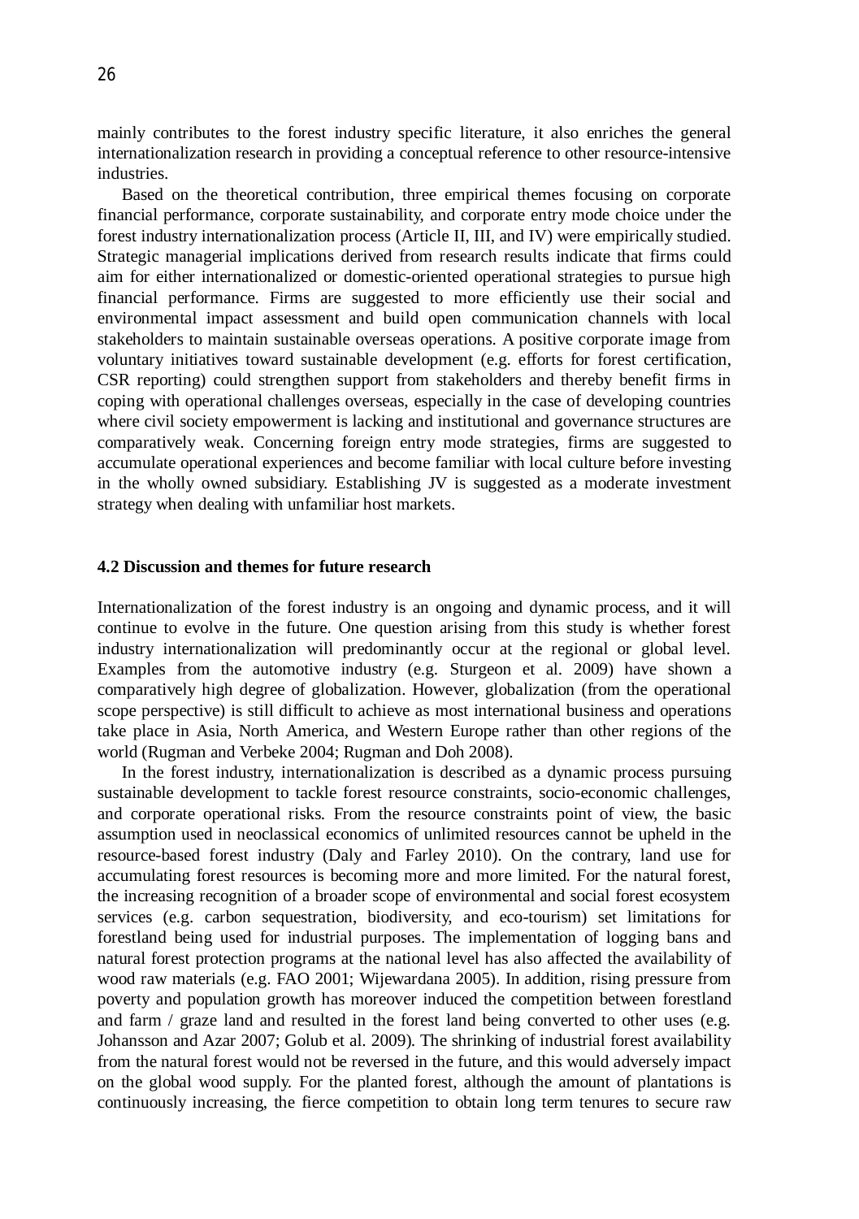mainly contributes to the forest industry specific literature, it also enriches the general internationalization research in providing a conceptual reference to other resource-intensive industries.

Based on the theoretical contribution, three empirical themes focusing on corporate financial performance, corporate sustainability, and corporate entry mode choice under the forest industry internationalization process (Article II, III, and IV) were empirically studied. Strategic managerial implications derived from research results indicate that firms could aim for either internationalized or domestic-oriented operational strategies to pursue high financial performance. Firms are suggested to more efficiently use their social and environmental impact assessment and build open communication channels with local stakeholders to maintain sustainable overseas operations. A positive corporate image from voluntary initiatives toward sustainable development (e.g. efforts for forest certification, CSR reporting) could strengthen support from stakeholders and thereby benefit firms in coping with operational challenges overseas, especially in the case of developing countries where civil society empowerment is lacking and institutional and governance structures are comparatively weak. Concerning foreign entry mode strategies, firms are suggested to accumulate operational experiences and become familiar with local culture before investing in the wholly owned subsidiary. Establishing JV is suggested as a moderate investment strategy when dealing with unfamiliar host markets.

### 4.2 Discussion and themes for future research

Internationalization of the forest industry is an ongoing and dynamic process, and it will continue to evolve in the future. One question arising from this study is whether forest industry internationalization will predominantly occur at the regional or global level. Examples from the automotive industry (e.g. Sturgeon et al. 2009) have shown a comparatively high degree of globalization. However, globalization (from the operational scope perspective) is still difficult to achieve as most international business and operations take place in Asia, North America, and Western Europe rather than other regions of the world (Rugman and Verbeke 2004; Rugman and Doh 2008).

In the forest industry, internationalization is described as a dynamic process pursuing sustainable development to tackle forest resource constraints, socio-economic challenges, and corporate operational risks. From the resource constraints point of view, the basic assumption used in neoclassical economics of unlimited resources cannot be upheld in the resource-based forest industry (Daly and Farley 2010). On the contrary, land use for accumulating forest resources is becoming more and more limited. For the natural forest, the increasing recognition of a broader scope of environmental and social forest ecosystem services (e.g. carbon sequestration, biodiversity, and eco-tourism) set limitations for forestland being used for industrial purposes. The implementation of logging bans and natural forest protection programs at the national level has also affected the availability of wood raw materials (e.g. FAO 2001; Wijewardana 2005). In addition, rising pressure from poverty and population growth has moreover induced the competition between forestland and farm / graze land and resulted in the forest land being converted to other uses (e.g. Johansson and Azar 2007; Golub et al. 2009). The shrinking of industrial forest availability from the natural forest would not be reversed in the future, and this would adversely impact on the global wood supply. For the planted forest, although the amount of plantations is continuously increasing, the fierce competition to obtain long term tenures to secure raw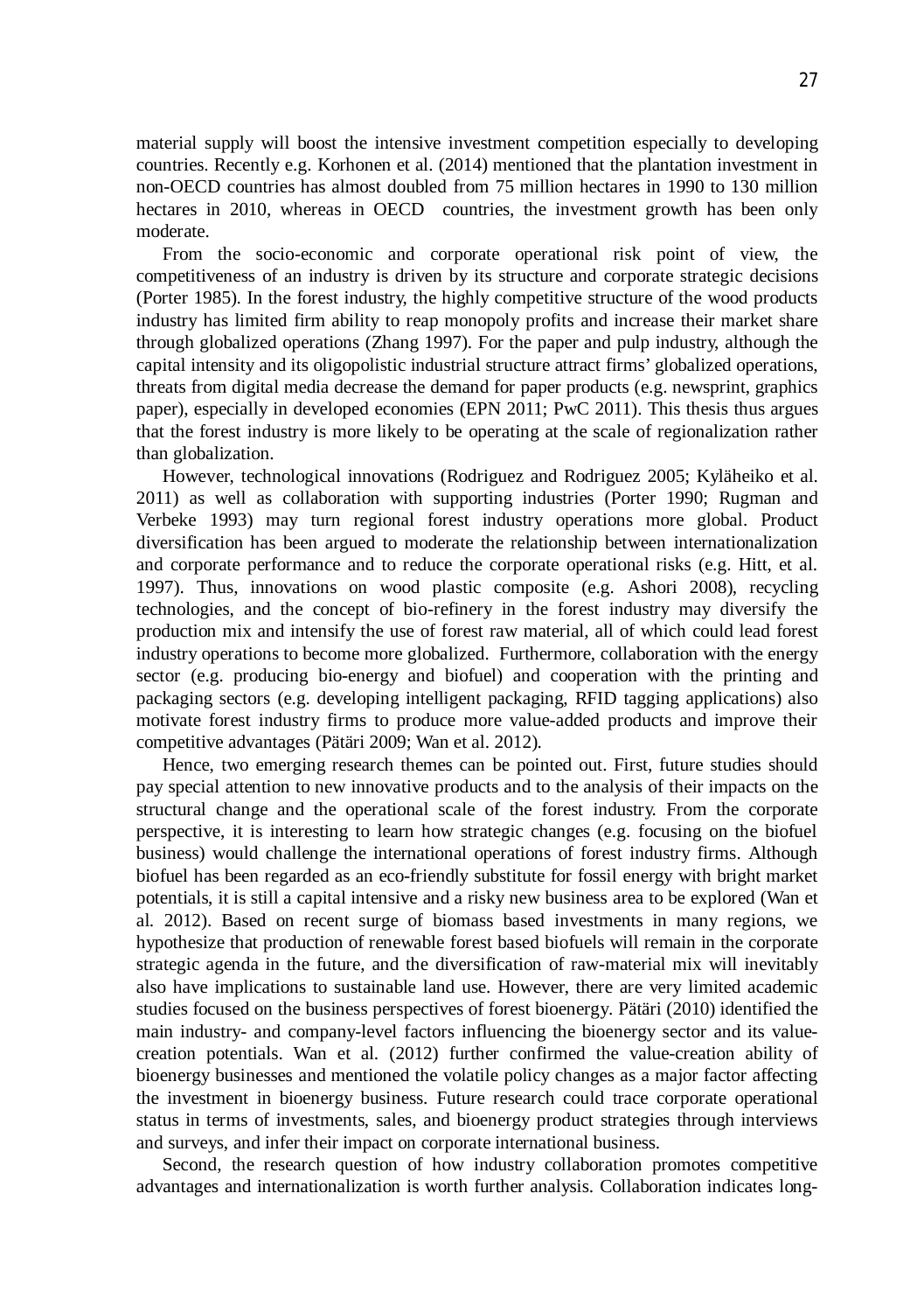material supply will boost the intensive investment competition especially to developing countries. Recently e.g. Korhonen et al. (2014) mentioned that the plantation investment in non-OECD countries has almost doubled from 75 million hectares in 1990 to 130 million hectares in 2010, whereas in OECD countries, the investment growth has been only moderate.

From the socio-economic and corporate operational risk point of view, the competitiveness of an industry is driven by its structure and corporate strategic decisions (Porter 1985). In the forest industry, the highly competitive structure of the wood products industry has limited firm ability to reap monopoly profits and increase their market share through globalized operations (Zhang 1997). For the paper and pulp industry, although the capital intensity and its oligopolistic industrial structure attract firms' globalized operations, threats from digital media decrease the demand for paper products (e.g. newsprint, graphics paper), especially in developed economies (EPN 2011; PwC 2011). This thesis thus argues that the forest industry is more likely to be operating at the scale of regionalization rather than globalization.

However, technological innovations (Rodriguez and Rodriguez 2005; Kyläheiko et al. 2011) as well as collaboration with supporting industries (Porter 1990; Rugman and Verbeke 1993) may turn regional forest industry operations more global. Product diversification has been argued to moderate the relationship between internationalization and corporate performance and to reduce the corporate operational risks (e.g. Hitt, et al. 1997). Thus, innovations on wood plastic composite (e.g. Ashori 2008), recycling technologies, and the concept of bio-refinery in the forest industry may diversify the production mix and intensify the use of forest raw material, all of which could lead forest industry operations to become more globalized. Furthermore, collaboration with the energy sector (e.g. producing bio-energy and biofuel) and cooperation with the printing and packaging sectors (e.g. developing intelligent packaging, RFID tagging applications) also motivate forest industry firms to produce more value-added products and improve their competitive advantages (Pätäri 2009; Wan et al. 2012).

Hence, two emerging research themes can be pointed out. First, future studies should pay special attention to new innovative products and to the analysis of their impacts on the structural change and the operational scale of the forest industry. From the corporate perspective, it is interesting to learn how strategic changes (e.g. focusing on the biofuel business) would challenge the international operations of forest industry firms. Although biofuel has been regarded as an eco-friendly substitute for fossil energy with bright market potentials, it is still a capital intensive and a risky new business area to be explored (Wan et al. 2012). Based on recent surge of biomass based investments in many regions, we hypothesize that production of renewable forest based biofuels will remain in the corporate strategic agenda in the future, and the diversification of raw-material mix will inevitably also have implications to sustainable land use. However, there are very limited academic studies focused on the business perspectives of forest bioenergy. Pätäri (2010) identified the main industry- and company-level factors influencing the bioenergy sector and its value-creation potentials. Wan et al. (2012) further confirmed the value-creation ability of bioenergy businesses and mentioned the volatile policy changes as a major factor affecting the investment in bioenergy business. Future research could trace corporate operational status in terms of investments, sales, and bioenergy product strategies through interviews and surveys, and infer their impact on corporate international business.

Second, the research question of how industry collaboration promotes competitive advantages and internationalization is worth further analysis. Collaboration indicates long-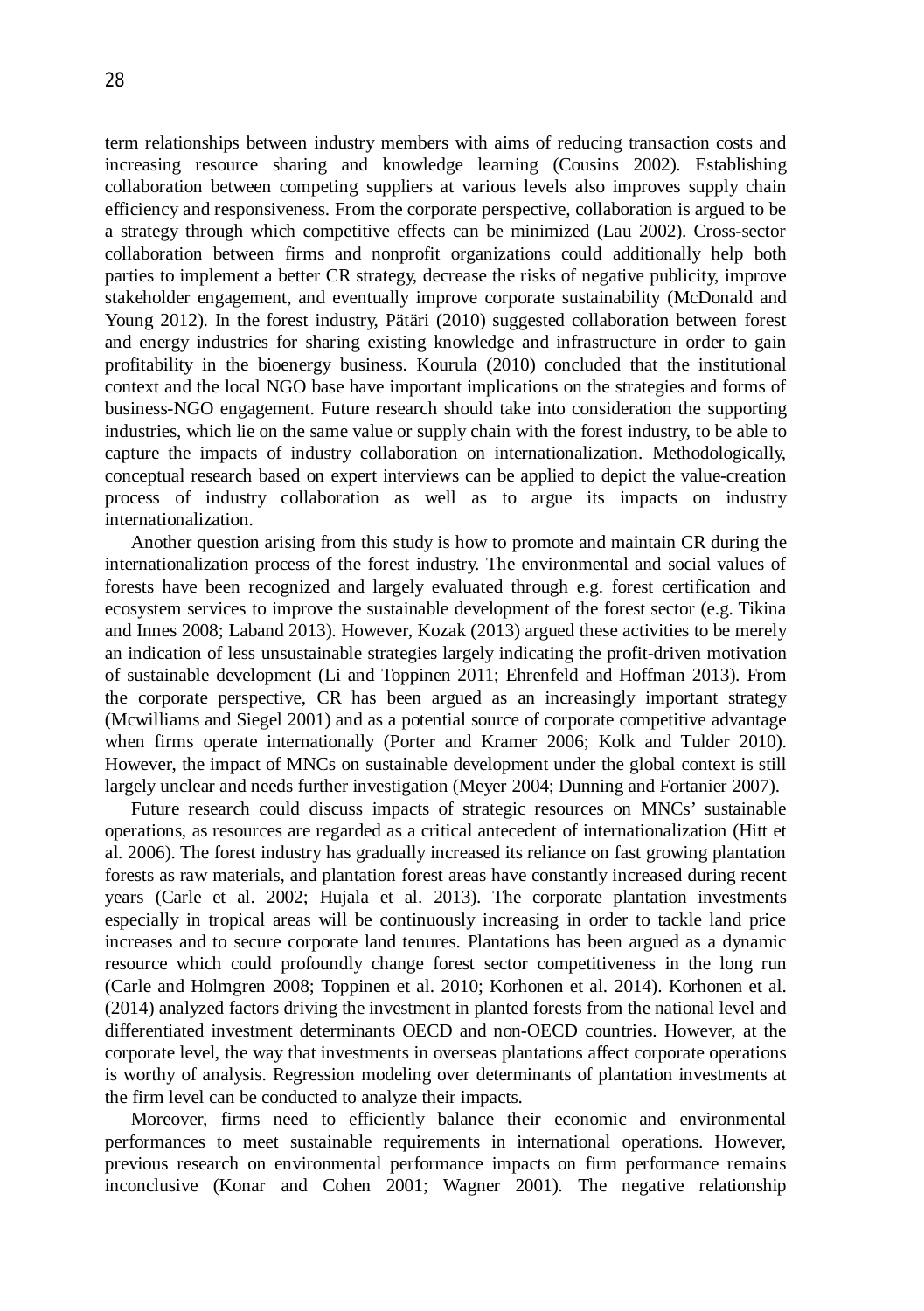term relationships between industry members with aims of reducing transaction costs and increasing resource sharing and knowledge learning (Cousins 2002). Establishing collaboration between competing suppliers at various levels also improves supply chain efficiency and responsiveness. From the corporate perspective, collaboration is argued to be a strategy through which competitive effects can be minimized (Lau 2002). Cross-sector collaboration between firms and nonprofit organizations could additionally help both parties to implement a better CR strategy, decrease the risks of negative publicity, improve stakeholder engagement, and eventually improve corporate sustainability (McDonald and Young 2012). In the forest industry, Pätäri (2010) suggested collaboration between forest and energy industries for sharing existing knowledge and infrastructure in order to gain profitability in the bioenergy business. Kourula (2010) concluded that the institutional context and the local NGO base have important implications on the strategies and forms of business-NGO engagement. Future research should take into consideration the supporting industries, which lie on the same value or supply chain with the forest industry, to be able to capture the impacts of industry collaboration on internationalization. Methodologically, conceptual research based on expert interviews can be applied to depict the value-creation process of industry collaboration as well as to argue its impacts on industry internationalization.

Another question arising from this study is how to promote and maintain CR during the internationalization process of the forest industry. The environmental and social values of forests have been recognized and largely evaluated through e.g. forest certification and ecosystem services to improve the sustainable development of the forest sector (e.g. Tikina and Innes 2008; Laband 2013). However, Kozak (2013) argued these activities to be merely an indication of less unsustainable strategies largely indicating the profit-driven motivation of sustainable development (Li and Toppinen 2011; Ehrenfeld and Hoffman 2013). From the corporate perspective, CR has been argued as an increasingly important strategy (Mcwilliams and Siegel 2001) and as a potential source of corporate competitive advantage when firms operate internationally (Porter and Kramer 2006; Kolk and Tulder 2010). However, the impact of MNCs on sustainable development under the global context is still largely unclear and needs further investigation (Meyer 2004; Dunning and Fortanier 2007).

Future research could discuss impacts of strategic resources on MNCs' sustainable operations, as resources are regarded as a critical antecedent of internationalization (Hitt et al. 2006). The forest industry has gradually increased its reliance on fast growing plantation forests as raw materials, and plantation forest areas have constantly increased during recent years (Carle et al. 2002; Hujala et al. 2013). The corporate plantation investments especially in tropical areas will be continuously increasing in order to tackle land price increases and to secure corporate land tenures. Plantations has been argued as a dynamic resource which could profoundly change forest sector competitiveness in the long run (Carle and Holmgren 2008; Toppinen et al. 2010; Korhonen et al. 2014). Korhonen et al. (2014) analyzed factors driving the investment in planted forests from the national level and differentiated investment determinants OECD and non-OECD countries. However, at the corporate level, the way that investments in overseas plantations affect corporate operations is worthy of analysis. Regression modeling over determinants of plantation investments at the firm level can be conducted to analyze their impacts.

Moreover, firms need to efficiently balance their economic and environmental performances to meet sustainable requirements in international operations. However, previous research on environmental performance impacts on firm performance remains inconclusive (Konar and Cohen 2001; Wagner 2001). The negative relationship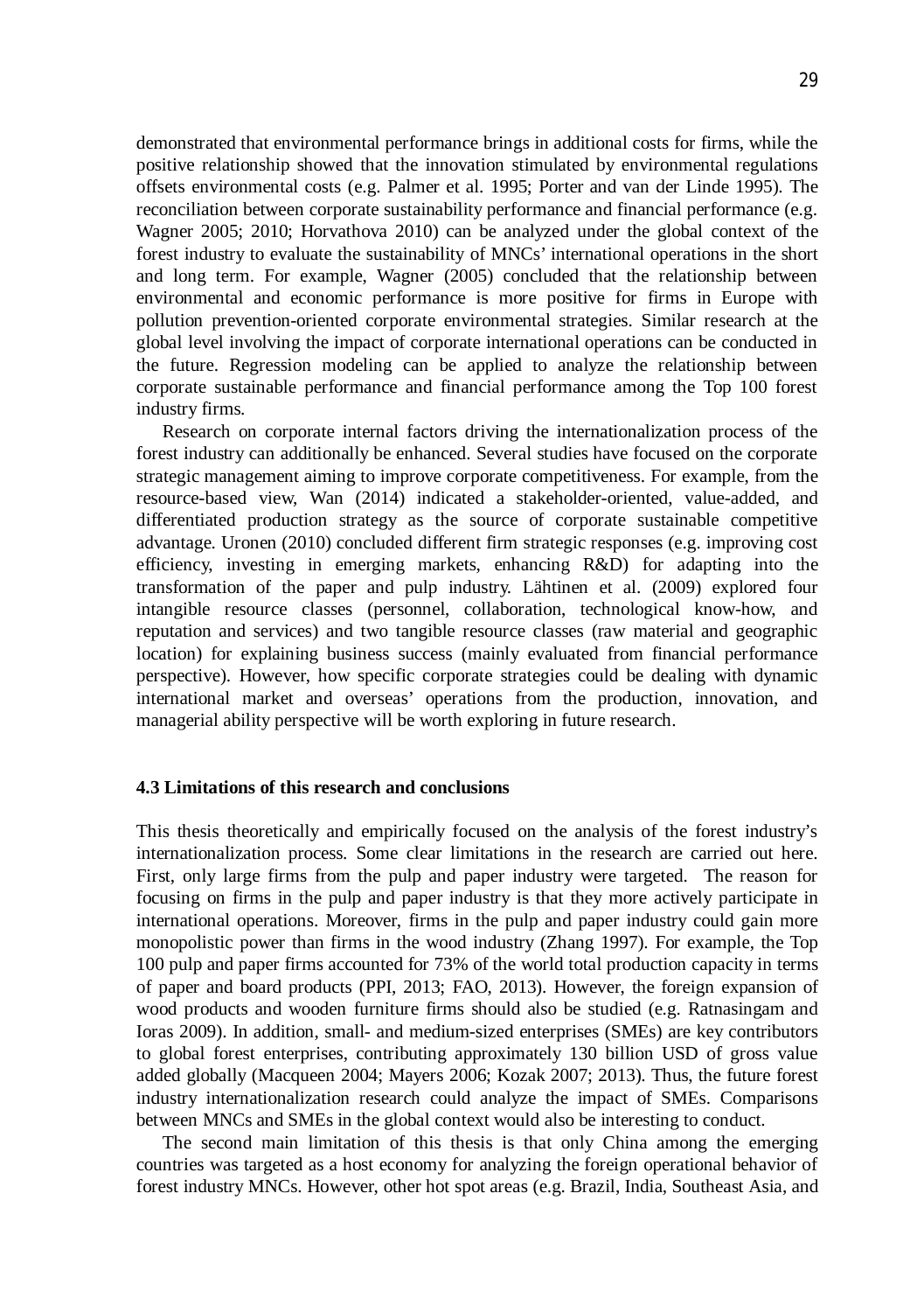demonstrated that environmental performance brings in additional costs for firms, while the positive relationship showed that the innovation stimulated by environmental regulations offsets environmental costs (e.g. Palmer et al. 1995; Porter and van der Linde 1995). The reconciliation between corporate sustainability performance and financial performance (e.g. Wagner 2005; 2010; Horvathova 2010) can be analyzed under the global context of the forest industry to evaluate the sustainability of MNCs' international operations in the short and long term. For example, Wagner (2005) concluded that the relationship between environmental and economic performance is more positive for firms in Europe with pollution prevention-oriented corporate environmental strategies. Similar research at the global level involving the impact of corporate international operations can be conducted in the future. Regression modeling can be applied to analyze the relationship between corporate sustainable performance and financial performance among the Top 100 forest industry firms.

Research on corporate internal factors driving the internationalization process of the forest industry can additionally be enhanced. Several studies have focused on the corporate strategic management aiming to improve corporate competitiveness. For example, from the resource-based view, Wan (2014) indicated a stakeholder-oriented, value-added, and differentiated production strategy as the source of corporate sustainable competitive advantage. Uronen (2010) concluded different firm strategic responses (e.g. improving cost efficiency, investing in emerging markets, enhancing R&D) for adapting into the transformation of the paper and pulp industry. Lähtinen et al. (2009) explored four intangible resource classes (personnel, collaboration, technological know-how, and reputation and services) and two tangible resource classes (raw material and geographic location) for explaining business success (mainly evaluated from financial performance perspective). However, how specific corporate strategies could be dealing with dynamic international market and overseas' operations from the production, innovation, and managerial ability perspective will be worth exploring in future research.

### 4.3 Limitations of this research and conclusions

This thesis theoretically and empirically focused on the analysis of the forest industry's internationalization process. Some clear limitations in the research are carried out here. First, only large firms from the pulp and paper industry were targeted. The reason for focusing on firms in the pulp and paper industry is that they more actively participate in international operations. Moreover, firms in the pulp and paper industry could gain more monopolistic power than firms in the wood industry (Zhang 1997). For example, the Top 100 pulp and paper firms accounted for 73% of the world total production capacity in terms of paper and board products (PPI, 2013; FAO, 2013). However, the foreign expansion of wood products and wooden furniture firms should also be studied (e.g. Ratnasingam and Ioras 2009). In addition, small- and medium-sized enterprises (SMEs) are key contributors to global forest enterprises, contributing approximately 130 billion USD of gross value added globally (Macqueen 2004; Mayers 2006; Kozak 2007; 2013). Thus, the future forest industry internationalization research could analyze the impact of SMEs. Comparisons between MNCs and SMEs in the global context would also be interesting to conduct.

The second main limitation of this thesis is that only China among the emerging countries was targeted as a host economy for analyzing the foreign operational behavior of forest industry MNCs. However, other hot spot areas (e.g. Brazil, India, Southeast Asia, and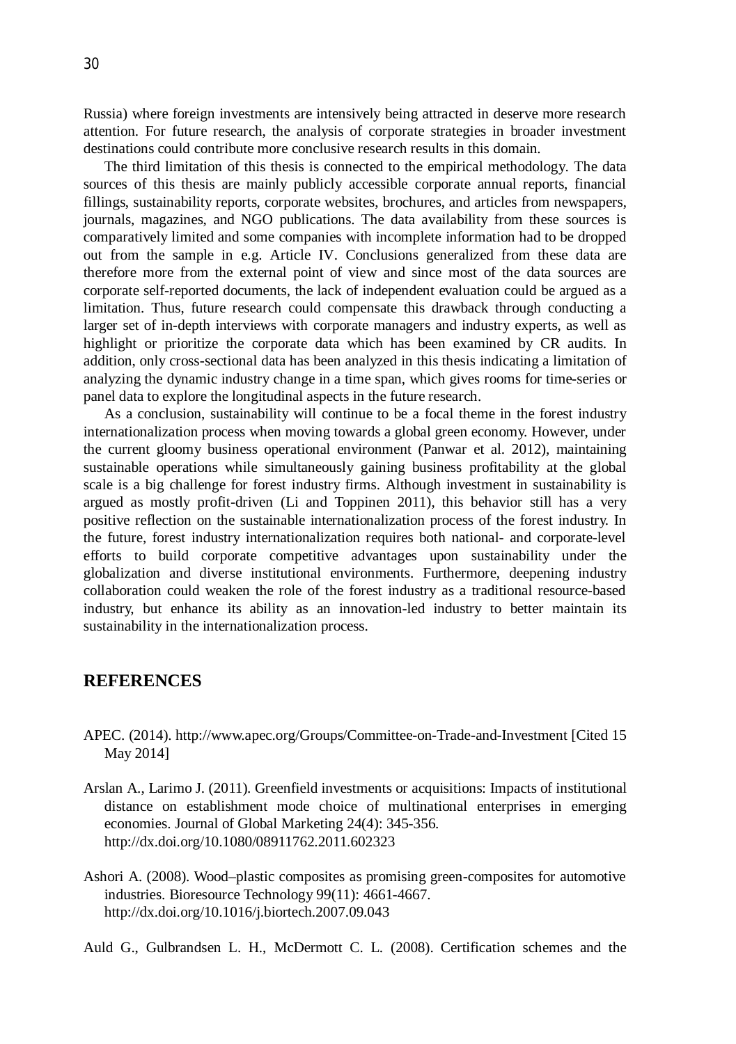Russia) where foreign investments are intensively being attracted in deserve more research attention. For future research, the analysis of corporate strategies in broader investment destinations could contribute more conclusive research results in this domain.

The third limitation of this thesis is connected to the empirical methodology. The data sources of this thesis are mainly publicly accessible corporate annual reports, financial fillings, sustainability reports, corporate websites, brochures, and articles from newspapers, journals, magazines, and NGO publications. The data availability from these sources is comparatively limited and some companies with incomplete information had to be dropped out from the sample in e.g. Article IV. Conclusions generalized from these data are therefore more from the external point of view and since most of the data sources are corporate self-reported documents, the lack of independent evaluation could be argued as a limitation. Thus, future research could compensate this drawback through conducting a larger set of in-depth interviews with corporate managers and industry experts, as well as highlight or prioritize the corporate data which has been examined by CR audits. In addition, only cross-sectional data has been analyzed in this thesis indicating a limitation of analyzing the dynamic industry change in a time span, which gives rooms for time-series or panel data to explore the longitudinal aspects in the future research.

As a conclusion, sustainability will continue to be a focal theme in the forest industry internationalization process when moving towards a global green economy. However, under the current gloomy business operational environment (Panwar et al. 2012), maintaining sustainable operations while simultaneously gaining business profitability at the global scale is a big challenge for forest industry firms. Although investment in sustainability is argued as mostly profit-driven (Li and Toppinen 2011), this behavior still has a very positive reflection on the sustainable internationalization process of the forest industry. In the future, forest industry internationalization requires both national- and corporate-level efforts to build corporate competitive advantages upon sustainability under the globalization and diverse institutional environments. Furthermore, deepening industry collaboration could weaken the role of the forest industry as a traditional resource-based industry, but enhance its ability as an innovation-led industry to better maintain its sustainability in the internationalization process.

## REFERENCES

APEC. (2014). http://www.apec.org/Groups/Committee-on-Trade-and-Investment [Cited 15 May 2014]

Arslan A., Larimo J. (2011). Greenfield investments or acquisitions: Impacts of institutional distance on establishment mode choice of multinational enterprises in emerging economies. Journal of Global Marketing 24(4): 345-356. http://dx.doi.org/10.1080/08911762.2011.602323

Ashori A. (2008). Wood–plastic composites as promising green-composites for automotive industries. Bioresource Technology 99(11): 4661-4667. http://dx.doi.org/10.1016/j.biortech.2007.09.043

Auld G., Gulbrandsen L. H., McDermott C. L. (2008). Certification schemes and the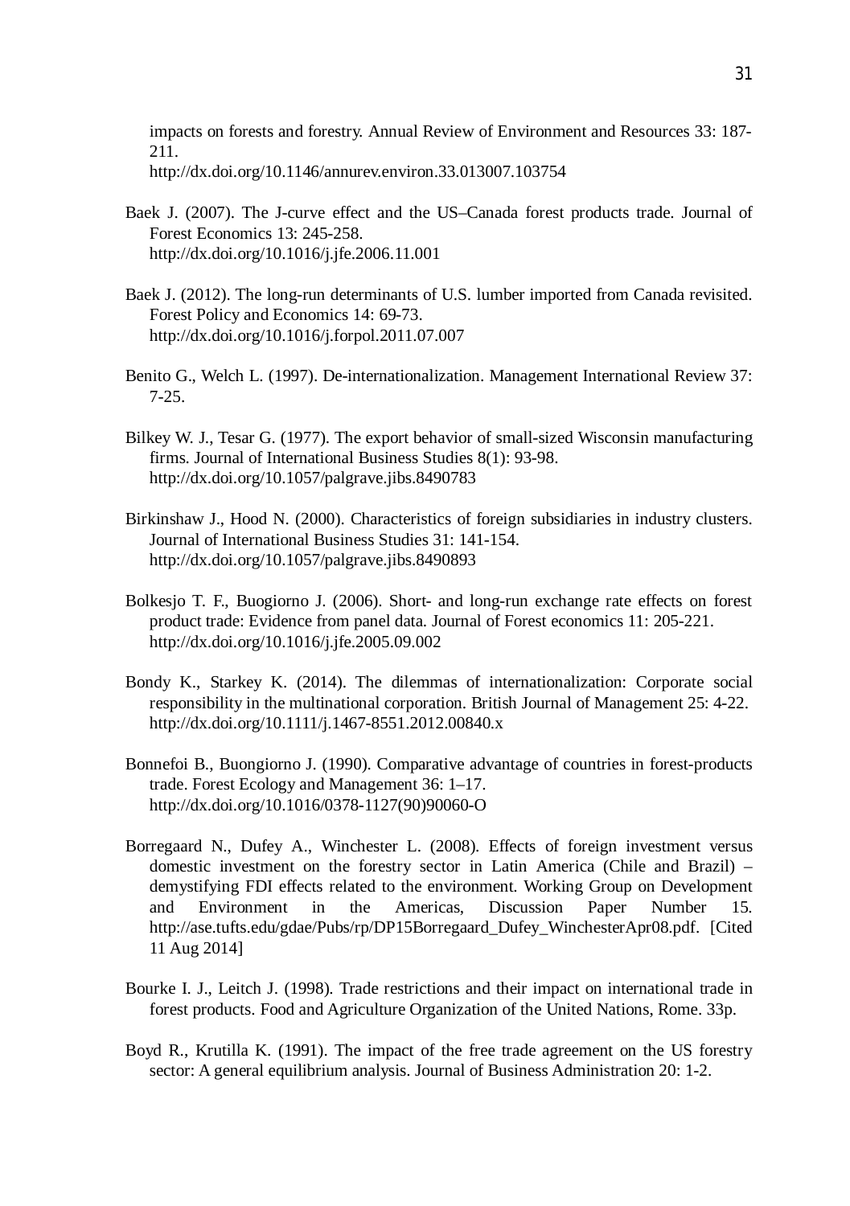impacts on forests and forestry. Annual Review of Environment and Resources 33: 187-211.
http://dx.doi.org/10.1146/annurev.environ.33.013007.103754

Baek J. (2007). The J-curve effect and the US–Canada forest products trade. Journal of Forest Economics 13: 245-258.
http://dx.doi.org/10.1016/j.jfe.2006.11.001

Baek J. (2012). The long-run determinants of U.S. lumber imported from Canada revisited. Forest Policy and Economics 14: 69-73.
http://dx.doi.org/10.1016/j.forpol.2011.07.007

Benito G., Welch L. (1997). De-internationalization. Management International Review 37: 7-25.

Bilkey W. J., Tesar G. (1977). The export behavior of small-sized Wisconsin manufacturing firms. Journal of International Business Studies 8(1): 93-98.
http://dx.doi.org/10.1057/palgrave.jibs.8490783

Birkinshaw J., Hood N. (2000). Characteristics of foreign subsidiaries in industry clusters. Journal of International Business Studies 31: 141-154.
http://dx.doi.org/10.1057/palgrave.jibs.8490893

Bolkesjo T. F., Buogiorno J. (2006). Short- and long-run exchange rate effects on forest product trade: Evidence from panel data. Journal of Forest economics 11: 205-221.
http://dx.doi.org/10.1016/j.jfe.2005.09.002

Bondy K., Starkey K. (2014). The dilemmas of internationalization: Corporate social responsibility in the multinational corporation. British Journal of Management 25: 4-22.
http://dx.doi.org/10.1111/j.1467-8551.2012.00840.x

Bonnefoi B., Buongiorno J. (1990). Comparative advantage of countries in forest-products trade. Forest Ecology and Management 36: 1–17.
http://dx.doi.org/10.1016/0378-1127(90)90060-O

Borregaard N., Dufey A., Winchester L. (2008). Effects of foreign investment versus domestic investment on the forestry sector in Latin America (Chile and Brazil) – demystifying FDI effects related to the environment. Working Group on Development and Environment in the Americas, Discussion Paper Number 15. http://ase.tufts.edu/gdae/Pubs/rp/DP15Borregaard_Dufey_WinchesterApr08.pdf. [Cited 11 Aug 2014]

Bourke I. J., Leitch J. (1998). Trade restrictions and their impact on international trade in forest products. Food and Agriculture Organization of the United Nations, Rome. 33p.

Boyd R., Krutilla K. (1991). The impact of the free trade agreement on the US forestry sector: A general equilibrium analysis. Journal of Business Administration 20: 1-2.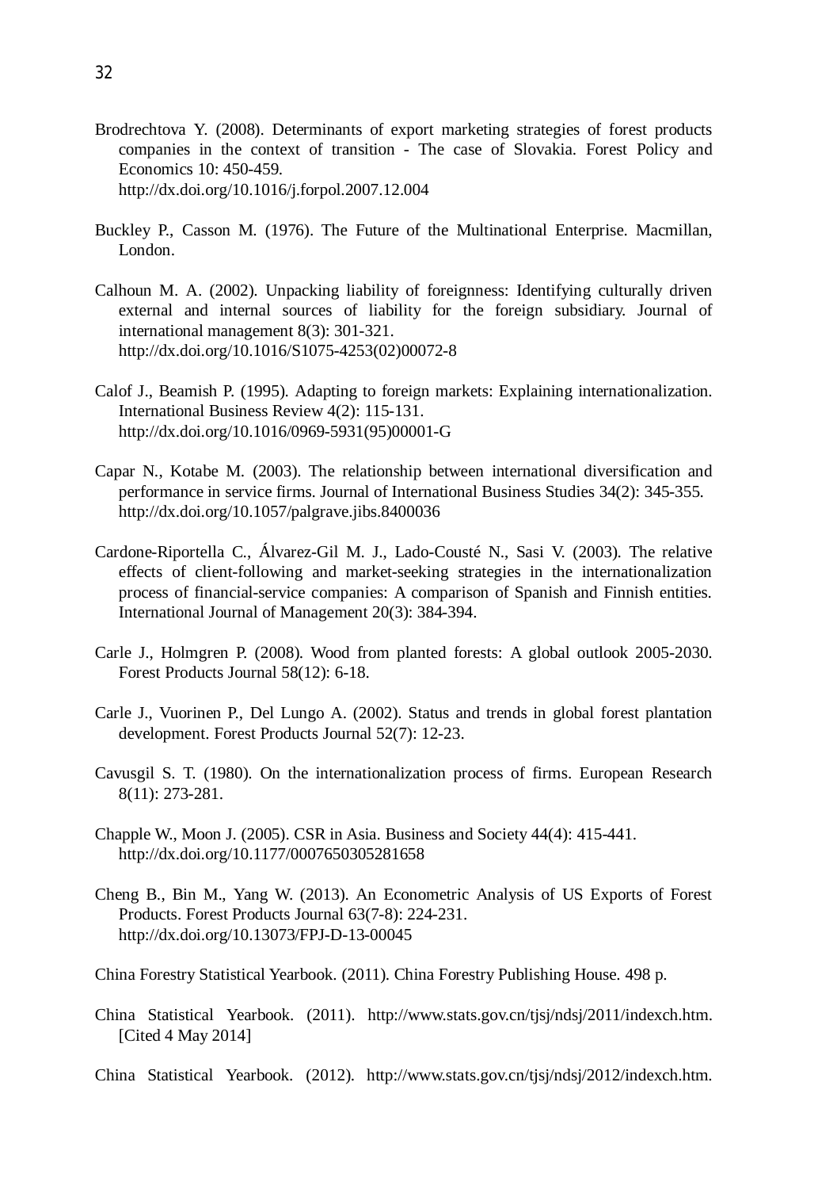Brodrechtova Y. (2008). Determinants of export marketing strategies of forest products companies in the context of transition - The case of Slovakia. Forest Policy and Economics 10: 450-459. http://dx.doi.org/10.1016/j.forpol.2007.12.004

Buckley P., Casson M. (1976). The Future of the Multinational Enterprise. Macmillan, London.

Calhoun M. A. (2002). Unpacking liability of foreignness: Identifying culturally driven external and internal sources of liability for the foreign subsidiary. Journal of international management 8(3): 301-321. http://dx.doi.org/10.1016/S1075-4253(02)00072-8

Calof J., Beamish P. (1995). Adapting to foreign markets: Explaining internationalization. International Business Review 4(2): 115-131. http://dx.doi.org/10.1016/0969-5931(95)00001-G

Capar N., Kotabe M. (2003). The relationship between international diversification and performance in service firms. Journal of International Business Studies 34(2): 345-355. http://dx.doi.org/10.1057/palgrave.jibs.8400036

Cardone-Riportella C., Álvarez-Gil M. J., Lado-Cousté N., Sasi V. (2003). The relative effects of client-following and market-seeking strategies in the internationalization process of financial-service companies: A comparison of Spanish and Finnish entities. International Journal of Management 20(3): 384-394.

Carle J., Holmgren P. (2008). Wood from planted forests: A global outlook 2005-2030. Forest Products Journal 58(12): 6-18.

Carle J., Vuorinen P., Del Lungo A. (2002). Status and trends in global forest plantation development. Forest Products Journal 52(7): 12-23.

Cavusgil S. T. (1980). On the internationalization process of firms. European Research 8(11): 273-281.

Chapple W., Moon J. (2005). CSR in Asia. Business and Society 44(4): 415-441. http://dx.doi.org/10.1177/0007650305281658

Cheng B., Bin M., Yang W. (2013). An Econometric Analysis of US Exports of Forest Products. Forest Products Journal 63(7-8): 224-231. http://dx.doi.org/10.13073/FPJ-D-13-00045

China Forestry Statistical Yearbook. (2011). China Forestry Publishing House. 498 p.

China Statistical Yearbook. (2011). http://www.stats.gov.cn/tjsj/ndsj/2011/indexch.htm. [Cited 4 May 2014]

China Statistical Yearbook. (2012). http://www.stats.gov.cn/tjsj/ndsj/2012/indexch.htm.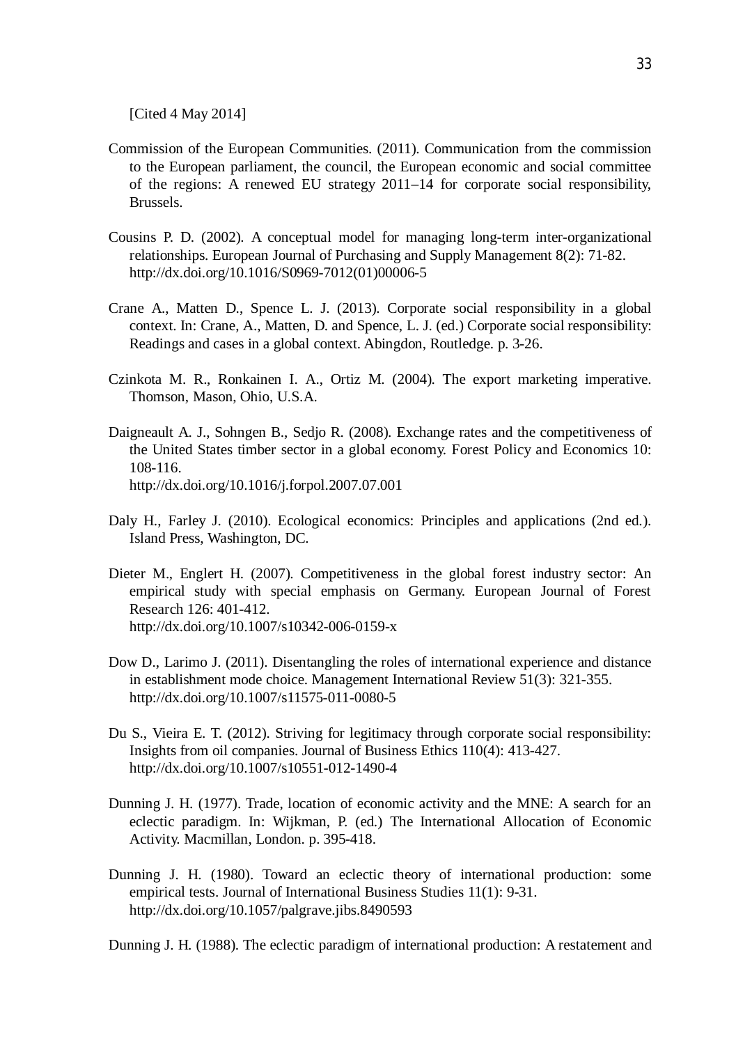[Cited 4 May 2014]

Commission of the European Communities. (2011). Communication from the commission to the European parliament, the council, the European economic and social committee of the regions: A renewed EU strategy 2011–14 for corporate social responsibility, Brussels.

Cousins P. D. (2002). A conceptual model for managing long-term inter-organizational relationships. European Journal of Purchasing and Supply Management 8(2): 71-82. http://dx.doi.org/10.1016/S0969-7012(01)00006-5

Crane A., Matten D., Spence L. J. (2013). Corporate social responsibility in a global context. In: Crane, A., Matten, D. and Spence, L. J. (ed.) Corporate social responsibility: Readings and cases in a global context. Abingdon, Routledge. p. 3-26.

Czinkota M. R., Ronkainen I. A., Ortiz M. (2004). The export marketing imperative. Thomson, Mason, Ohio, U.S.A.

Daigneault A. J., Sohngen B., Sedjo R. (2008). Exchange rates and the competitiveness of the United States timber sector in a global economy. Forest Policy and Economics 10: 108-116.
http://dx.doi.org/10.1016/j.forpol.2007.07.001

Daly H., Farley J. (2010). Ecological economics: Principles and applications (2nd ed.). Island Press, Washington, DC.

Dieter M., Englert H. (2007). Competitiveness in the global forest industry sector: An empirical study with special emphasis on Germany. European Journal of Forest Research 126: 401-412.
http://dx.doi.org/10.1007/s10342-006-0159-x

Dow D., Larimo J. (2011). Disentangling the roles of international experience and distance in establishment mode choice. Management International Review 51(3): 321-355. http://dx.doi.org/10.1007/s11575-011-0080-5

Du S., Vieira E. T. (2012). Striving for legitimacy through corporate social responsibility: Insights from oil companies. Journal of Business Ethics 110(4): 413-427. http://dx.doi.org/10.1007/s10551-012-1490-4

Dunning J. H. (1977). Trade, location of economic activity and the MNE: A search for an eclectic paradigm. In: Wijkman, P. (ed.) The International Allocation of Economic Activity. Macmillan, London. p. 395-418.

Dunning J. H. (1980). Toward an eclectic theory of international production: some empirical tests. Journal of International Business Studies 11(1): 9-31. http://dx.doi.org/10.1057/palgrave.jibs.8490593

Dunning J. H. (1988). The eclectic paradigm of international production: A restatement and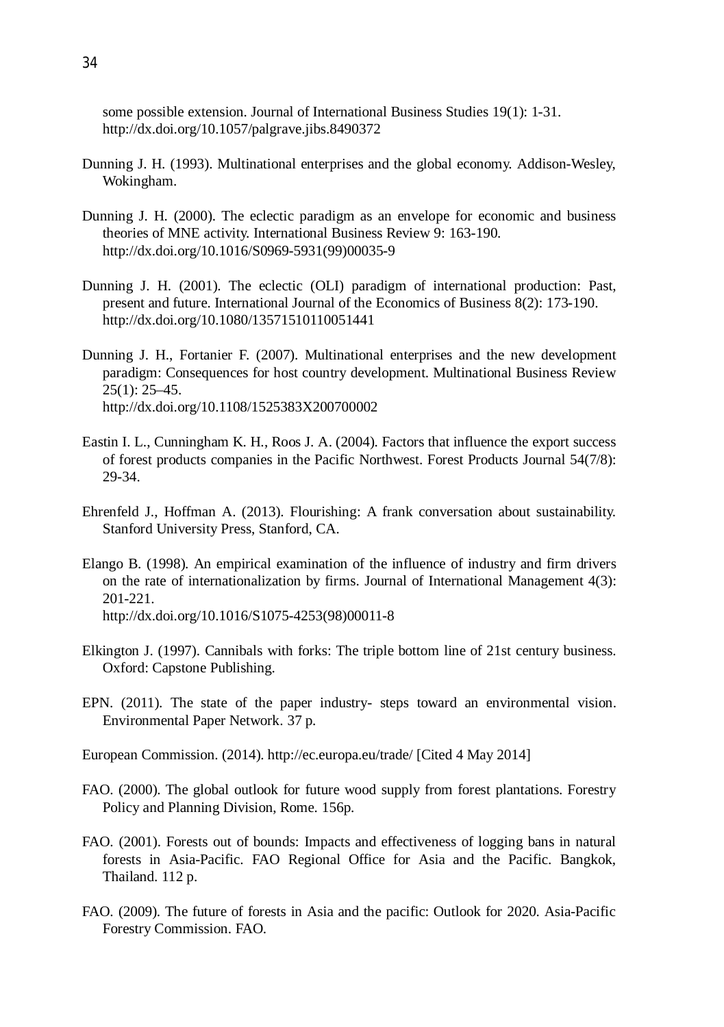some possible extension. Journal of International Business Studies 19(1): 1-31. http://dx.doi.org/10.1057/palgrave.jibs.8490372

Dunning J. H. (1993). Multinational enterprises and the global economy. Addison-Wesley, Wokingham.

Dunning J. H. (2000). The eclectic paradigm as an envelope for economic and business theories of MNE activity. International Business Review 9: 163-190. http://dx.doi.org/10.1016/S0969-5931(99)00035-9

Dunning J. H. (2001). The eclectic (OLI) paradigm of international production: Past, present and future. International Journal of the Economics of Business 8(2): 173-190. http://dx.doi.org/10.1080/13571510110051441

Dunning J. H., Fortanier F. (2007). Multinational enterprises and the new development paradigm: Consequences for host country development. Multinational Business Review 25(1): 25–45. http://dx.doi.org/10.1108/1525383X200700002

Eastin I. L., Cunningham K. H., Roos J. A. (2004). Factors that influence the export success of forest products companies in the Pacific Northwest. Forest Products Journal 54(7/8): 29-34.

Ehrenfeld J., Hoffman A. (2013). Flourishing: A frank conversation about sustainability. Stanford University Press, Stanford, CA.

Elango B. (1998). An empirical examination of the influence of industry and firm drivers on the rate of internationalization by firms. Journal of International Management 4(3): 201-221. http://dx.doi.org/10.1016/S1075-4253(98)00011-8

Elkington J. (1997). Cannibals with forks: The triple bottom line of 21st century business. Oxford: Capstone Publishing.

EPN. (2011). The state of the paper industry- steps toward an environmental vision. Environmental Paper Network. 37 p.

European Commission. (2014). http://ec.europa.eu/trade/ [Cited 4 May 2014]

FAO. (2000). The global outlook for future wood supply from forest plantations. Forestry Policy and Planning Division, Rome. 156p.

FAO. (2001). Forests out of bounds: Impacts and effectiveness of logging bans in natural forests in Asia-Pacific. FAO Regional Office for Asia and the Pacific. Bangkok, Thailand. 112 p.

FAO. (2009). The future of forests in Asia and the pacific: Outlook for 2020. Asia-Pacific Forestry Commission. FAO.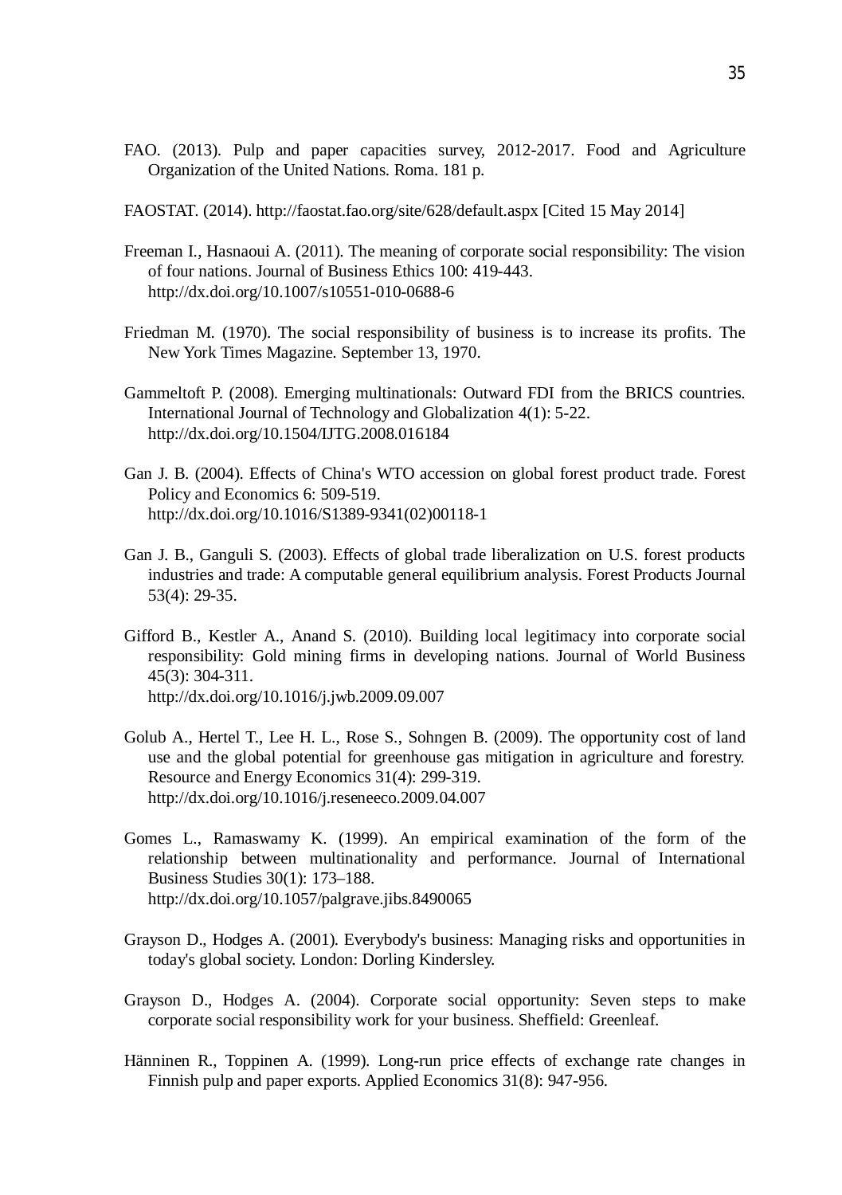FAO. (2013). Pulp and paper capacities survey, 2012-2017. Food and Agriculture Organization of the United Nations. Roma. 181 p.

FAOSTAT. (2014). http://faostat.fao.org/site/628/default.aspx [Cited 15 May 2014]

Freeman I., Hasnaoui A. (2011). The meaning of corporate social responsibility: The vision of four nations. Journal of Business Ethics 100: 419-443. http://dx.doi.org/10.1007/s10551-010-0688-6

Friedman M. (1970). The social responsibility of business is to increase its profits. The New York Times Magazine. September 13, 1970.

Gammeltoft P. (2008). Emerging multinationals: Outward FDI from the BRICS countries. International Journal of Technology and Globalization 4(1): 5-22. http://dx.doi.org/10.1504/IJTG.2008.016184

Gan J. B. (2004). Effects of China's WTO accession on global forest product trade. Forest Policy and Economics 6: 509-519. http://dx.doi.org/10.1016/S1389-9341(02)00118-1

Gan J. B., Ganguli S. (2003). Effects of global trade liberalization on U.S. forest products industries and trade: A computable general equilibrium analysis. Forest Products Journal 53(4): 29-35.

Gifford B., Kestler A., Anand S. (2010). Building local legitimacy into corporate social responsibility: Gold mining firms in developing nations. Journal of World Business 45(3): 304-311. http://dx.doi.org/10.1016/j.jwb.2009.09.007

Golub A., Hertel T., Lee H. L., Rose S., Sohngen B. (2009). The opportunity cost of land use and the global potential for greenhouse gas mitigation in agriculture and forestry. Resource and Energy Economics 31(4): 299-319. http://dx.doi.org/10.1016/j.reseneeco.2009.04.007

Gomes L., Ramaswamy K. (1999). An empirical examination of the form of the relationship between multinationality and performance. Journal of International Business Studies 30(1): 173–188. http://dx.doi.org/10.1057/palgrave.jibs.8490065

Grayson D., Hodges A. (2001). Everybody's business: Managing risks and opportunities in today's global society. London: Dorling Kindersley.

Grayson D., Hodges A. (2004). Corporate social opportunity: Seven steps to make corporate social responsibility work for your business. Sheffield: Greenleaf.

Hänninen R., Toppinen A. (1999). Long-run price effects of exchange rate changes in Finnish pulp and paper exports. Applied Economics 31(8): 947-956.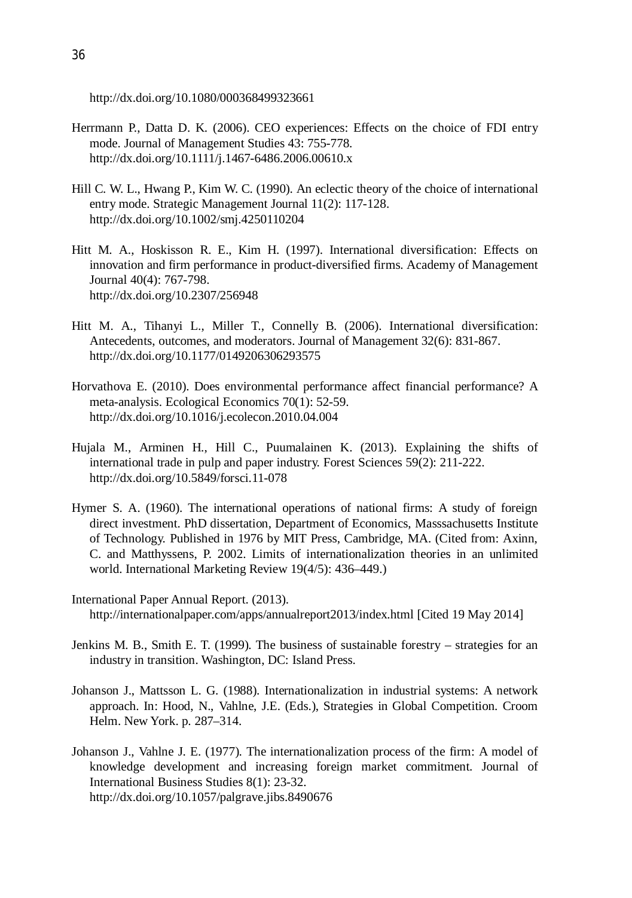http://dx.doi.org/10.1080/000368499323661

Herrmann P., Datta D. K. (2006). CEO experiences: Effects on the choice of FDI entry mode. Journal of Management Studies 43: 755-778. http://dx.doi.org/10.1111/j.1467-6486.2006.00610.x

Hill C. W. L., Hwang P., Kim W. C. (1990). An eclectic theory of the choice of international entry mode. Strategic Management Journal 11(2): 117-128. http://dx.doi.org/10.1002/smj.4250110204

Hitt M. A., Hoskisson R. E., Kim H. (1997). International diversification: Effects on innovation and firm performance in product-diversified firms. Academy of Management Journal 40(4): 767-798. http://dx.doi.org/10.2307/256948

Hitt M. A., Tihanyi L., Miller T., Connelly B. (2006). International diversification: Antecedents, outcomes, and moderators. Journal of Management 32(6): 831-867. http://dx.doi.org/10.1177/0149206306293575

Horvathova E. (2010). Does environmental performance affect financial performance? A meta-analysis. Ecological Economics 70(1): 52-59. http://dx.doi.org/10.1016/j.ecolecon.2010.04.004

Hujala M., Arminen H., Hill C., Puumalainen K. (2013). Explaining the shifts of international trade in pulp and paper industry. Forest Sciences 59(2): 211-222. http://dx.doi.org/10.5849/forsci.11-078

Hymer S. A. (1960). The international operations of national firms: A study of foreign direct investment. PhD dissertation, Department of Economics, Masssachusetts Institute of Technology. Published in 1976 by MIT Press, Cambridge, MA. (Cited from: Axinn, C. and Matthyssens, P. 2002. Limits of internationalization theories in an unlimited world. International Marketing Review 19(4/5): 436–449.)

International Paper Annual Report. (2013). http://internationalpaper.com/apps/annualreport2013/index.html [Cited 19 May 2014]

Jenkins M. B., Smith E. T. (1999). The business of sustainable forestry – strategies for an industry in transition. Washington, DC: Island Press.

Johanson J., Mattsson L. G. (1988). Internationalization in industrial systems: A network approach. In: Hood, N., Vahlne, J.E. (Eds.), Strategies in Global Competition. Croom Helm. New York. p. 287–314.

Johanson J., Vahlne J. E. (1977). The internationalization process of the firm: A model of knowledge development and increasing foreign market commitment. Journal of International Business Studies 8(1): 23-32. http://dx.doi.org/10.1057/palgrave.jibs.8490676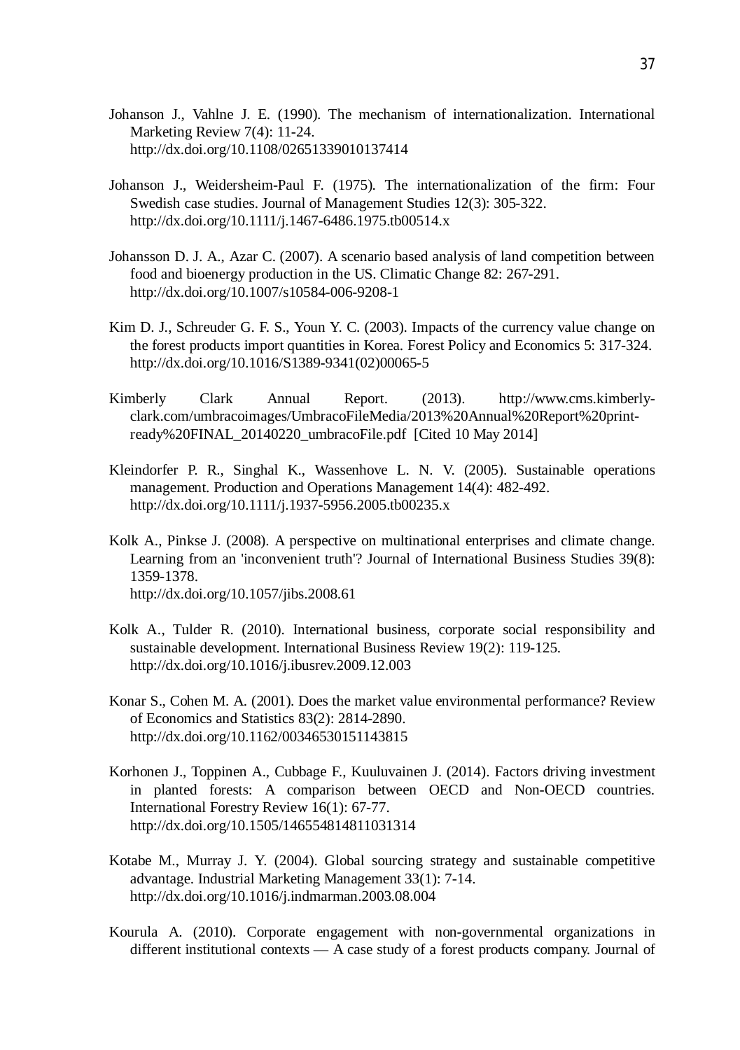Johanson J., Vahlne J. E. (1990). The mechanism of internationalization. International Marketing Review 7(4): 11-24.
http://dx.doi.org/10.1108/02651339010137414

Johanson J., Weidersheim-Paul F. (1975). The internationalization of the firm: Four Swedish case studies. Journal of Management Studies 12(3): 305-322.
http://dx.doi.org/10.1111/j.1467-6486.1975.tb00514.x

Johansson D. J. A., Azar C. (2007). A scenario based analysis of land competition between food and bioenergy production in the US. Climatic Change 82: 267-291.
http://dx.doi.org/10.1007/s10584-006-9208-1

Kim D. J., Schreuder G. F. S., Youn Y. C. (2003). Impacts of the currency value change on the forest products import quantities in Korea. Forest Policy and Economics 5: 317-324.
http://dx.doi.org/10.1016/S1389-9341(02)00065-5

Kimberly Clark Annual Report. (2013). http://www.cms.kimberly-clark.com/umbracoimages/UmbracoFileMedia/2013%20Annual%20Report%20print-ready%20FINAL_20140220_umbracoFile.pdf [Cited 10 May 2014]

Kleindorfer P. R., Singhal K., Wassenhove L. N. V. (2005). Sustainable operations management. Production and Operations Management 14(4): 482-492.
http://dx.doi.org/10.1111/j.1937-5956.2005.tb00235.x

Kolk A., Pinkse J. (2008). A perspective on multinational enterprises and climate change. Learning from an 'inconvenient truth'? Journal of International Business Studies 39(8): 1359-1378.
http://dx.doi.org/10.1057/jibs.2008.61

Kolk A., Tulder R. (2010). International business, corporate social responsibility and sustainable development. International Business Review 19(2): 119-125.
http://dx.doi.org/10.1016/j.ibusrev.2009.12.003

Konar S., Cohen M. A. (2001). Does the market value environmental performance? Review of Economics and Statistics 83(2): 2814-2890.
http://dx.doi.org/10.1162/00346530151143815

Korhonen J., Toppinen A., Cubbage F., Kuuluvainen J. (2014). Factors driving investment in planted forests: A comparison between OECD and Non-OECD countries. International Forestry Review 16(1): 67-77.
http://dx.doi.org/10.1505/146554814811031314

Kotabe M., Murray J. Y. (2004). Global sourcing strategy and sustainable competitive advantage. Industrial Marketing Management 33(1): 7-14.
http://dx.doi.org/10.1016/j.indmarman.2003.08.004

Kourula A. (2010). Corporate engagement with non-governmental organizations in different institutional contexts — A case study of a forest products company. Journal of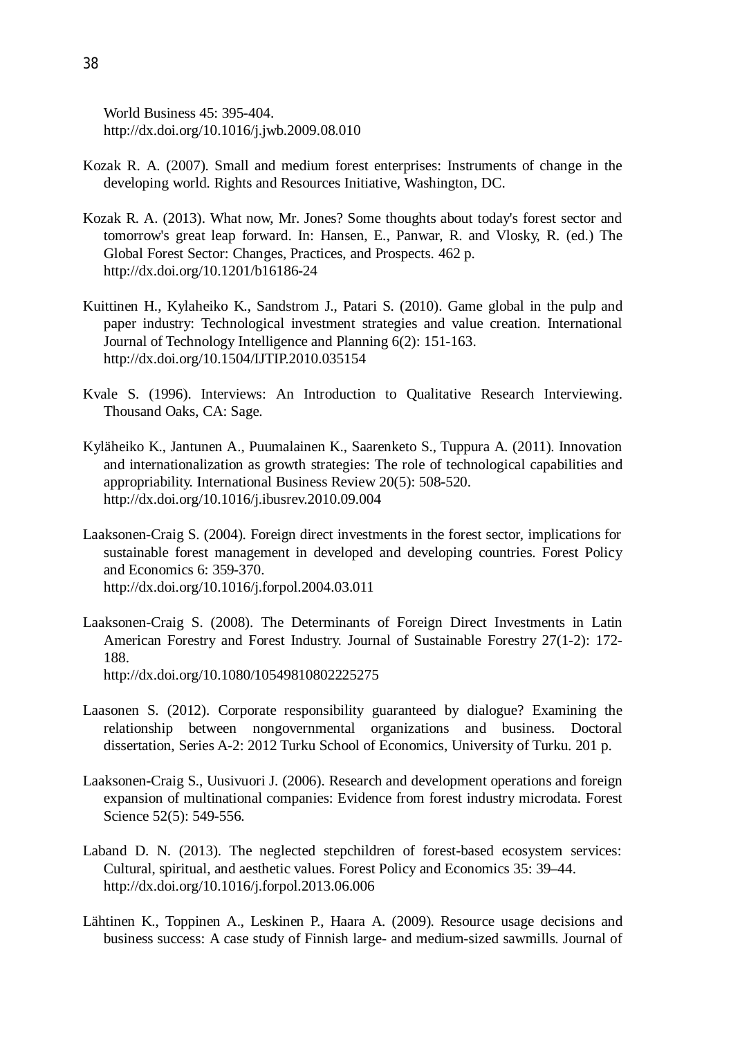World Business 45: 395-404.
http://dx.doi.org/10.1016/j.jwb.2009.08.010

Kozak R. A. (2007). Small and medium forest enterprises: Instruments of change in the developing world. Rights and Resources Initiative, Washington, DC.

Kozak R. A. (2013). What now, Mr. Jones? Some thoughts about today's forest sector and tomorrow's great leap forward. In: Hansen, E., Panwar, R. and Vlosky, R. (ed.) The Global Forest Sector: Changes, Practices, and Prospects. 462 p.
http://dx.doi.org/10.1201/b16186-24

Kuittinen H., Kylaheiko K., Sandstrom J., Patari S. (2010). Game global in the pulp and paper industry: Technological investment strategies and value creation. International Journal of Technology Intelligence and Planning 6(2): 151-163.
http://dx.doi.org/10.1504/IJTIP.2010.035154

Kvale S. (1996). Interviews: An Introduction to Qualitative Research Interviewing. Thousand Oaks, CA: Sage.

Kyläheiko K., Jantunen A., Puumalainen K., Saarenketo S., Tuppura A. (2011). Innovation and internationalization as growth strategies: The role of technological capabilities and appropriability. International Business Review 20(5): 508-520.
http://dx.doi.org/10.1016/j.ibusrev.2010.09.004

Laaksonen-Craig S. (2004). Foreign direct investments in the forest sector, implications for sustainable forest management in developed and developing countries. Forest Policy and Economics 6: 359-370.
http://dx.doi.org/10.1016/j.forpol.2004.03.011

Laaksonen-Craig S. (2008). The Determinants of Foreign Direct Investments in Latin American Forestry and Forest Industry. Journal of Sustainable Forestry 27(1-2): 172-188.
http://dx.doi.org/10.1080/10549810802225275

Laasonen S. (2012). Corporate responsibility guaranteed by dialogue? Examining the relationship between nongovernmental organizations and business. Doctoral dissertation, Series A-2: 2012 Turku School of Economics, University of Turku. 201 p.

Laaksonen-Craig S., Uusivuori J. (2006). Research and development operations and foreign expansion of multinational companies: Evidence from forest industry microdata. Forest Science 52(5): 549-556.

Laband D. N. (2013). The neglected stepchildren of forest-based ecosystem services: Cultural, spiritual, and aesthetic values. Forest Policy and Economics 35: 39–44.
http://dx.doi.org/10.1016/j.forpol.2013.06.006

Lähtinen K., Toppinen A., Leskinen P., Haara A. (2009). Resource usage decisions and business success: A case study of Finnish large- and medium-sized sawmills. Journal of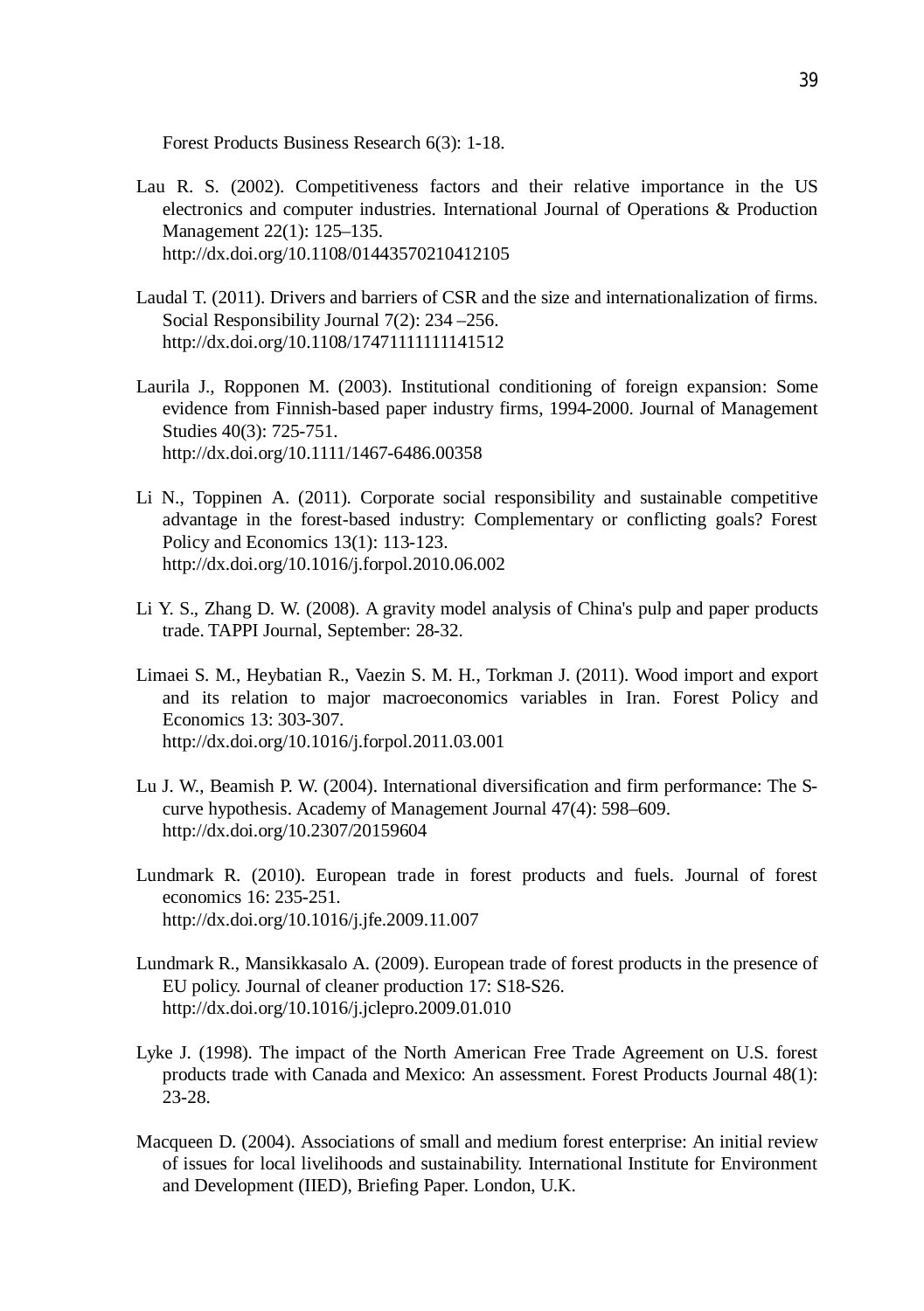Forest Products Business Research 6(3): 1-18.

Lau R. S. (2002). Competitiveness factors and their relative importance in the US electronics and computer industries. International Journal of Operations & Production Management 22(1): 125–135.
http://dx.doi.org/10.1108/01443570210412105

Laudal T. (2011). Drivers and barriers of CSR and the size and internationalization of firms. Social Responsibility Journal 7(2): 234 –256.
http://dx.doi.org/10.1108/17471111111141512

Laurila J., Ropponen M. (2003). Institutional conditioning of foreign expansion: Some evidence from Finnish-based paper industry firms, 1994-2000. Journal of Management Studies 40(3): 725-751.
http://dx.doi.org/10.1111/1467-6486.00358

Li N., Toppinen A. (2011). Corporate social responsibility and sustainable competitive advantage in the forest-based industry: Complementary or conflicting goals? Forest Policy and Economics 13(1): 113-123.
http://dx.doi.org/10.1016/j.forpol.2010.06.002

Li Y. S., Zhang D. W. (2008). A gravity model analysis of China's pulp and paper products trade. TAPPI Journal, September: 28-32.

Limaei S. M., Heybatian R., Vaezin S. M. H., Torkman J. (2011). Wood import and export and its relation to major macroeconomics variables in Iran. Forest Policy and Economics 13: 303-307.
http://dx.doi.org/10.1016/j.forpol.2011.03.001

Lu J. W., Beamish P. W. (2004). International diversification and firm performance: The S-curve hypothesis. Academy of Management Journal 47(4): 598–609.
http://dx.doi.org/10.2307/20159604

Lundmark R. (2010). European trade in forest products and fuels. Journal of forest economics 16: 235-251.
http://dx.doi.org/10.1016/j.jfe.2009.11.007

Lundmark R., Mansikkasalo A. (2009). European trade of forest products in the presence of EU policy. Journal of cleaner production 17: S18-S26.
http://dx.doi.org/10.1016/j.jclepro.2009.01.010

Lyke J. (1998). The impact of the North American Free Trade Agreement on U.S. forest products trade with Canada and Mexico: An assessment. Forest Products Journal 48(1): 23-28.

Macqueen D. (2004). Associations of small and medium forest enterprise: An initial review of issues for local livelihoods and sustainability. International Institute for Environment and Development (IIED), Briefing Paper. London, U.K.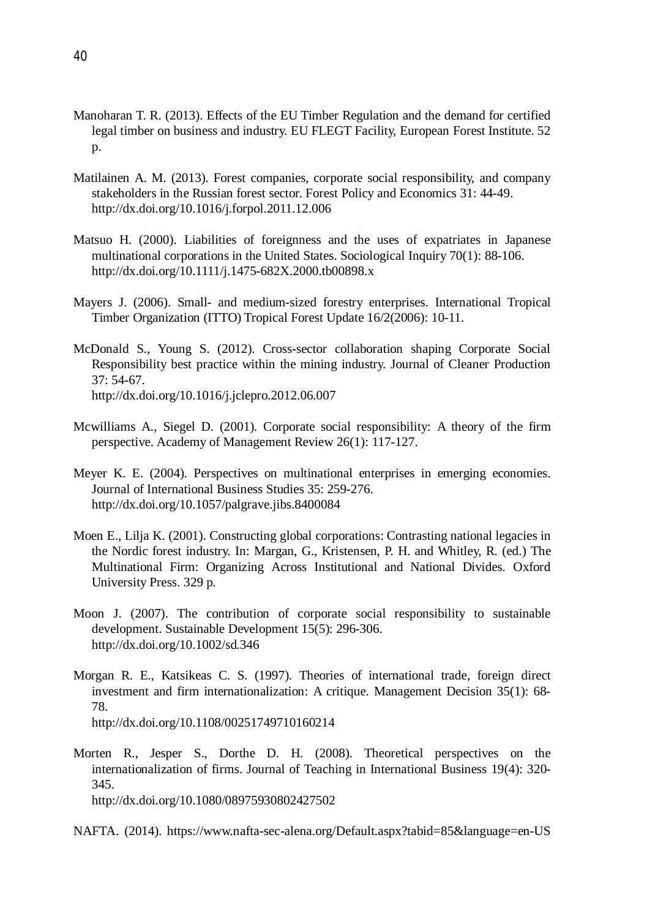Manoharan T. R. (2013). Effects of the EU Timber Regulation and the demand for certified legal timber on business and industry. EU FLEGT Facility, European Forest Institute. 52 p.

Matilainen A. M. (2013). Forest companies, corporate social responsibility, and company stakeholders in the Russian forest sector. Forest Policy and Economics 31: 44-49. http://dx.doi.org/10.1016/j.forpol.2011.12.006

Matsuo H. (2000). Liabilities of foreignness and the uses of expatriates in Japanese multinational corporations in the United States. Sociological Inquiry 70(1): 88-106. http://dx.doi.org/10.1111/j.1475-682X.2000.tb00898.x

Mayers J. (2006). Small- and medium-sized forestry enterprises. International Tropical Timber Organization (ITTO) Tropical Forest Update 16/2(2006): 10-11.

McDonald S., Young S. (2012). Cross-sector collaboration shaping Corporate Social Responsibility best practice within the mining industry. Journal of Cleaner Production 37: 54-67.
http://dx.doi.org/10.1016/j.jclepro.2012.06.007

Mcwilliams A., Siegel D. (2001). Corporate social responsibility: A theory of the firm perspective. Academy of Management Review 26(1): 117-127.

Meyer K. E. (2004). Perspectives on multinational enterprises in emerging economies. Journal of International Business Studies 35: 259-276.
http://dx.doi.org/10.1057/palgrave.jibs.8400084

Moen E., Lilja K. (2001). Constructing global corporations: Contrasting national legacies in the Nordic forest industry. In: Margan, G., Kristensen, P. H. and Whitley, R. (ed.) The Multinational Firm: Organizing Across Institutional and National Divides. Oxford University Press. 329 p.

Moon J. (2007). The contribution of corporate social responsibility to sustainable development. Sustainable Development 15(5): 296-306.
http://dx.doi.org/10.1002/sd.346

Morgan R. E., Katsikeas C. S. (1997). Theories of international trade, foreign direct investment and firm internationalization: A critique. Management Decision 35(1): 68-78.
http://dx.doi.org/10.1108/00251749710160214

Morten R., Jesper S., Dorthe D. H. (2008). Theoretical perspectives on the internationalization of firms. Journal of Teaching in International Business 19(4): 320-345.
http://dx.doi.org/10.1080/08975930802427502

NAFTA. (2014). https://www.nafta-sec-alena.org/Default.aspx?tabid=85&language=en-US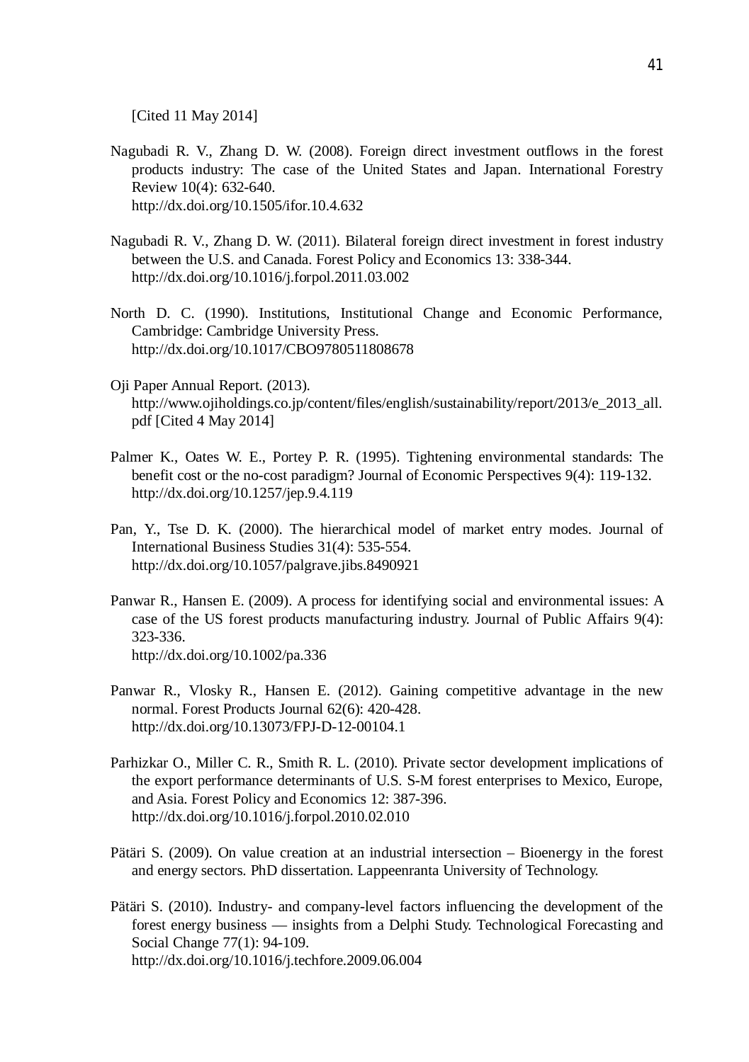[Cited 11 May 2014]

Nagubadi R. V., Zhang D. W. (2008). Foreign direct investment outflows in the forest products industry: The case of the United States and Japan. International Forestry Review 10(4): 632-640.
http://dx.doi.org/10.1505/ifor.10.4.632

Nagubadi R. V., Zhang D. W. (2011). Bilateral foreign direct investment in forest industry between the U.S. and Canada. Forest Policy and Economics 13: 338-344.
http://dx.doi.org/10.1016/j.forpol.2011.03.002

North D. C. (1990). Institutions, Institutional Change and Economic Performance, Cambridge: Cambridge University Press.
http://dx.doi.org/10.1017/CBO9780511808678

Oji Paper Annual Report. (2013).
http://www.ojiholdings.co.jp/content/files/english/sustainability/report/2013/e_2013_all.pdf [Cited 4 May 2014]

Palmer K., Oates W. E., Portey P. R. (1995). Tightening environmental standards: The benefit cost or the no-cost paradigm? Journal of Economic Perspectives 9(4): 119-132.
http://dx.doi.org/10.1257/jep.9.4.119

Pan, Y., Tse D. K. (2000). The hierarchical model of market entry modes. Journal of International Business Studies 31(4): 535-554.
http://dx.doi.org/10.1057/palgrave.jibs.8490921

Panwar R., Hansen E. (2009). A process for identifying social and environmental issues: A case of the US forest products manufacturing industry. Journal of Public Affairs 9(4): 323-336.
http://dx.doi.org/10.1002/pa.336

Panwar R., Vlosky R., Hansen E. (2012). Gaining competitive advantage in the new normal. Forest Products Journal 62(6): 420-428.
http://dx.doi.org/10.13073/FPJ-D-12-00104.1

Parhizkar O., Miller C. R., Smith R. L. (2010). Private sector development implications of the export performance determinants of U.S. S-M forest enterprises to Mexico, Europe, and Asia. Forest Policy and Economics 12: 387-396.
http://dx.doi.org/10.1016/j.forpol.2010.02.010

Pätäri S. (2009). On value creation at an industrial intersection – Bioenergy in the forest and energy sectors. PhD dissertation. Lappeenranta University of Technology.

Pätäri S. (2010). Industry- and company-level factors influencing the development of the forest energy business — insights from a Delphi Study. Technological Forecasting and Social Change 77(1): 94-109.
http://dx.doi.org/10.1016/j.techfore.2009.06.004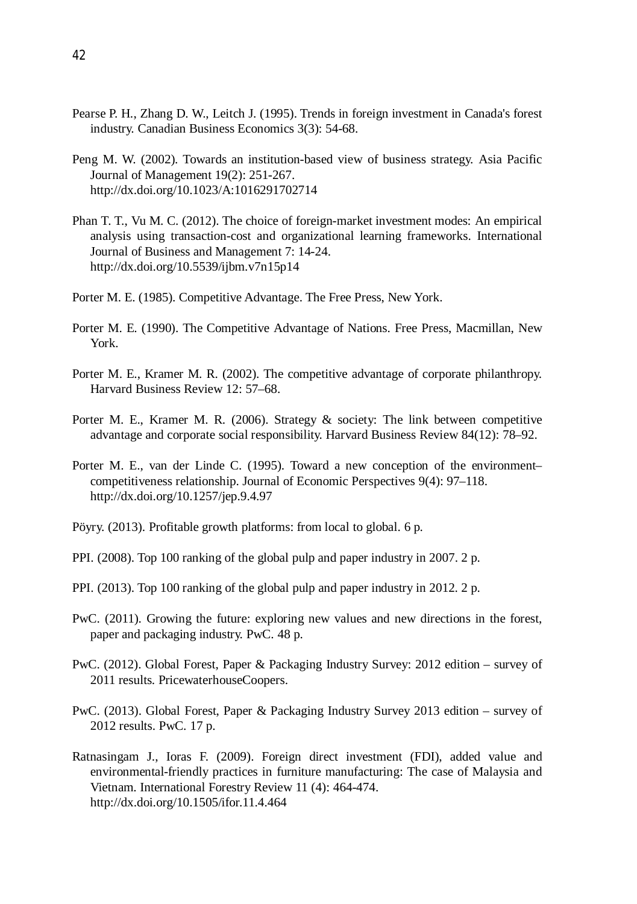Pearse P. H., Zhang D. W., Leitch J. (1995). Trends in foreign investment in Canada's forest industry. Canadian Business Economics 3(3): 54-68.

Peng M. W. (2002). Towards an institution-based view of business strategy. Asia Pacific Journal of Management 19(2): 251-267. http://dx.doi.org/10.1023/A:1016291702714

Phan T. T., Vu M. C. (2012). The choice of foreign-market investment modes: An empirical analysis using transaction-cost and organizational learning frameworks. International Journal of Business and Management 7: 14-24. http://dx.doi.org/10.5539/ijbm.v7n15p14

Porter M. E. (1985). Competitive Advantage. The Free Press, New York.

Porter M. E. (1990). The Competitive Advantage of Nations. Free Press, Macmillan, New York.

Porter M. E., Kramer M. R. (2002). The competitive advantage of corporate philanthropy. Harvard Business Review 12: 57–68.

Porter M. E., Kramer M. R. (2006). Strategy & society: The link between competitive advantage and corporate social responsibility. Harvard Business Review 84(12): 78–92.

Porter M. E., van der Linde C. (1995). Toward a new conception of the environment–competitiveness relationship. Journal of Economic Perspectives 9(4): 97–118. http://dx.doi.org/10.1257/jep.9.4.97

Pöyry. (2013). Profitable growth platforms: from local to global. 6 p.

PPI. (2008). Top 100 ranking of the global pulp and paper industry in 2007. 2 p.

PPI. (2013). Top 100 ranking of the global pulp and paper industry in 2012. 2 p.

PwC. (2011). Growing the future: exploring new values and new directions in the forest, paper and packaging industry. PwC. 48 p.

PwC. (2012). Global Forest, Paper & Packaging Industry Survey: 2012 edition – survey of 2011 results. PricewaterhouseCoopers.

PwC. (2013). Global Forest, Paper & Packaging Industry Survey 2013 edition – survey of 2012 results. PwC. 17 p.

Ratnasingam J., Ioras F. (2009). Foreign direct investment (FDI), added value and environmental-friendly practices in furniture manufacturing: The case of Malaysia and Vietnam. International Forestry Review 11 (4): 464-474. http://dx.doi.org/10.1505/ifor.11.4.464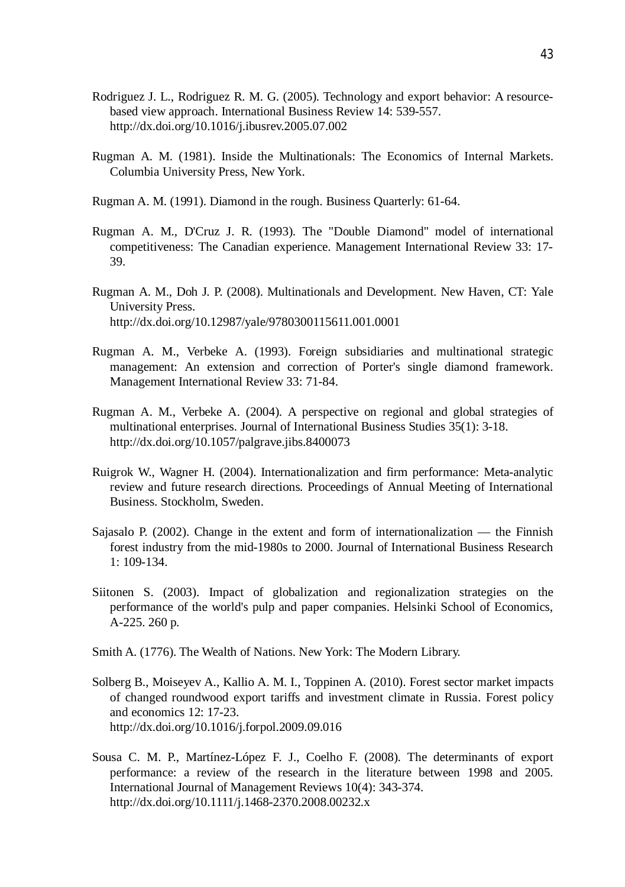Rodriguez J. L., Rodriguez R. M. G. (2005). Technology and export behavior: A resource-based view approach. International Business Review 14: 539-557. http://dx.doi.org/10.1016/j.ibusrev.2005.07.002

Rugman A. M. (1981). Inside the Multinationals: The Economics of Internal Markets. Columbia University Press, New York.

Rugman A. M. (1991). Diamond in the rough. Business Quarterly: 61-64.

Rugman A. M., D'Cruz J. R. (1993). The "Double Diamond" model of international competitiveness: The Canadian experience. Management International Review 33: 17-39.

Rugman A. M., Doh J. P. (2008). Multinationals and Development. New Haven, CT: Yale University Press. http://dx.doi.org/10.12987/yale/9780300115611.001.0001

Rugman A. M., Verbeke A. (1993). Foreign subsidiaries and multinational strategic management: An extension and correction of Porter's single diamond framework. Management International Review 33: 71-84.

Rugman A. M., Verbeke A. (2004). A perspective on regional and global strategies of multinational enterprises. Journal of International Business Studies 35(1): 3-18. http://dx.doi.org/10.1057/palgrave.jibs.8400073

Ruigrok W., Wagner H. (2004). Internationalization and firm performance: Meta-analytic review and future research directions. Proceedings of Annual Meeting of International Business. Stockholm, Sweden.

Sajasalo P. (2002). Change in the extent and form of internationalization — the Finnish forest industry from the mid-1980s to 2000. Journal of International Business Research 1: 109-134.

Siitonen S. (2003). Impact of globalization and regionalization strategies on the performance of the world's pulp and paper companies. Helsinki School of Economics, A-225. 260 p.

Smith A. (1776). The Wealth of Nations. New York: The Modern Library.

Solberg B., Moiseyev A., Kallio A. M. I., Toppinen A. (2010). Forest sector market impacts of changed roundwood export tariffs and investment climate in Russia. Forest policy and economics 12: 17-23. http://dx.doi.org/10.1016/j.forpol.2009.09.016

Sousa C. M. P., Martínez-López F. J., Coelho F. (2008). The determinants of export performance: a review of the research in the literature between 1998 and 2005. International Journal of Management Reviews 10(4): 343-374. http://dx.doi.org/10.1111/j.1468-2370.2008.00232.x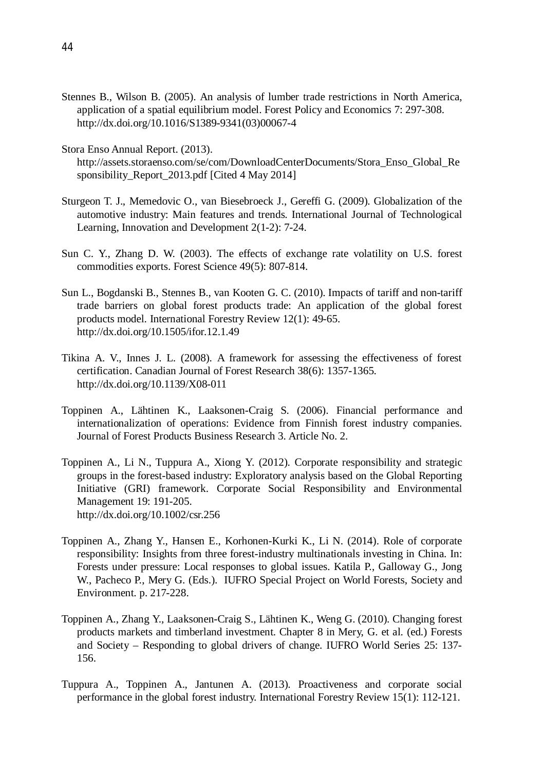Stennes B., Wilson B. (2005). An analysis of lumber trade restrictions in North America, application of a spatial equilibrium model. Forest Policy and Economics 7: 297-308. http://dx.doi.org/10.1016/S1389-9341(03)00067-4

Stora Enso Annual Report. (2013). http://assets.storaenso.com/se/com/DownloadCenterDocuments/Stora_Enso_Global_Responsibility_Report_2013.pdf [Cited 4 May 2014]

Sturgeon T. J., Memedovic O., van Biesebroeck J., Gereffi G. (2009). Globalization of the automotive industry: Main features and trends. International Journal of Technological Learning, Innovation and Development 2(1-2): 7-24.

Sun C. Y., Zhang D. W. (2003). The effects of exchange rate volatility on U.S. forest commodities exports. Forest Science 49(5): 807-814.

Sun L., Bogdanski B., Stennes B., van Kooten G. C. (2010). Impacts of tariff and non-tariff trade barriers on global forest products trade: An application of the global forest products model. International Forestry Review 12(1): 49-65. http://dx.doi.org/10.1505/ifor.12.1.49

Tikina A. V., Innes J. L. (2008). A framework for assessing the effectiveness of forest certification. Canadian Journal of Forest Research 38(6): 1357-1365. http://dx.doi.org/10.1139/X08-011

Toppinen A., Lähtinen K., Laaksonen-Craig S. (2006). Financial performance and internationalization of operations: Evidence from Finnish forest industry companies. Journal of Forest Products Business Research 3. Article No. 2.

Toppinen A., Li N., Tuppura A., Xiong Y. (2012). Corporate responsibility and strategic groups in the forest-based industry: Exploratory analysis based on the Global Reporting Initiative (GRI) framework. Corporate Social Responsibility and Environmental Management 19: 191-205. http://dx.doi.org/10.1002/csr.256

Toppinen A., Zhang Y., Hansen E., Korhonen-Kurki K., Li N. (2014). Role of corporate responsibility: Insights from three forest-industry multinationals investing in China. In: Forests under pressure: Local responses to global issues. Katila P., Galloway G., Jong W., Pacheco P., Mery G. (Eds.). IUFRO Special Project on World Forests, Society and Environment. p. 217-228.

Toppinen A., Zhang Y., Laaksonen-Craig S., Lähtinen K., Weng G. (2010). Changing forest products markets and timberland investment. Chapter 8 in Mery, G. et al. (ed.) Forests and Society – Responding to global drivers of change. IUFRO World Series 25: 137-156.

Tuppura A., Toppinen A., Jantunen A. (2013). Proactiveness and corporate social performance in the global forest industry. International Forestry Review 15(1): 112-121.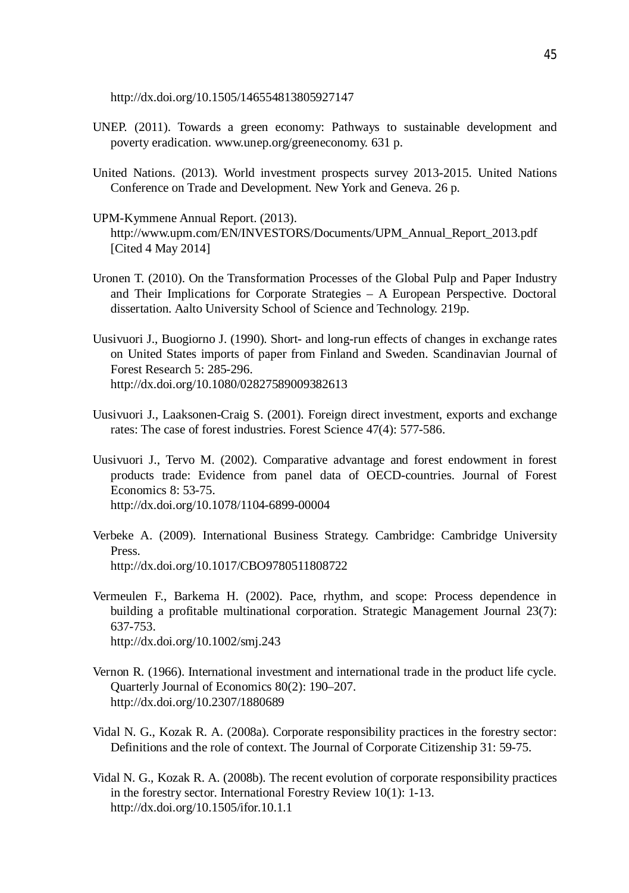http://dx.doi.org/10.1505/146554813805927147

UNEP. (2011). Towards a green economy: Pathways to sustainable development and poverty eradication. www.unep.org/greeneconomy. 631 p.

United Nations. (2013). World investment prospects survey 2013-2015. United Nations Conference on Trade and Development. New York and Geneva. 26 p.

UPM-Kymmene Annual Report. (2013). http://www.upm.com/EN/INVESTORS/Documents/UPM_Annual_Report_2013.pdf [Cited 4 May 2014]

Uronen T. (2010). On the Transformation Processes of the Global Pulp and Paper Industry and Their Implications for Corporate Strategies – A European Perspective. Doctoral dissertation. Aalto University School of Science and Technology. 219p.

Uusivuori J., Buogiorno J. (1990). Short- and long-run effects of changes in exchange rates on United States imports of paper from Finland and Sweden. Scandinavian Journal of Forest Research 5: 285-296. http://dx.doi.org/10.1080/02827589009382613

Uusivuori J., Laaksonen-Craig S. (2001). Foreign direct investment, exports and exchange rates: The case of forest industries. Forest Science 47(4): 577-586.

Uusivuori J., Tervo M. (2002). Comparative advantage and forest endowment in forest products trade: Evidence from panel data of OECD-countries. Journal of Forest Economics 8: 53-75. http://dx.doi.org/10.1078/1104-6899-00004

Verbeke A. (2009). International Business Strategy. Cambridge: Cambridge University Press. http://dx.doi.org/10.1017/CBO9780511808722

Vermeulen F., Barkema H. (2002). Pace, rhythm, and scope: Process dependence in building a profitable multinational corporation. Strategic Management Journal 23(7): 637-753. http://dx.doi.org/10.1002/smj.243

Vernon R. (1966). International investment and international trade in the product life cycle. Quarterly Journal of Economics 80(2): 190–207. http://dx.doi.org/10.2307/1880689

Vidal N. G., Kozak R. A. (2008a). Corporate responsibility practices in the forestry sector: Definitions and the role of context. The Journal of Corporate Citizenship 31: 59-75.

Vidal N. G., Kozak R. A. (2008b). The recent evolution of corporate responsibility practices in the forestry sector. International Forestry Review 10(1): 1-13. http://dx.doi.org/10.1505/ifor.10.1.1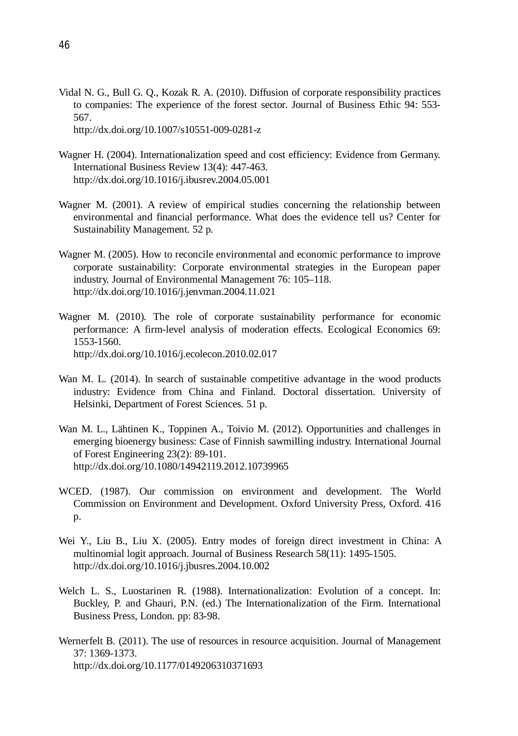Vidal N. G., Bull G. Q., Kozak R. A. (2010). Diffusion of corporate responsibility practices to companies: The experience of the forest sector. Journal of Business Ethic 94: 553-567.
http://dx.doi.org/10.1007/s10551-009-0281-z

Wagner H. (2004). Internationalization speed and cost efficiency: Evidence from Germany. International Business Review 13(4): 447-463.
http://dx.doi.org/10.1016/j.ibusrev.2004.05.001

Wagner M. (2001). A review of empirical studies concerning the relationship between environmental and financial performance. What does the evidence tell us? Center for Sustainability Management. 52 p.

Wagner M. (2005). How to reconcile environmental and economic performance to improve corporate sustainability: Corporate environmental strategies in the European paper industry. Journal of Environmental Management 76: 105–118.
http://dx.doi.org/10.1016/j.jenvman.2004.11.021

Wagner M. (2010). The role of corporate sustainability performance for economic performance: A firm-level analysis of moderation effects. Ecological Economics 69: 1553-1560.
http://dx.doi.org/10.1016/j.ecolecon.2010.02.017

Wan M. L. (2014). In search of sustainable competitive advantage in the wood products industry: Evidence from China and Finland. Doctoral dissertation. University of Helsinki, Department of Forest Sciences. 51 p.

Wan M. L., Lähtinen K., Toppinen A., Toivio M. (2012). Opportunities and challenges in emerging bioenergy business: Case of Finnish sawmilling industry. International Journal of Forest Engineering 23(2): 89-101.
http://dx.doi.org/10.1080/14942119.2012.10739965

WCED. (1987). Our commission on environment and development. The World Commission on Environment and Development. Oxford University Press, Oxford. 416 p.

Wei Y., Liu B., Liu X. (2005). Entry modes of foreign direct investment in China: A multinomial logit approach. Journal of Business Research 58(11): 1495-1505.
http://dx.doi.org/10.1016/j.jbusres.2004.10.002

Welch L. S., Luostarinen R. (1988). Internationalization: Evolution of a concept. In: Buckley, P. and Ghauri, P.N. (ed.) The Internationalization of the Firm. International Business Press, London. pp: 83-98.

Wernerfelt B. (2011). The use of resources in resource acquisition. Journal of Management 37: 1369-1373.
http://dx.doi.org/10.1177/0149206310371693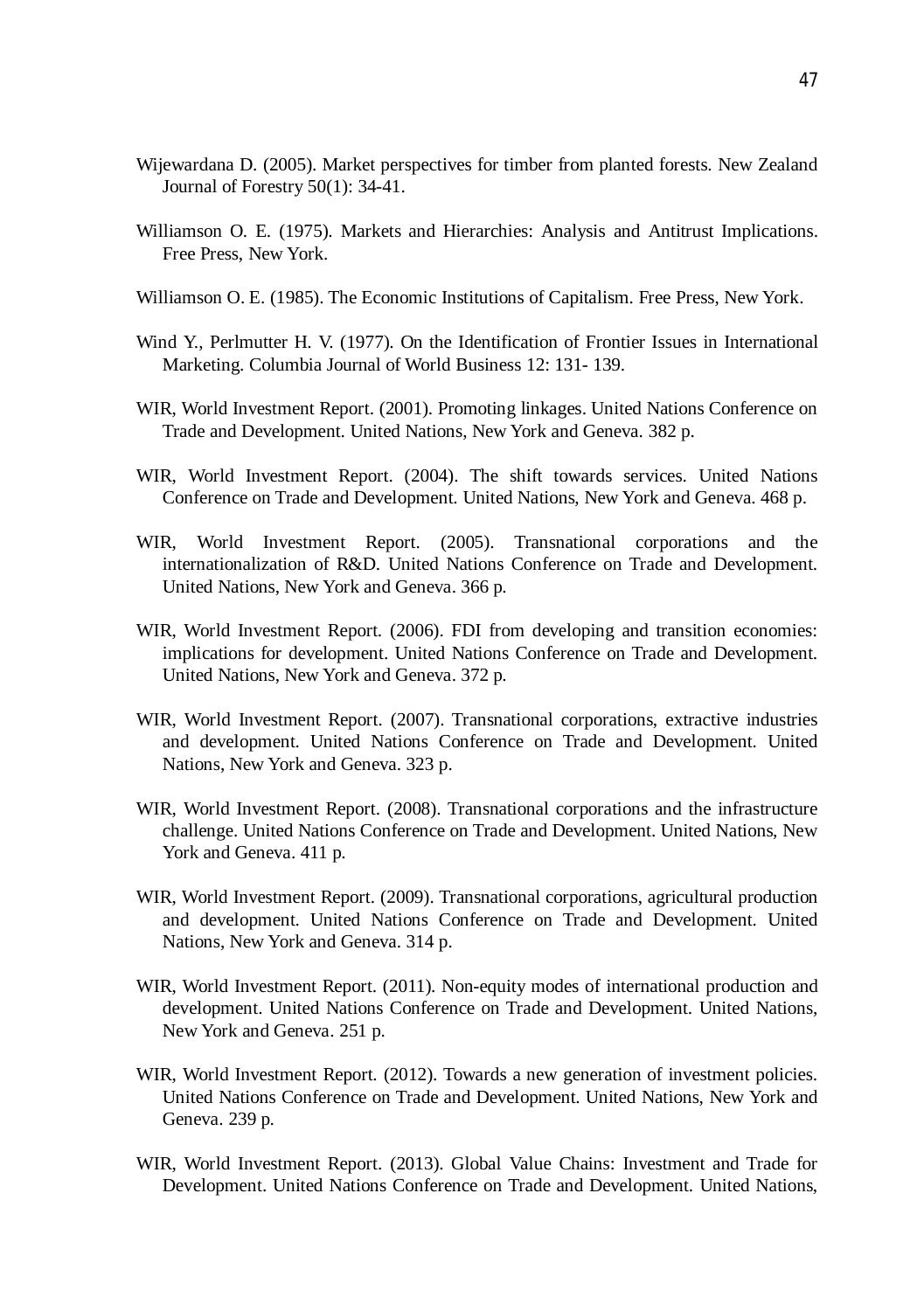Wijewardana D. (2005). Market perspectives for timber from planted forests. New Zealand Journal of Forestry 50(1): 34-41.

Williamson O. E. (1975). Markets and Hierarchies: Analysis and Antitrust Implications. Free Press, New York.

Williamson O. E. (1985). The Economic Institutions of Capitalism. Free Press, New York.

Wind Y., Perlmutter H. V. (1977). On the Identification of Frontier Issues in International Marketing. Columbia Journal of World Business 12: 131- 139.

WIR, World Investment Report. (2001). Promoting linkages. United Nations Conference on Trade and Development. United Nations, New York and Geneva. 382 p.

WIR, World Investment Report. (2004). The shift towards services. United Nations Conference on Trade and Development. United Nations, New York and Geneva. 468 p.

WIR, World Investment Report. (2005). Transnational corporations and the internationalization of R&D. United Nations Conference on Trade and Development. United Nations, New York and Geneva. 366 p.

WIR, World Investment Report. (2006). FDI from developing and transition economies: implications for development. United Nations Conference on Trade and Development. United Nations, New York and Geneva. 372 p.

WIR, World Investment Report. (2007). Transnational corporations, extractive industries and development. United Nations Conference on Trade and Development. United Nations, New York and Geneva. 323 p.

WIR, World Investment Report. (2008). Transnational corporations and the infrastructure challenge. United Nations Conference on Trade and Development. United Nations, New York and Geneva. 411 p.

WIR, World Investment Report. (2009). Transnational corporations, agricultural production and development. United Nations Conference on Trade and Development. United Nations, New York and Geneva. 314 p.

WIR, World Investment Report. (2011). Non-equity modes of international production and development. United Nations Conference on Trade and Development. United Nations, New York and Geneva. 251 p.

WIR, World Investment Report. (2012). Towards a new generation of investment policies. United Nations Conference on Trade and Development. United Nations, New York and Geneva. 239 p.

WIR, World Investment Report. (2013). Global Value Chains: Investment and Trade for Development. United Nations Conference on Trade and Development. United Nations,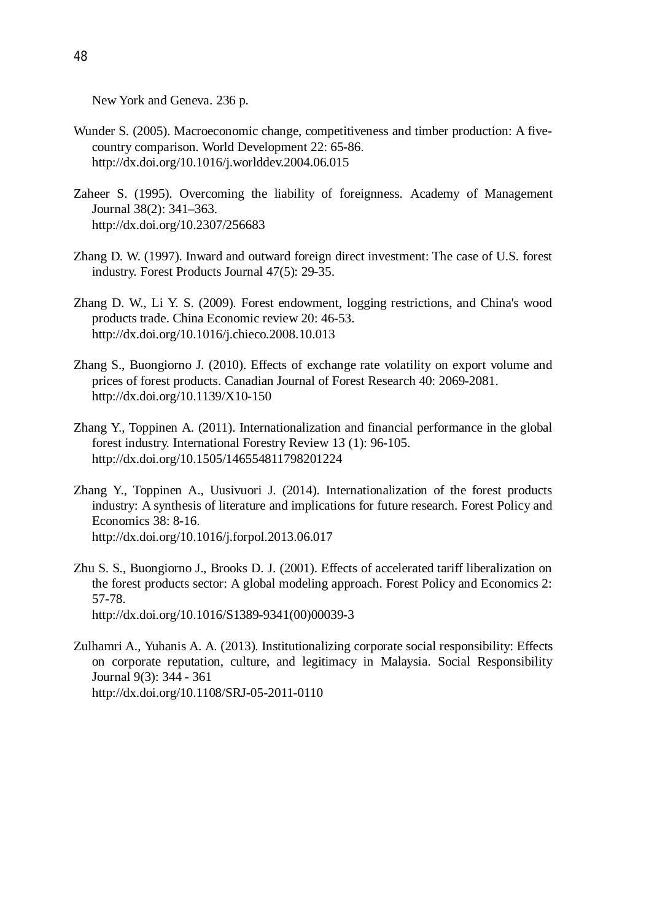New York and Geneva. 236 p.

Wunder S. (2005). Macroeconomic change, competitiveness and timber production: A five-country comparison. World Development 22: 65-86. http://dx.doi.org/10.1016/j.worlddev.2004.06.015

Zaheer S. (1995). Overcoming the liability of foreignness. Academy of Management Journal 38(2): 341–363. http://dx.doi.org/10.2307/256683

Zhang D. W. (1997). Inward and outward foreign direct investment: The case of U.S. forest industry. Forest Products Journal 47(5): 29-35.

Zhang D. W., Li Y. S. (2009). Forest endowment, logging restrictions, and China's wood products trade. China Economic review 20: 46-53. http://dx.doi.org/10.1016/j.chieco.2008.10.013

Zhang S., Buongiorno J. (2010). Effects of exchange rate volatility on export volume and prices of forest products. Canadian Journal of Forest Research 40: 2069-2081. http://dx.doi.org/10.1139/X10-150

Zhang Y., Toppinen A. (2011). Internationalization and financial performance in the global forest industry. International Forestry Review 13 (1): 96-105. http://dx.doi.org/10.1505/146554811798201224

Zhang Y., Toppinen A., Uusivuori J. (2014). Internationalization of the forest products industry: A synthesis of literature and implications for future research. Forest Policy and Economics 38: 8-16. http://dx.doi.org/10.1016/j.forpol.2013.06.017

Zhu S. S., Buongiorno J., Brooks D. J. (2001). Effects of accelerated tariff liberalization on the forest products sector: A global modeling approach. Forest Policy and Economics 2: 57-78. http://dx.doi.org/10.1016/S1389-9341(00)00039-3

Zulhamri A., Yuhanis A. A. (2013). Institutionalizing corporate social responsibility: Effects on corporate reputation, culture, and legitimacy in Malaysia. Social Responsibility Journal 9(3): 344 - 361 http://dx.doi.org/10.1108/SRJ-05-2011-0110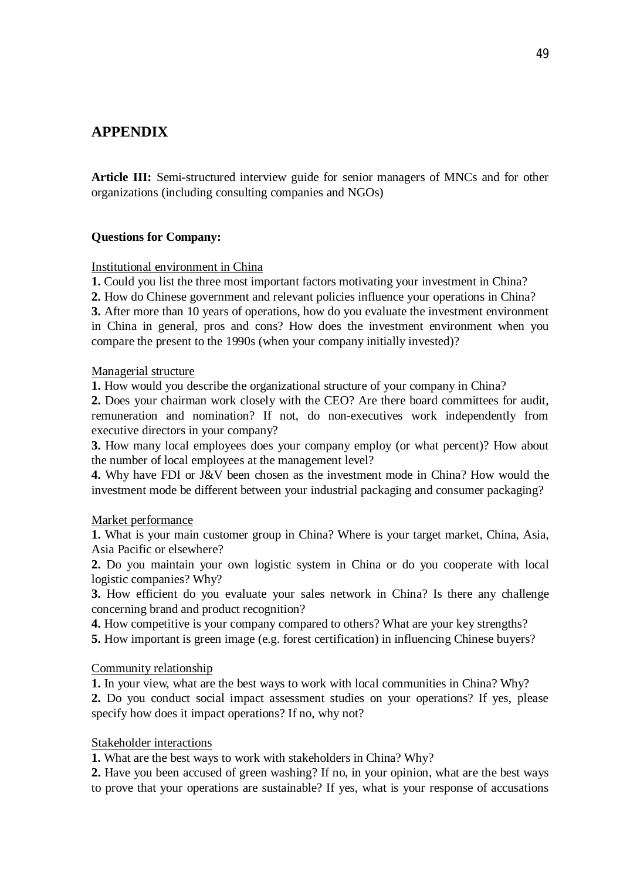# APPENDIX

**Article III:** Semi-structured interview guide for senior managers of MNCs and for other organizations (including consulting companies and NGOs)

**Questions for Company:**

<u>Institutional environment in China</u>

**1.** Could you list the three most important factors motivating your investment in China?
**2.** How do Chinese government and relevant policies influence your operations in China?
**3.** After more than 10 years of operations, how do you evaluate the investment environment in China in general, pros and cons? How does the investment environment when you compare the present to the 1990s (when your company initially invested)?

<u>Managerial structure</u>

**1.** How would you describe the organizational structure of your company in China?
**2.** Does your chairman work closely with the CEO? Are there board committees for audit, remuneration and nomination? If not, do non-executives work independently from executive directors in your company?
**3.** How many local employees does your company employ (or what percent)? How about the number of local employees at the management level?
**4.** Why have FDI or J&V been chosen as the investment mode in China? How would the investment mode be different between your industrial packaging and consumer packaging?

<u>Market performance</u>

**1.** What is your main customer group in China? Where is your target market, China, Asia, Asia Pacific or elsewhere?
**2.** Do you maintain your own logistic system in China or do you cooperate with local logistic companies? Why?
**3.** How efficient do you evaluate your sales network in China? Is there any challenge concerning brand and product recognition?
**4.** How competitive is your company compared to others? What are your key strengths?
**5.** How important is green image (e.g. forest certification) in influencing Chinese buyers?

<u>Community relationship</u>

**1.** In your view, what are the best ways to work with local communities in China? Why?
**2.** Do you conduct social impact assessment studies on your operations? If yes, please specify how does it impact operations? If no, why not?

<u>Stakeholder interactions</u>

**1.** What are the best ways to work with stakeholders in China? Why?
**2.** Have you been accused of green washing? If no, in your opinion, what are the best ways to prove that your operations are sustainable? If yes, what is your response of accusations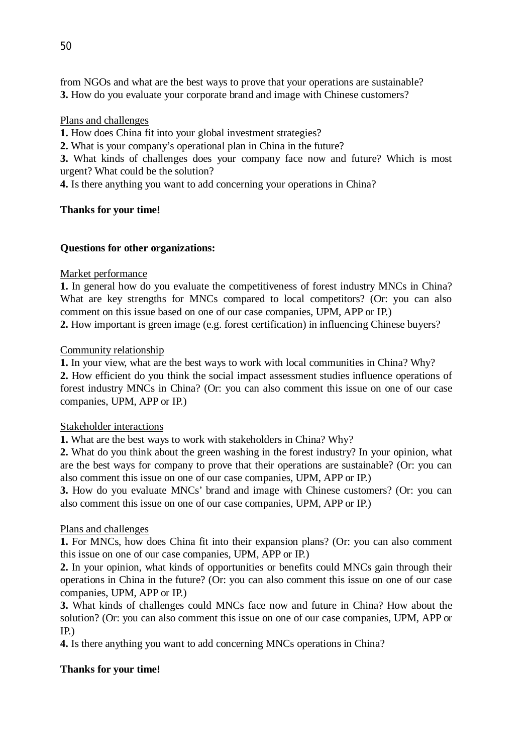from NGOs and what are the best ways to prove that your operations are sustainable?
**3.** How do you evaluate your corporate brand and image with Chinese customers?

<u>Plans and challenges</u>
**1.** How does China fit into your global investment strategies?
**2.** What is your company's operational plan in China in the future?
**3.** What kinds of challenges does your company face now and future? Which is most urgent? What could be the solution?
**4.** Is there anything you want to add concerning your operations in China?

**Thanks for your time!**

**Questions for other organizations:**

<u>Market performance</u>
**1.** In general how do you evaluate the competitiveness of forest industry MNCs in China? What are key strengths for MNCs compared to local competitors? (Or: you can also comment on this issue based on one of our case companies, UPM, APP or IP.)
**2.** How important is green image (e.g. forest certification) in influencing Chinese buyers?

<u>Community relationship</u>
**1.** In your view, what are the best ways to work with local communities in China? Why?
**2.** How efficient do you think the social impact assessment studies influence operations of forest industry MNCs in China? (Or: you can also comment this issue on one of our case companies, UPM, APP or IP.)

<u>Stakeholder interactions</u>
**1.** What are the best ways to work with stakeholders in China? Why?
**2.** What do you think about the green washing in the forest industry? In your opinion, what are the best ways for company to prove that their operations are sustainable? (Or: you can also comment this issue on one of our case companies, UPM, APP or IP.)
**3.** How do you evaluate MNCs' brand and image with Chinese customers? (Or: you can also comment this issue on one of our case companies, UPM, APP or IP.)

<u>Plans and challenges</u>
**1.** For MNCs, how does China fit into their expansion plans? (Or: you can also comment this issue on one of our case companies, UPM, APP or IP.)
**2.** In your opinion, what kinds of opportunities or benefits could MNCs gain through their operations in China in the future? (Or: you can also comment this issue on one of our case companies, UPM, APP or IP.)
**3.** What kinds of challenges could MNCs face now and future in China? How about the solution? (Or: you can also comment this issue on one of our case companies, UPM, APP or IP.)
**4.** Is there anything you want to add concerning MNCs operations in China?

**Thanks for your time!**